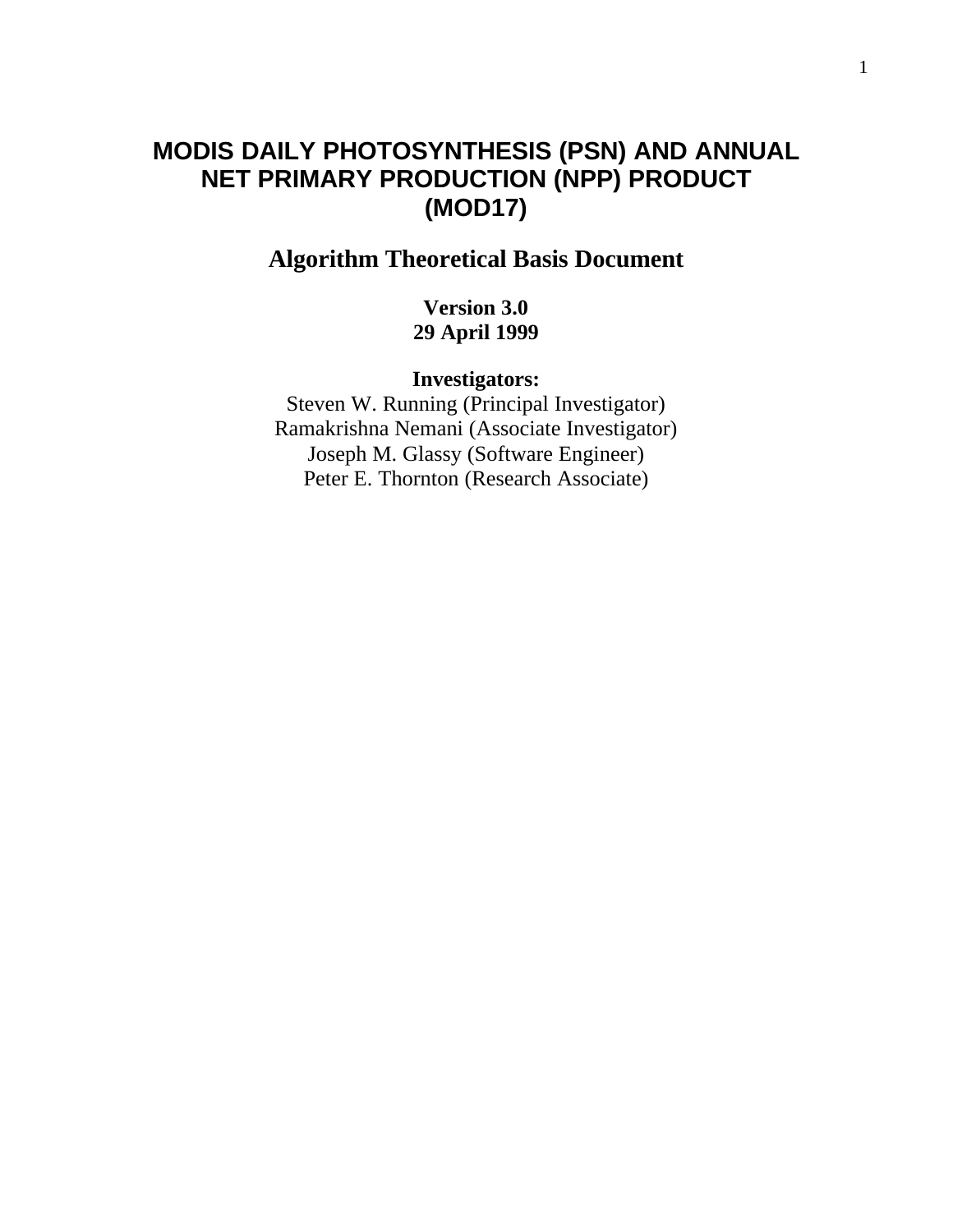# MODIS DAILY PHOTOSYNTHESIS (PSN) AND ANNUAL NET PRIMARY PRODUCTION (NPP) PRODUCT (MOD17)

## Algorithm Theoretical Basis Document

**Version 3.0**
**29 April 1999**

**Investigators:**

Steven W. Running (Principal Investigator)
Ramakrishna Nemani (Associate Investigator)
Joseph M. Glassy (Software Engineer)
Peter E. Thornton (Research Associate)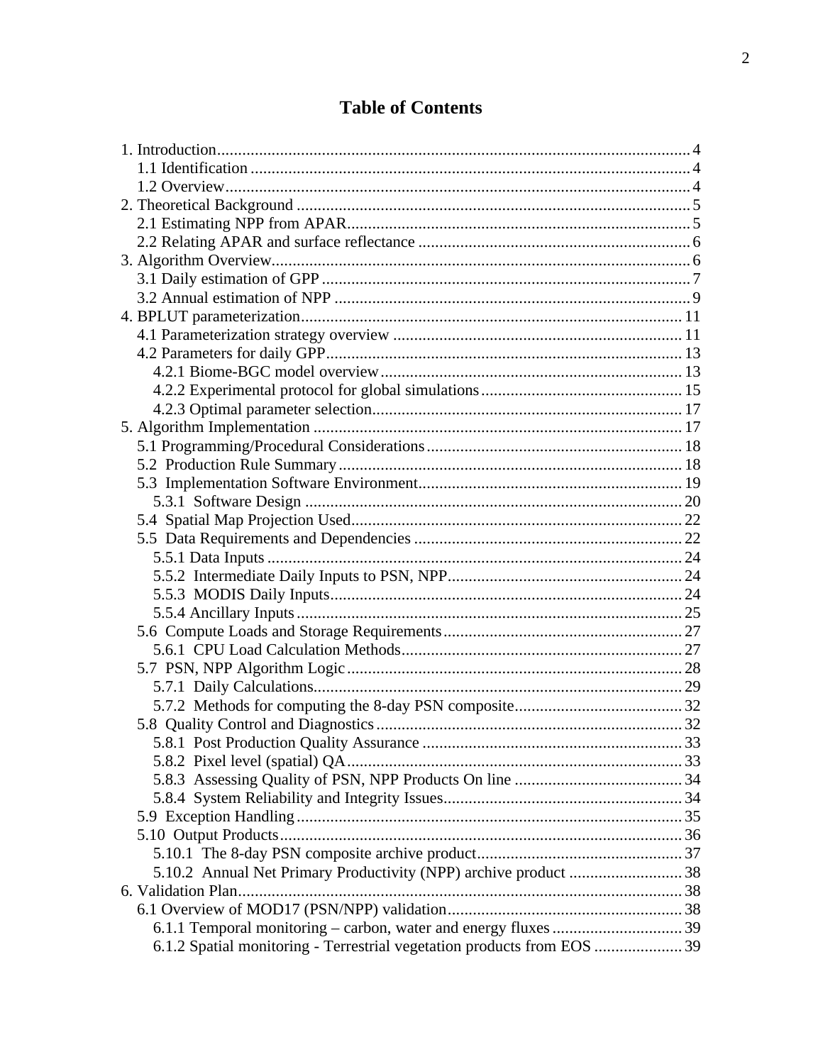# Table of Contents

1. Introduction ... 4
   - 1.1 Identification ... 4
   - 1.2 Overview ... 4
2. Theoretical Background ... 5
   - 2.1 Estimating NPP from APAR ... 5
   - 2.2 Relating APAR and surface reflectance ... 6
3. Algorithm Overview ... 6
   - 3.1 Daily estimation of GPP ... 7
   - 3.2 Annual estimation of NPP ... 9
4. BPLUT parameterization ... 11
   - 4.1 Parameterization strategy overview ... 11
   - 4.2 Parameters for daily GPP ... 13
     - 4.2.1 Biome-BGC model overview ... 13
     - 4.2.2 Experimental protocol for global simulations ... 15
     - 4.2.3 Optimal parameter selection ... 17
5. Algorithm Implementation ... 17
   - 5.1 Programming/Procedural Considerations ... 18
   - 5.2 Production Rule Summary ... 18
   - 5.3 Implementation Software Environment ... 19
     - 5.3.1 Software Design ... 20
   - 5.4 Spatial Map Projection Used ... 22
   - 5.5 Data Requirements and Dependencies ... 22
     - 5.5.1 Data Inputs ... 24
     - 5.5.2 Intermediate Daily Inputs to PSN, NPP ... 24
     - 5.5.3 MODIS Daily Inputs ... 24
     - 5.5.4 Ancillary Inputs ... 25
   - 5.6 Compute Loads and Storage Requirements ... 27
     - 5.6.1 CPU Load Calculation Methods ... 27
   - 5.7 PSN, NPP Algorithm Logic ... 28
     - 5.7.1 Daily Calculations ... 29
     - 5.7.2 Methods for computing the 8-day PSN composite ... 32
   - 5.8 Quality Control and Diagnostics ... 32
     - 5.8.1 Post Production Quality Assurance ... 33
     - 5.8.2 Pixel level (spatial) QA ... 33
     - 5.8.3 Assessing Quality of PSN, NPP Products On line ... 34
     - 5.8.4 System Reliability and Integrity Issues ... 34
   - 5.9 Exception Handling ... 35
   - 5.10 Output Products ... 36
     - 5.10.1 The 8-day PSN composite archive product ... 37
     - 5.10.2 Annual Net Primary Productivity (NPP) archive product ... 38
6. Validation Plan ... 38
   - 6.1 Overview of MOD17 (PSN/NPP) validation ... 38
     - 6.1.1 Temporal monitoring – carbon, water and energy fluxes ... 39
     - 6.1.2 Spatial monitoring - Terrestrial vegetation products from EOS ... 39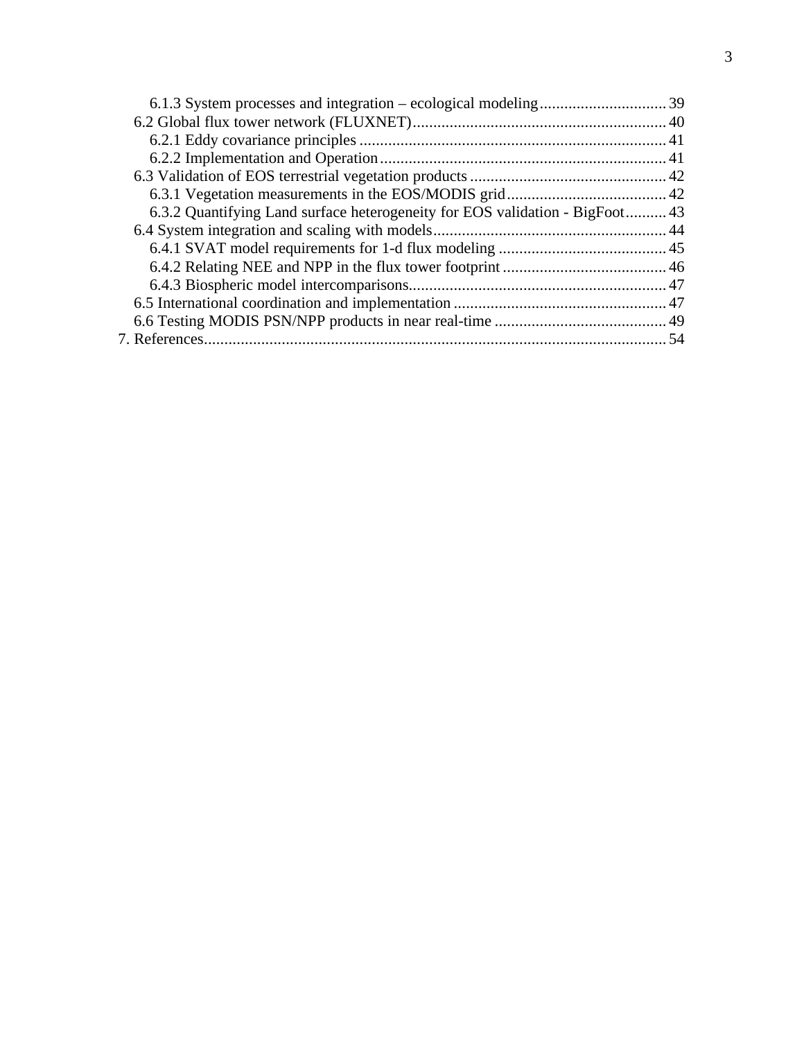6.1.3 System processes and integration – ecological modeling ............................... 39
6.2 Global flux tower network (FLUXNET) .............................................................. 40
6.2.1 Eddy covariance principles ........................................................................... 41
6.2.2 Implementation and Operation ...................................................................... 41
6.3 Validation of EOS terrestrial vegetation products ................................................ 42
6.3.1 Vegetation measurements in the EOS/MODIS grid ....................................... 42
6.3.2 Quantifying Land surface heterogeneity for EOS validation - BigFoot .......... 43
6.4 System integration and scaling with models ......................................................... 44
6.4.1 SVAT model requirements for 1-d flux modeling ......................................... 45
6.4.2 Relating NEE and NPP in the flux tower footprint ........................................ 46
6.4.3 Biospheric model intercomparisons............................................................... 47
6.5 International coordination and implementation .................................................... 47
6.6 Testing MODIS PSN/NPP products in near real-time .......................................... 49
7. References.................................................................................................................. 54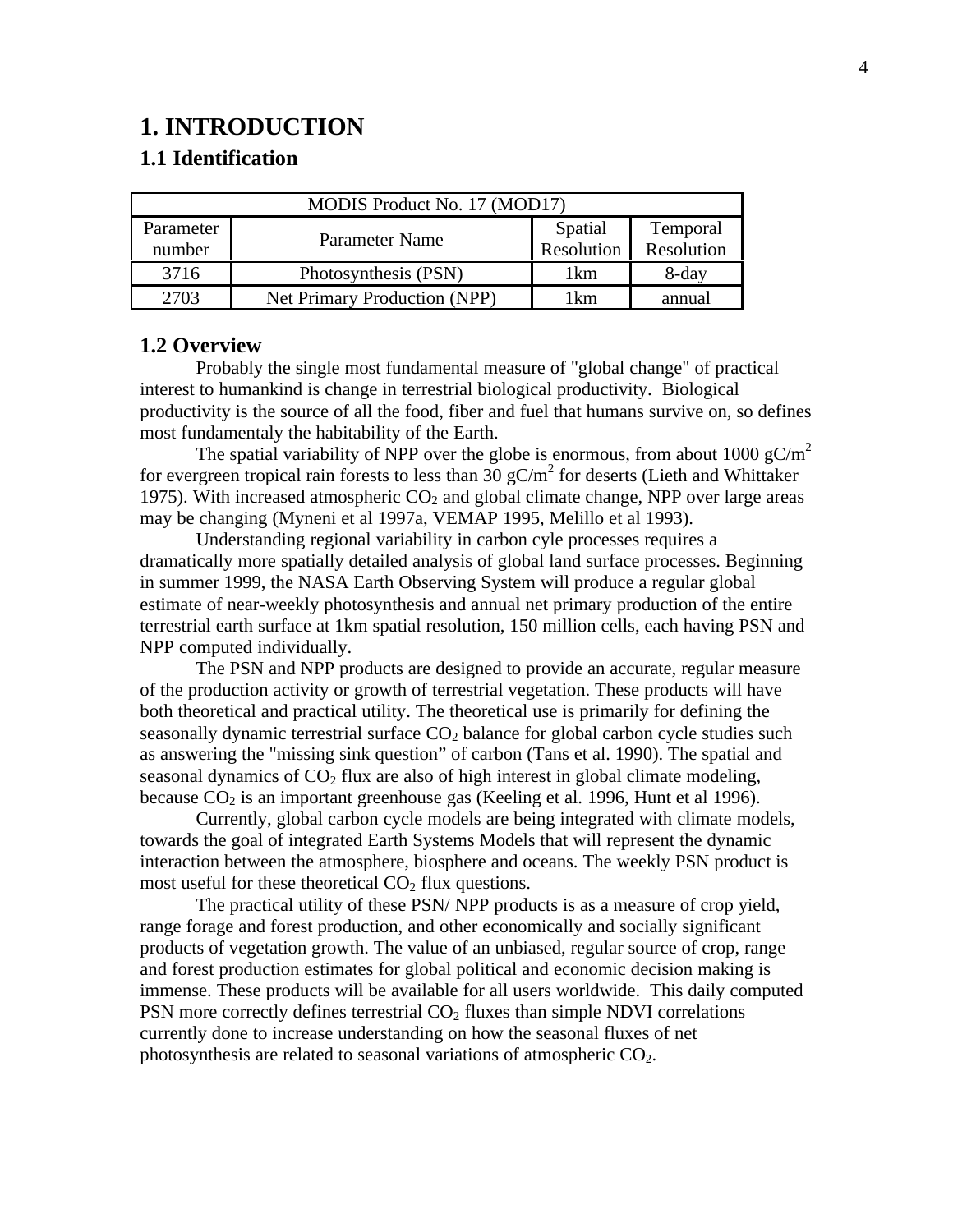# 1. INTRODUCTION

## 1.1 Identification

| MODIS Product No. 17 (MOD17) | | | |
|---|---|---|---|
| Parameter number | Parameter Name | Spatial Resolution | Temporal Resolution |
| 3716 | Photosynthesis (PSN) | 1km | 8-day |
| 2703 | Net Primary Production (NPP) | 1km | annual |

## 1.2 Overview

Probably the single most fundamental measure of "global change" of practical interest to humankind is change in terrestrial biological productivity. Biological productivity is the source of all the food, fiber and fuel that humans survive on, so defines most fundamentaly the habitability of the Earth.

The spatial variability of NPP over the globe is enormous, from about 1000 $gC/m^2$ for evergreen tropical rain forests to less than 30 $gC/m^2$ for deserts (Lieth and Whittaker 1975). With increased atmospheric $CO_2$ and global climate change, NPP over large areas may be changing (Myneni et al 1997a, VEMAP 1995, Melillo et al 1993).

Understanding regional variability in carbon cyle processes requires a dramatically more spatially detailed analysis of global land surface processes. Beginning in summer 1999, the NASA Earth Observing System will produce a regular global estimate of near-weekly photosynthesis and annual net primary production of the entire terrestrial earth surface at 1km spatial resolution, 150 million cells, each having PSN and NPP computed individually.

The PSN and NPP products are designed to provide an accurate, regular measure of the production activity or growth of terrestrial vegetation. These products will have both theoretical and practical utility. The theoretical use is primarily for defining the seasonally dynamic terrestrial surface $CO_2$ balance for global carbon cycle studies such as answering the "missing sink question" of carbon (Tans et al. 1990). The spatial and seasonal dynamics of $CO_2$ flux are also of high interest in global climate modeling, because $CO_2$ is an important greenhouse gas (Keeling et al. 1996, Hunt et al 1996).

Currently, global carbon cycle models are being integrated with climate models, towards the goal of integrated Earth Systems Models that will represent the dynamic interaction between the atmosphere, biosphere and oceans. The weekly PSN product is most useful for these theoretical $CO_2$ flux questions.

The practical utility of these PSN/ NPP products is as a measure of crop yield, range forage and forest production, and other economically and socially significant products of vegetation growth. The value of an unbiased, regular source of crop, range and forest production estimates for global political and economic decision making is immense. These products will be available for all users worldwide. This daily computed PSN more correctly defines terrestrial $CO_2$ fluxes than simple NDVI correlations currently done to increase understanding on how the seasonal fluxes of net photosynthesis are related to seasonal variations of atmospheric $CO_2$.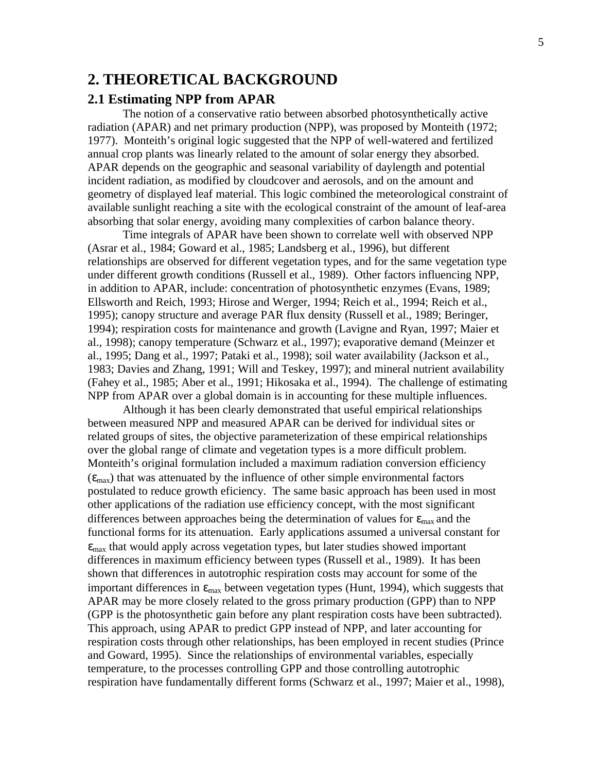# 2. THEORETICAL BACKGROUND

## 2.1 Estimating NPP from APAR

The notion of a conservative ratio between absorbed photosynthetically active radiation (APAR) and net primary production (NPP), was proposed by Monteith (1972; 1977). Monteith's original logic suggested that the NPP of well-watered and fertilized annual crop plants was linearly related to the amount of solar energy they absorbed. APAR depends on the geographic and seasonal variability of daylength and potential incident radiation, as modified by cloudcover and aerosols, and on the amount and geometry of displayed leaf material. This logic combined the meteorological constraint of available sunlight reaching a site with the ecological constraint of the amount of leaf-area absorbing that solar energy, avoiding many complexities of carbon balance theory.

Time integrals of APAR have been shown to correlate well with observed NPP (Asrar et al., 1984; Goward et al., 1985; Landsberg et al., 1996), but different relationships are observed for different vegetation types, and for the same vegetation type under different growth conditions (Russell et al., 1989). Other factors influencing NPP, in addition to APAR, include: concentration of photosynthetic enzymes (Evans, 1989; Ellsworth and Reich, 1993; Hirose and Werger, 1994; Reich et al., 1994; Reich et al., 1995); canopy structure and average PAR flux density (Russell et al., 1989; Beringer, 1994); respiration costs for maintenance and growth (Lavigne and Ryan, 1997; Maier et al., 1998); canopy temperature (Schwarz et al., 1997); evaporative demand (Meinzer et al., 1995; Dang et al., 1997; Pataki et al., 1998); soil water availability (Jackson et al., 1983; Davies and Zhang, 1991; Will and Teskey, 1997); and mineral nutrient availability (Fahey et al., 1985; Aber et al., 1991; Hikosaka et al., 1994). The challenge of estimating NPP from APAR over a global domain is in accounting for these multiple influences.

Although it has been clearly demonstrated that useful empirical relationships between measured NPP and measured APAR can be derived for individual sites or related groups of sites, the objective parameterization of these empirical relationships over the global range of climate and vegetation types is a more difficult problem. Monteith's original formulation included a maximum radiation conversion efficiency ($\varepsilon_{max}$) that was attenuated by the influence of other simple environmental factors postulated to reduce growth eficiency. The same basic approach has been used in most other applications of the radiation use efficiency concept, with the most significant differences between approaches being the determination of values for $\varepsilon_{max}$ and the functional forms for its attenuation. Early applications assumed a universal constant for $\varepsilon_{max}$ that would apply across vegetation types, but later studies showed important differences in maximum efficiency between types (Russell et al., 1989). It has been shown that differences in autotrophic respiration costs may account for some of the important differences in $\varepsilon_{max}$ between vegetation types (Hunt, 1994), which suggests that APAR may be more closely related to the gross primary production (GPP) than to NPP (GPP is the photosynthetic gain before any plant respiration costs have been subtracted). This approach, using APAR to predict GPP instead of NPP, and later accounting for respiration costs through other relationships, has been employed in recent studies (Prince and Goward, 1995). Since the relationships of environmental variables, especially temperature, to the processes controlling GPP and those controlling autotrophic respiration have fundamentally different forms (Schwarz et al., 1997; Maier et al., 1998),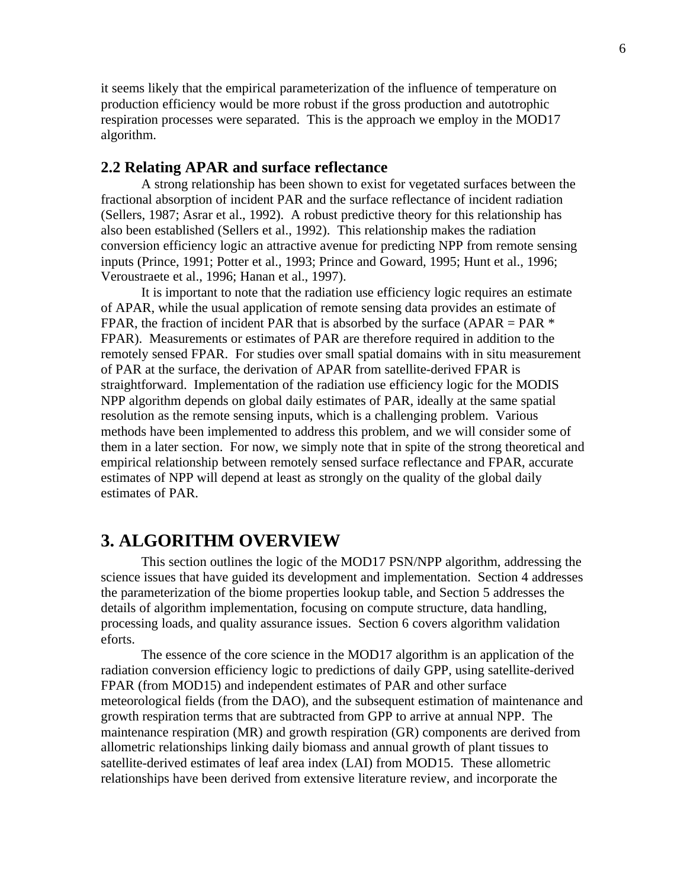it seems likely that the empirical parameterization of the influence of temperature on production efficiency would be more robust if the gross production and autotrophic respiration processes were separated. This is the approach we employ in the MOD17 algorithm.

### 2.2 Relating APAR and surface reflectance

A strong relationship has been shown to exist for vegetated surfaces between the fractional absorption of incident PAR and the surface reflectance of incident radiation (Sellers, 1987; Asrar et al., 1992). A robust predictive theory for this relationship has also been established (Sellers et al., 1992). This relationship makes the radiation conversion efficiency logic an attractive avenue for predicting NPP from remote sensing inputs (Prince, 1991; Potter et al., 1993; Prince and Goward, 1995; Hunt et al., 1996; Veroustraete et al., 1996; Hanan et al., 1997).

It is important to note that the radiation use efficiency logic requires an estimate of APAR, while the usual application of remote sensing data provides an estimate of FPAR, the fraction of incident PAR that is absorbed by the surface (APAR = PAR * FPAR). Measurements or estimates of PAR are therefore required in addition to the remotely sensed FPAR. For studies over small spatial domains with in situ measurement of PAR at the surface, the derivation of APAR from satellite-derived FPAR is straightforward. Implementation of the radiation use efficiency logic for the MODIS NPP algorithm depends on global daily estimates of PAR, ideally at the same spatial resolution as the remote sensing inputs, which is a challenging problem. Various methods have been implemented to address this problem, and we will consider some of them in a later section. For now, we simply note that in spite of the strong theoretical and empirical relationship between remotely sensed surface reflectance and FPAR, accurate estimates of NPP will depend at least as strongly on the quality of the global daily estimates of PAR.

## 3. ALGORITHM OVERVIEW

This section outlines the logic of the MOD17 PSN/NPP algorithm, addressing the science issues that have guided its development and implementation. Section 4 addresses the parameterization of the biome properties lookup table, and Section 5 addresses the details of algorithm implementation, focusing on compute structure, data handling, processing loads, and quality assurance issues. Section 6 covers algorithm validation eforts.

The essence of the core science in the MOD17 algorithm is an application of the radiation conversion efficiency logic to predictions of daily GPP, using satellite-derived FPAR (from MOD15) and independent estimates of PAR and other surface meteorological fields (from the DAO), and the subsequent estimation of maintenance and growth respiration terms that are subtracted from GPP to arrive at annual NPP. The maintenance respiration (MR) and growth respiration (GR) components are derived from allometric relationships linking daily biomass and annual growth of plant tissues to satellite-derived estimates of leaf area index (LAI) from MOD15. These allometric relationships have been derived from extensive literature review, and incorporate the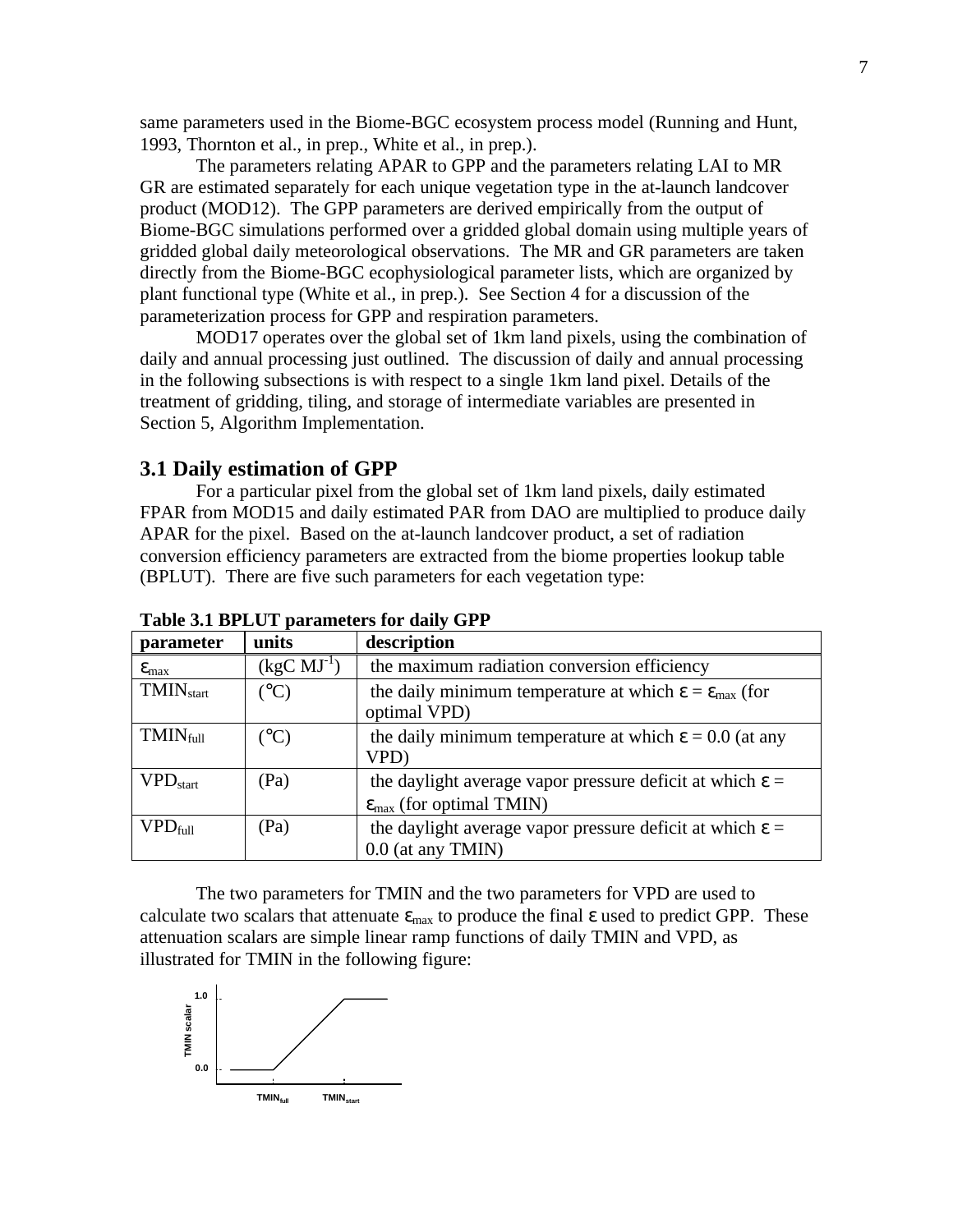same parameters used in the Biome-BGC ecosystem process model (Running and Hunt, 1993, Thornton et al., in prep., White et al., in prep.).

The parameters relating APAR to GPP and the parameters relating LAI to MR GR are estimated separately for each unique vegetation type in the at-launch landcover product (MOD12). The GPP parameters are derived empirically from the output of Biome-BGC simulations performed over a gridded global domain using multiple years of gridded global daily meteorological observations. The MR and GR parameters are taken directly from the Biome-BGC ecophysiological parameter lists, which are organized by plant functional type (White et al., in prep.). See Section 4 for a discussion of the parameterization process for GPP and respiration parameters.

MOD17 operates over the global set of 1km land pixels, using the combination of daily and annual processing just outlined. The discussion of daily and annual processing in the following subsections is with respect to a single 1km land pixel. Details of the treatment of gridding, tiling, and storage of intermediate variables are presented in Section 5, Algorithm Implementation.

## 3.1 Daily estimation of GPP

For a particular pixel from the global set of 1km land pixels, daily estimated FPAR from MOD15 and daily estimated PAR from DAO are multiplied to produce daily APAR for the pixel. Based on the at-launch landcover product, a set of radiation conversion efficiency parameters are extracted from the biome properties lookup table (BPLUT). There are five such parameters for each vegetation type:

**Table 3.1 BPLUT parameters for daily GPP**

| parameter | units | description |
|---|---|---|
| $\varepsilon_{max}$ | (kgC $MJ^{-1}$) | the maximum radiation conversion efficiency |
| $TMIN_{start}$ | (°C) | the daily minimum temperature at which $\varepsilon = \varepsilon_{max}$ (for optimal VPD) |
| $TMIN_{full}$ | (°C) | the daily minimum temperature at which $\varepsilon = 0.0$ (at any VPD) |
| $VPD_{start}$ | (Pa) | the daylight average vapor pressure deficit at which $\varepsilon = \varepsilon_{max}$ (for optimal TMIN) |
| $VPD_{full}$ | (Pa) | the daylight average vapor pressure deficit at which $\varepsilon = 0.0$ (at any TMIN) |

The two parameters for TMIN and the two parameters for VPD are used to calculate two scalars that attenuate $\varepsilon_{max}$ to produce the final $\varepsilon$ used to predict GPP. These attenuation scalars are simple linear ramp functions of daily TMIN and VPD, as illustrated for TMIN in the following figure:

TMIN scalar 1.0 0.0 $TMIN_{full}$ $TMIN_{start}$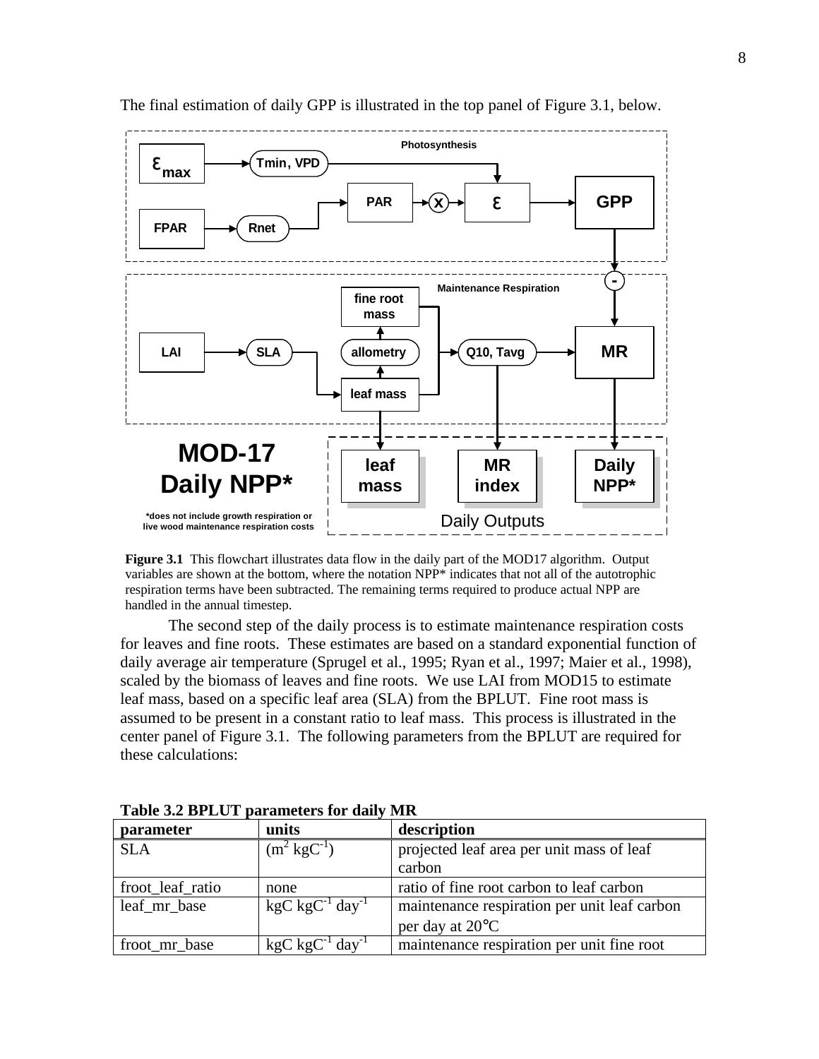The final estimation of daily GPP is illustrated in the top panel of Figure 3.1, below.

**Figure 3.1** This flowchart illustrates data flow in the daily part of the MOD17 algorithm. Output variables are shown at the bottom, where the notation NPP* indicates that not all of the autotrophic respiration terms have been subtracted. The remaining terms required to produce actual NPP are handled in the annual timestep.

The second step of the daily process is to estimate maintenance respiration costs for leaves and fine roots. These estimates are based on a standard exponential function of daily average air temperature (Sprugel et al., 1995; Ryan et al., 1997; Maier et al., 1998), scaled by the biomass of leaves and fine roots. We use LAI from MOD15 to estimate leaf mass, based on a specific leaf area (SLA) from the BPLUT. Fine root mass is assumed to be present in a constant ratio to leaf mass. This process is illustrated in the center panel of Figure 3.1. The following parameters from the BPLUT are required for these calculations:

**Table 3.2 BPLUT parameters for daily MR**

| parameter | units | description |
|---|---|---|
| SLA | ($m^2\ kgC^{-1}$) | projected leaf area per unit mass of leaf carbon |
| froot_leaf_ratio | none | ratio of fine root carbon to leaf carbon |
| leaf_mr_base | $kgC\ kgC^{-1}\ day^{-1}$ | maintenance respiration per unit leaf carbon per day at 20°C |
| froot_mr_base | $kgC\ kgC^{-1}\ day^{-1}$ | maintenance respiration per unit fine root |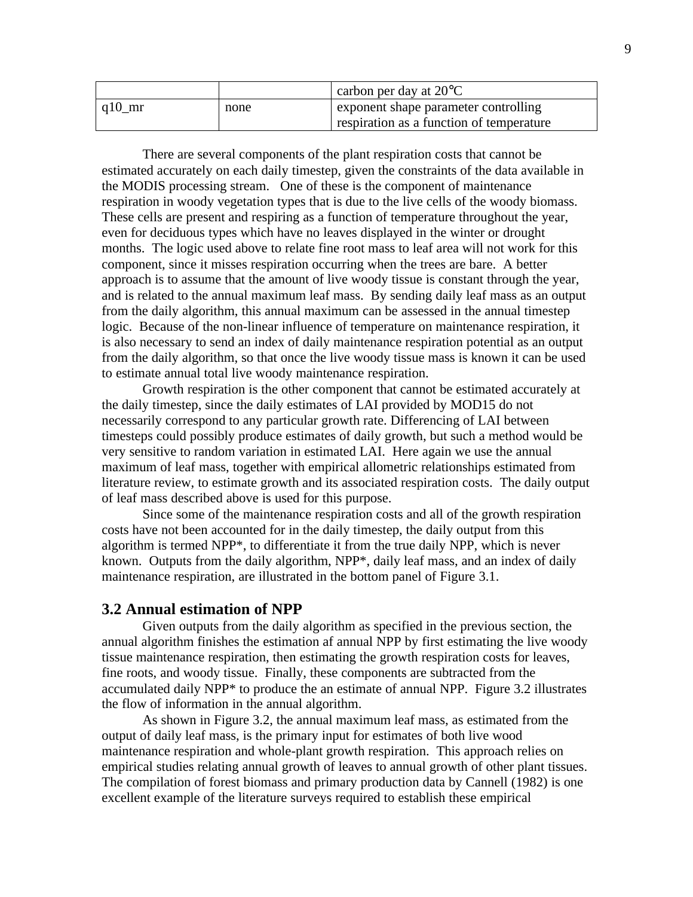|  |  | carbon per day at 20°C |
| --- | --- | --- |
| q10_mr | none | exponent shape parameter controlling respiration as a function of temperature |

There are several components of the plant respiration costs that cannot be estimated accurately on each daily timestep, given the constraints of the data available in the MODIS processing stream. One of these is the component of maintenance respiration in woody vegetation types that is due to the live cells of the woody biomass. These cells are present and respiring as a function of temperature throughout the year, even for deciduous types which have no leaves displayed in the winter or drought months. The logic used above to relate fine root mass to leaf area will not work for this component, since it misses respiration occurring when the trees are bare. A better approach is to assume that the amount of live woody tissue is constant through the year, and is related to the annual maximum leaf mass. By sending daily leaf mass as an output from the daily algorithm, this annual maximum can be assessed in the annual timestep logic. Because of the non-linear influence of temperature on maintenance respiration, it is also necessary to send an index of daily maintenance respiration potential as an output from the daily algorithm, so that once the live woody tissue mass is known it can be used to estimate annual total live woody maintenance respiration.

Growth respiration is the other component that cannot be estimated accurately at the daily timestep, since the daily estimates of LAI provided by MOD15 do not necessarily correspond to any particular growth rate. Differencing of LAI between timesteps could possibly produce estimates of daily growth, but such a method would be very sensitive to random variation in estimated LAI. Here again we use the annual maximum of leaf mass, together with empirical allometric relationships estimated from literature review, to estimate growth and its associated respiration costs. The daily output of leaf mass described above is used for this purpose.

Since some of the maintenance respiration costs and all of the growth respiration costs have not been accounted for in the daily timestep, the daily output from this algorithm is termed NPP*, to differentiate it from the true daily NPP, which is never known. Outputs from the daily algorithm, NPP*, daily leaf mass, and an index of daily maintenance respiration, are illustrated in the bottom panel of Figure 3.1.

## 3.2 Annual estimation of NPP

Given outputs from the daily algorithm as specified in the previous section, the annual algorithm finishes the estimation af annual NPP by first estimating the live woody tissue maintenance respiration, then estimating the growth respiration costs for leaves, fine roots, and woody tissue. Finally, these components are subtracted from the accumulated daily NPP* to produce the an estimate of annual NPP. Figure 3.2 illustrates the flow of information in the annual algorithm.

As shown in Figure 3.2, the annual maximum leaf mass, as estimated from the output of daily leaf mass, is the primary input for estimates of both live wood maintenance respiration and whole-plant growth respiration. This approach relies on empirical studies relating annual growth of leaves to annual growth of other plant tissues. The compilation of forest biomass and primary production data by Cannell (1982) is one excellent example of the literature surveys required to establish these empirical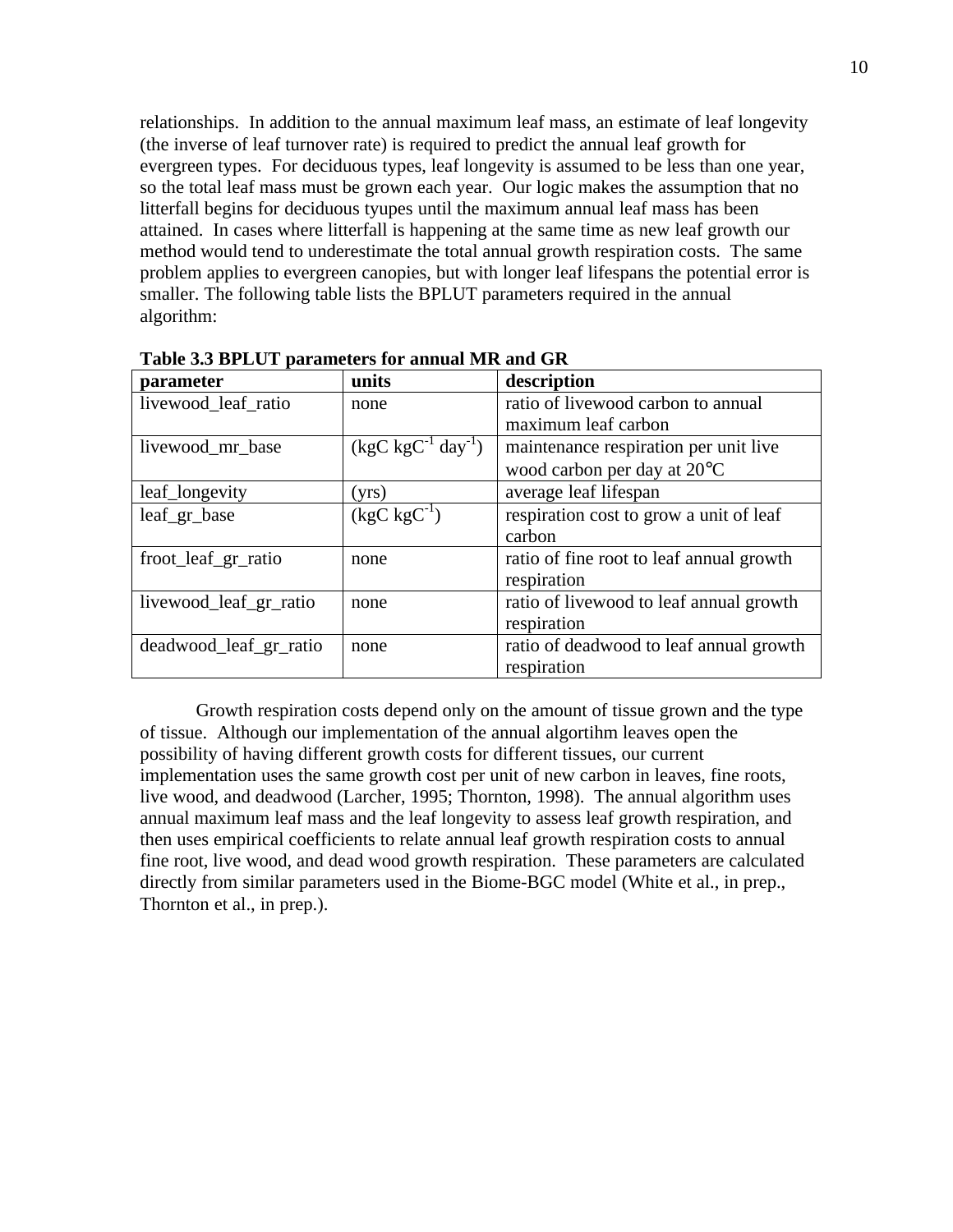relationships. In addition to the annual maximum leaf mass, an estimate of leaf longevity (the inverse of leaf turnover rate) is required to predict the annual leaf growth for evergreen types. For deciduous types, leaf longevity is assumed to be less than one year, so the total leaf mass must be grown each year. Our logic makes the assumption that no litterfall begins for deciduous tyupes until the maximum annual leaf mass has been attained. In cases where litterfall is happening at the same time as new leaf growth our method would tend to underestimate the total annual growth respiration costs. The same problem applies to evergreen canopies, but with longer leaf lifespans the potential error is smaller. The following table lists the BPLUT parameters required in the annual algorithm:

**Table 3.3 BPLUT parameters for annual MR and GR**

| parameter | units | description |
|---|---|---|
| livewood_leaf_ratio | none | ratio of livewood carbon to annual maximum leaf carbon |
| livewood_mr_base | (kgC $kgC^{-1}$ $day^{-1}$) | maintenance respiration per unit live wood carbon per day at 20°C |
| leaf_longevity | (yrs) | average leaf lifespan |
| leaf_gr_base | (kgC $kgC^{-1}$) | respiration cost to grow a unit of leaf carbon |
| froot_leaf_gr_ratio | none | ratio of fine root to leaf annual growth respiration |
| livewood_leaf_gr_ratio | none | ratio of livewood to leaf annual growth respiration |
| deadwood_leaf_gr_ratio | none | ratio of deadwood to leaf annual growth respiration |

Growth respiration costs depend only on the amount of tissue grown and the type of tissue. Although our implementation of the annual algortihm leaves open the possibility of having different growth costs for different tissues, our current implementation uses the same growth cost per unit of new carbon in leaves, fine roots, live wood, and deadwood (Larcher, 1995; Thornton, 1998). The annual algorithm uses annual maximum leaf mass and the leaf longevity to assess leaf growth respiration, and then uses empirical coefficients to relate annual leaf growth respiration costs to annual fine root, live wood, and dead wood growth respiration. These parameters are calculated directly from similar parameters used in the Biome-BGC model (White et al., in prep., Thornton et al., in prep.).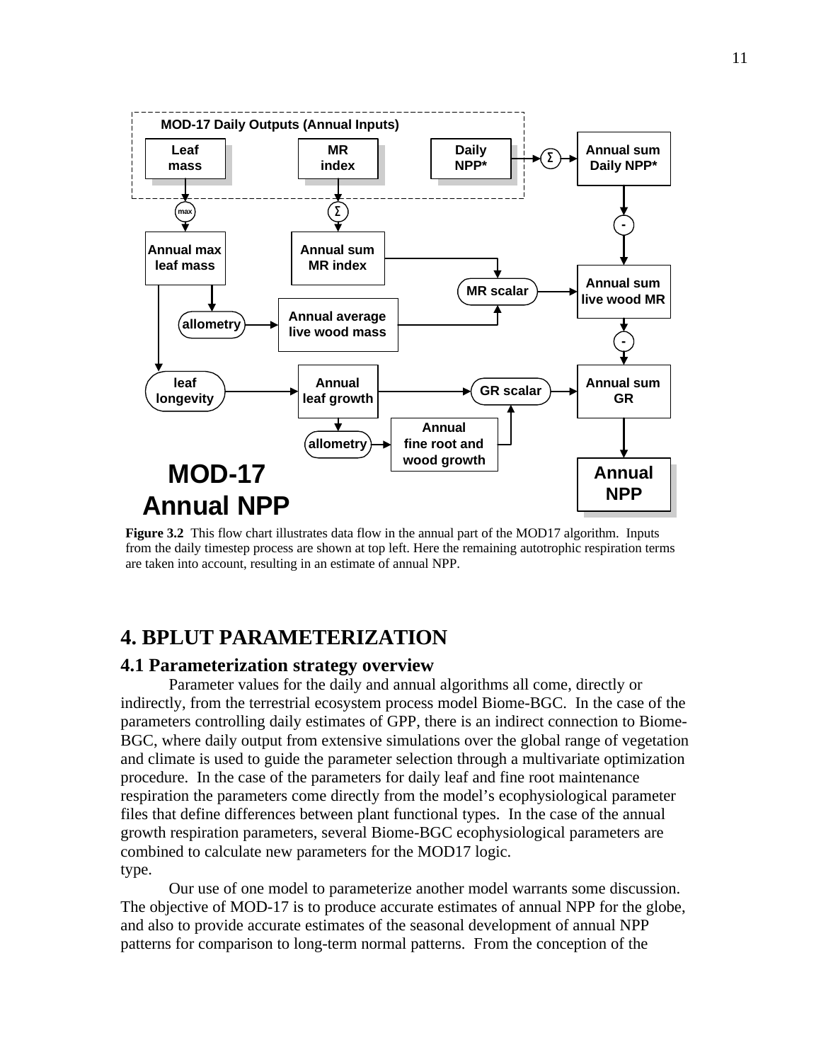**Figure 3.2** This flow chart illustrates data flow in the annual part of the MOD17 algorithm. Inputs from the daily timestep process are shown at top left. Here the remaining autotrophic respiration terms are taken into account, resulting in an estimate of annual NPP.

# 4. BPLUT PARAMETERIZATION

## 4.1 Parameterization strategy overview

Parameter values for the daily and annual algorithms all come, directly or indirectly, from the terrestrial ecosystem process model Biome-BGC. In the case of the parameters controlling daily estimates of GPP, there is an indirect connection to Biome-BGC, where daily output from extensive simulations over the global range of vegetation and climate is used to guide the parameter selection through a multivariate optimization procedure. In the case of the parameters for daily leaf and fine root maintenance respiration the parameters come directly from the model's ecophysiological parameter files that define differences between plant functional types. In the case of the annual growth respiration parameters, several Biome-BGC ecophysiological parameters are combined to calculate new parameters for the MOD17 logic.
type.

Our use of one model to parameterize another model warrants some discussion. The objective of MOD-17 is to produce accurate estimates of annual NPP for the globe, and also to provide accurate estimates of the seasonal development of annual NPP patterns for comparison to long-term normal patterns. From the conception of the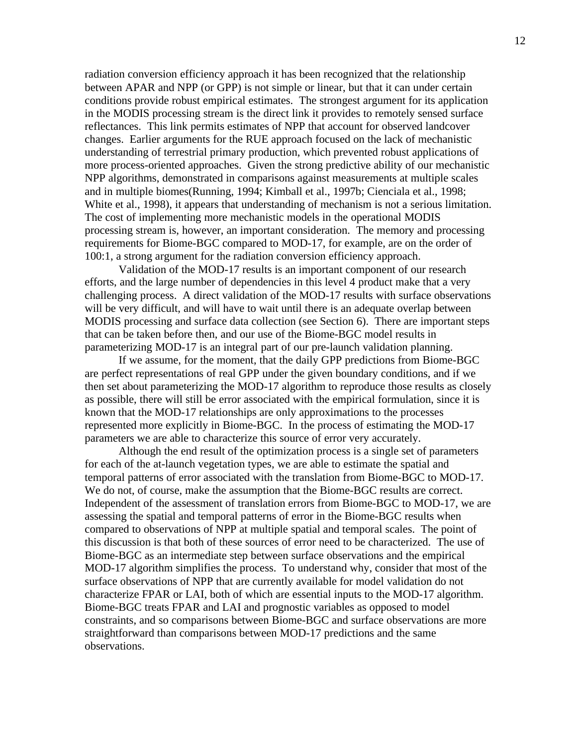radiation conversion efficiency approach it has been recognized that the relationship between APAR and NPP (or GPP) is not simple or linear, but that it can under certain conditions provide robust empirical estimates. The strongest argument for its application in the MODIS processing stream is the direct link it provides to remotely sensed surface reflectances. This link permits estimates of NPP that account for observed landcover changes. Earlier arguments for the RUE approach focused on the lack of mechanistic understanding of terrestrial primary production, which prevented robust applications of more process-oriented approaches. Given the strong predictive ability of our mechanistic NPP algorithms, demonstrated in comparisons against measurements at multiple scales and in multiple biomes(Running, 1994; Kimball et al., 1997b; Cienciala et al., 1998; White et al., 1998), it appears that understanding of mechanism is not a serious limitation. The cost of implementing more mechanistic models in the operational MODIS processing stream is, however, an important consideration. The memory and processing requirements for Biome-BGC compared to MOD-17, for example, are on the order of 100:1, a strong argument for the radiation conversion efficiency approach.

Validation of the MOD-17 results is an important component of our research efforts, and the large number of dependencies in this level 4 product make that a very challenging process. A direct validation of the MOD-17 results with surface observations will be very difficult, and will have to wait until there is an adequate overlap between MODIS processing and surface data collection (see Section 6). There are important steps that can be taken before then, and our use of the Biome-BGC model results in parameterizing MOD-17 is an integral part of our pre-launch validation planning.

If we assume, for the moment, that the daily GPP predictions from Biome-BGC are perfect representations of real GPP under the given boundary conditions, and if we then set about parameterizing the MOD-17 algorithm to reproduce those results as closely as possible, there will still be error associated with the empirical formulation, since it is known that the MOD-17 relationships are only approximations to the processes represented more explicitly in Biome-BGC. In the process of estimating the MOD-17 parameters we are able to characterize this source of error very accurately.

Although the end result of the optimization process is a single set of parameters for each of the at-launch vegetation types, we are able to estimate the spatial and temporal patterns of error associated with the translation from Biome-BGC to MOD-17. We do not, of course, make the assumption that the Biome-BGC results are correct. Independent of the assessment of translation errors from Biome-BGC to MOD-17, we are assessing the spatial and temporal patterns of error in the Biome-BGC results when compared to observations of NPP at multiple spatial and temporal scales. The point of this discussion is that both of these sources of error need to be characterized. The use of Biome-BGC as an intermediate step between surface observations and the empirical MOD-17 algorithm simplifies the process. To understand why, consider that most of the surface observations of NPP that are currently available for model validation do not characterize FPAR or LAI, both of which are essential inputs to the MOD-17 algorithm. Biome-BGC treats FPAR and LAI and prognostic variables as opposed to model constraints, and so comparisons between Biome-BGC and surface observations are more straightforward than comparisons between MOD-17 predictions and the same observations.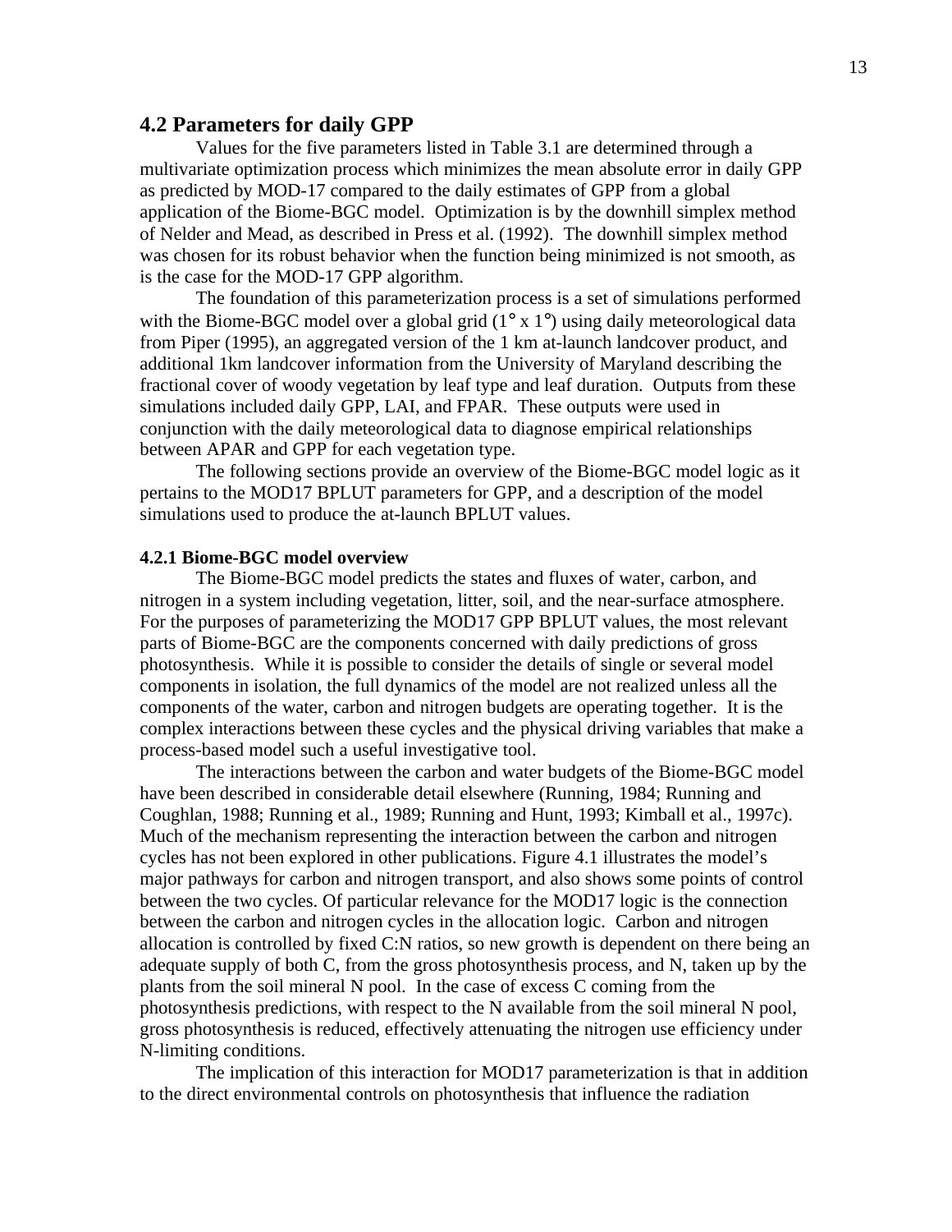## 4.2 Parameters for daily GPP

Values for the five parameters listed in Table 3.1 are determined through a multivariate optimization process which minimizes the mean absolute error in daily GPP as predicted by MOD-17 compared to the daily estimates of GPP from a global application of the Biome-BGC model. Optimization is by the downhill simplex method of Nelder and Mead, as described in Press et al. (1992). The downhill simplex method was chosen for its robust behavior when the function being minimized is not smooth, as is the case for the MOD-17 GPP algorithm.

The foundation of this parameterization process is a set of simulations performed with the Biome-BGC model over a global grid (1° x 1°) using daily meteorological data from Piper (1995), an aggregated version of the 1 km at-launch landcover product, and additional 1km landcover information from the University of Maryland describing the fractional cover of woody vegetation by leaf type and leaf duration. Outputs from these simulations included daily GPP, LAI, and FPAR. These outputs were used in conjunction with the daily meteorological data to diagnose empirical relationships between APAR and GPP for each vegetation type.

The following sections provide an overview of the Biome-BGC model logic as it pertains to the MOD17 BPLUT parameters for GPP, and a description of the model simulations used to produce the at-launch BPLUT values.

### 4.2.1 Biome-BGC model overview

The Biome-BGC model predicts the states and fluxes of water, carbon, and nitrogen in a system including vegetation, litter, soil, and the near-surface atmosphere. For the purposes of parameterizing the MOD17 GPP BPLUT values, the most relevant parts of Biome-BGC are the components concerned with daily predictions of gross photosynthesis. While it is possible to consider the details of single or several model components in isolation, the full dynamics of the model are not realized unless all the components of the water, carbon and nitrogen budgets are operating together. It is the complex interactions between these cycles and the physical driving variables that make a process-based model such a useful investigative tool.

The interactions between the carbon and water budgets of the Biome-BGC model have been described in considerable detail elsewhere (Running, 1984; Running and Coughlan, 1988; Running et al., 1989; Running and Hunt, 1993; Kimball et al., 1997c). Much of the mechanism representing the interaction between the carbon and nitrogen cycles has not been explored in other publications. Figure 4.1 illustrates the model's major pathways for carbon and nitrogen transport, and also shows some points of control between the two cycles. Of particular relevance for the MOD17 logic is the connection between the carbon and nitrogen cycles in the allocation logic. Carbon and nitrogen allocation is controlled by fixed C:N ratios, so new growth is dependent on there being an adequate supply of both C, from the gross photosynthesis process, and N, taken up by the plants from the soil mineral N pool. In the case of excess C coming from the photosynthesis predictions, with respect to the N available from the soil mineral N pool, gross photosynthesis is reduced, effectively attenuating the nitrogen use efficiency under N-limiting conditions.

The implication of this interaction for MOD17 parameterization is that in addition to the direct environmental controls on photosynthesis that influence the radiation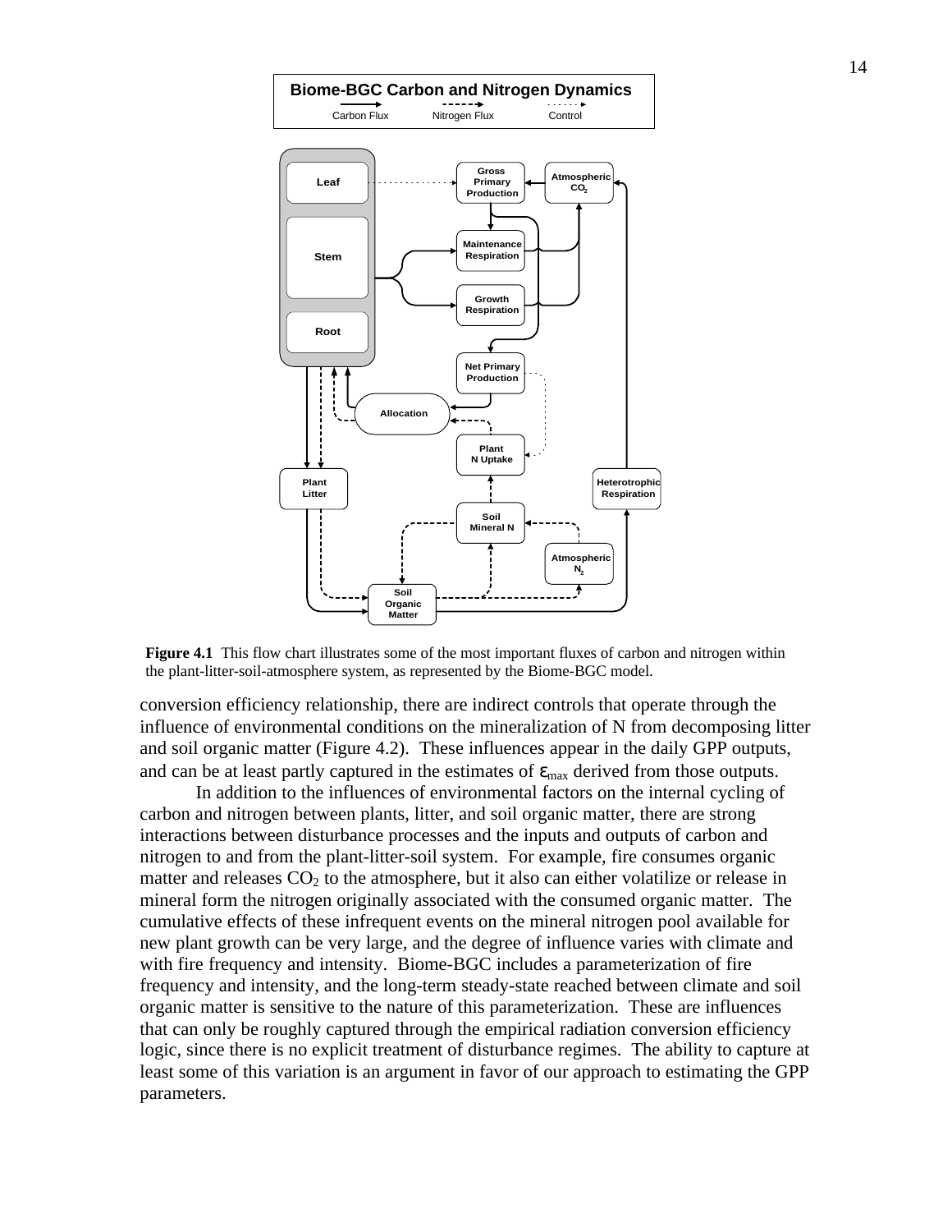**Figure 4.1** This flow chart illustrates some of the most important fluxes of carbon and nitrogen within the plant-litter-soil-atmosphere system, as represented by the Biome-BGC model.

conversion efficiency relationship, there are indirect controls that operate through the influence of environmental conditions on the mineralization of N from decomposing litter and soil organic matter (Figure 4.2). These influences appear in the daily GPP outputs, and can be at least partly captured in the estimates of $\varepsilon_{max}$ derived from those outputs.

In addition to the influences of environmental factors on the internal cycling of carbon and nitrogen between plants, litter, and soil organic matter, there are strong interactions between disturbance processes and the inputs and outputs of carbon and nitrogen to and from the plant-litter-soil system. For example, fire consumes organic matter and releases $CO_2$ to the atmosphere, but it also can either volatilize or release in mineral form the nitrogen originally associated with the consumed organic matter. The cumulative effects of these infrequent events on the mineral nitrogen pool available for new plant growth can be very large, and the degree of influence varies with climate and with fire frequency and intensity. Biome-BGC includes a parameterization of fire frequency and intensity, and the long-term steady-state reached between climate and soil organic matter is sensitive to the nature of this parameterization. These are influences that can only be roughly captured through the empirical radiation conversion efficiency logic, since there is no explicit treatment of disturbance regimes. The ability to capture at least some of this variation is an argument in favor of our approach to estimating the GPP parameters.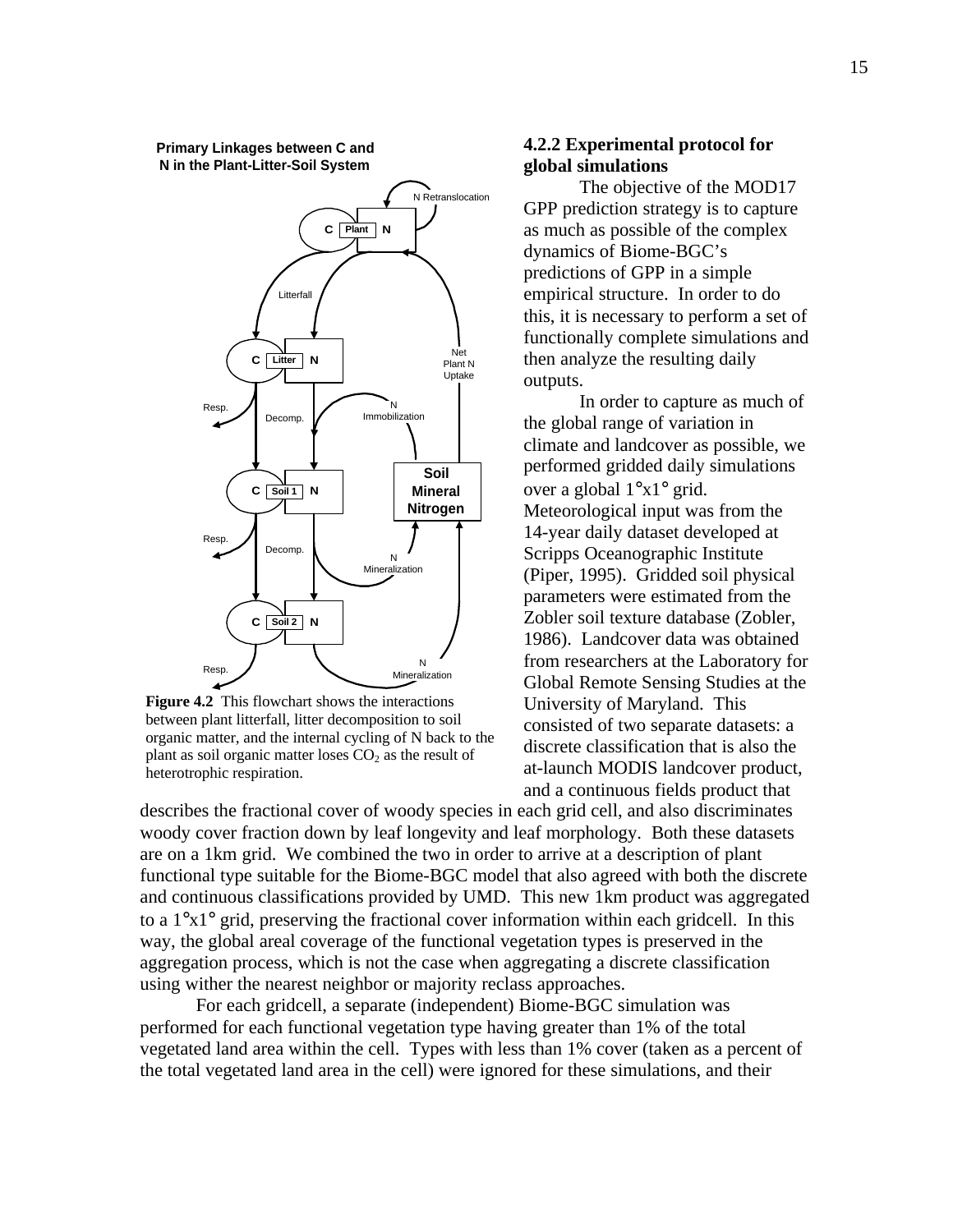Primary Linkages between C and N in the Plant-Litter-Soil System

N Retranslocation

C Plant N

Litterfall

Net Plant N Uptake

C Litter N

Resp.

Decomp.

N Immobilization

Soil Mineral Nitrogen

C Soil 1 N

Resp.

Decomp.

N Mineralization

C Soil 2 N

Resp.

N Mineralization

**Figure 4.2** This flowchart shows the interactions between plant litterfall, litter decomposition to soil organic matter, and the internal cycling of N back to the plant as soil organic matter loses $CO_2$ as the result of heterotrophic respiration.

### 4.2.2 Experimental protocol for global simulations

The objective of the MOD17 GPP prediction strategy is to capture as much as possible of the complex dynamics of Biome-BGC's predictions of GPP in a simple empirical structure. In order to do this, it is necessary to perform a set of functionally complete simulations and then analyze the resulting daily outputs.

In order to capture as much of the global range of variation in climate and landcover as possible, we performed gridded daily simulations over a global 1°x1° grid. Meteorological input was from the 14-year daily dataset developed at Scripps Oceanographic Institute (Piper, 1995). Gridded soil physical parameters were estimated from the Zobler soil texture database (Zobler, 1986). Landcover data was obtained from researchers at the Laboratory for Global Remote Sensing Studies at the University of Maryland. This consisted of two separate datasets: a discrete classification that is also the at-launch MODIS landcover product, and a continuous fields product that describes the fractional cover of woody species in each grid cell, and also discriminates woody cover fraction down by leaf longevity and leaf morphology. Both these datasets are on a 1km grid. We combined the two in order to arrive at a description of plant functional type suitable for the Biome-BGC model that also agreed with both the discrete and continuous classifications provided by UMD. This new 1km product was aggregated to a 1°x1° grid, preserving the fractional cover information within each gridcell. In this way, the global areal coverage of the functional vegetation types is preserved in the aggregation process, which is not the case when aggregating a discrete classification using wither the nearest neighbor or majority reclass approaches.

For each gridcell, a separate (independent) Biome-BGC simulation was performed for each functional vegetation type having greater than 1% of the total vegetated land area within the cell. Types with less than 1% cover (taken as a percent of the total vegetated land area in the cell) were ignored for these simulations, and their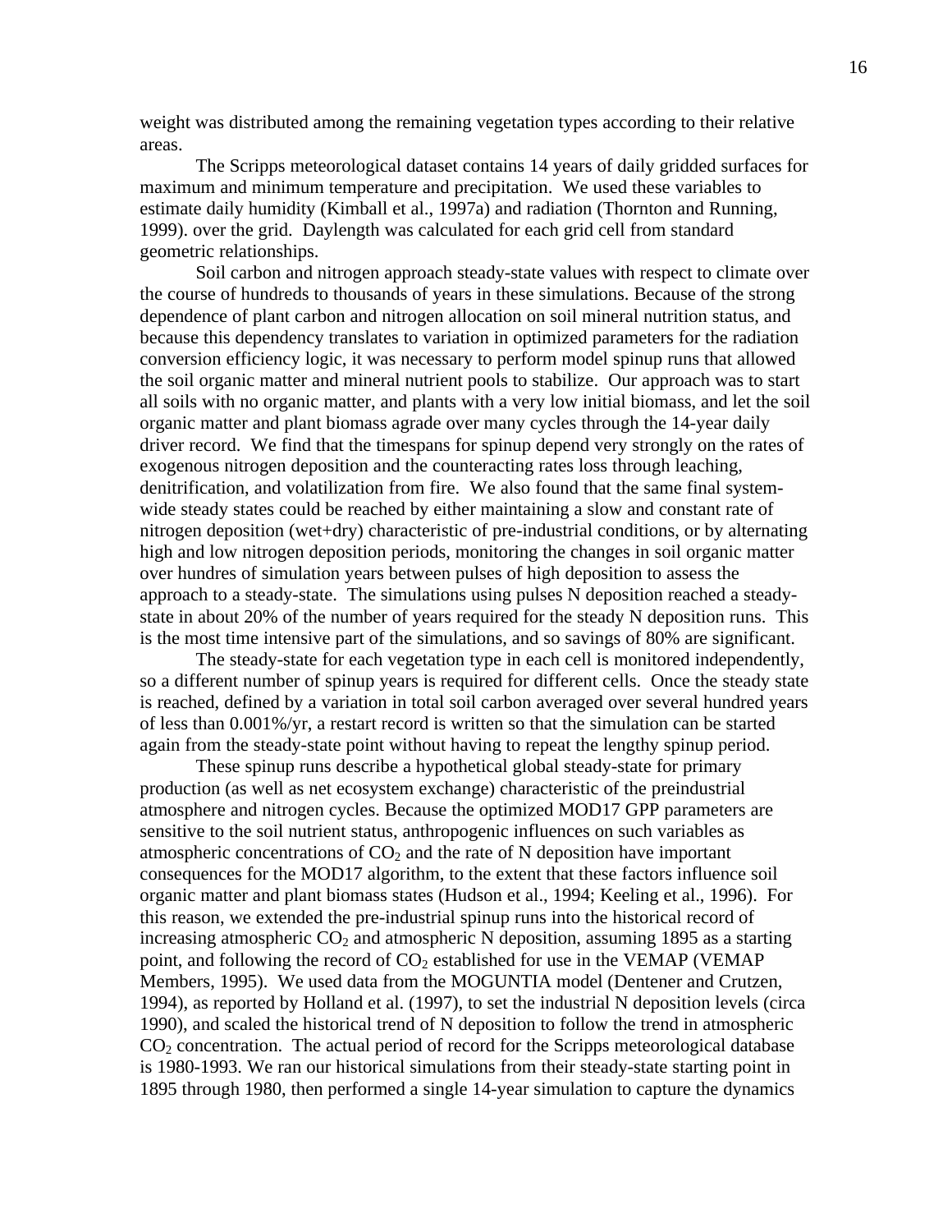weight was distributed among the remaining vegetation types according to their relative areas.

The Scripps meteorological dataset contains 14 years of daily gridded surfaces for maximum and minimum temperature and precipitation. We used these variables to estimate daily humidity (Kimball et al., 1997a) and radiation (Thornton and Running, 1999). over the grid. Daylength was calculated for each grid cell from standard geometric relationships.

Soil carbon and nitrogen approach steady-state values with respect to climate over the course of hundreds to thousands of years in these simulations. Because of the strong dependence of plant carbon and nitrogen allocation on soil mineral nutrition status, and because this dependency translates to variation in optimized parameters for the radiation conversion efficiency logic, it was necessary to perform model spinup runs that allowed the soil organic matter and mineral nutrient pools to stabilize. Our approach was to start all soils with no organic matter, and plants with a very low initial biomass, and let the soil organic matter and plant biomass agrade over many cycles through the 14-year daily driver record. We find that the timespans for spinup depend very strongly on the rates of exogenous nitrogen deposition and the counteracting rates loss through leaching, denitrification, and volatilization from fire. We also found that the same final system-wide steady states could be reached by either maintaining a slow and constant rate of nitrogen deposition (wet+dry) characteristic of pre-industrial conditions, or by alternating high and low nitrogen deposition periods, monitoring the changes in soil organic matter over hundres of simulation years between pulses of high deposition to assess the approach to a steady-state. The simulations using pulses N deposition reached a steady-state in about 20% of the number of years required for the steady N deposition runs. This is the most time intensive part of the simulations, and so savings of 80% are significant.

The steady-state for each vegetation type in each cell is monitored independently, so a different number of spinup years is required for different cells. Once the steady state is reached, defined by a variation in total soil carbon averaged over several hundred years of less than 0.001%/yr, a restart record is written so that the simulation can be started again from the steady-state point without having to repeat the lengthy spinup period.

These spinup runs describe a hypothetical global steady-state for primary production (as well as net ecosystem exchange) characteristic of the preindustrial atmosphere and nitrogen cycles. Because the optimized MOD17 GPP parameters are sensitive to the soil nutrient status, anthropogenic influences on such variables as atmospheric concentrations of $CO_2$ and the rate of N deposition have important consequences for the MOD17 algorithm, to the extent that these factors influence soil organic matter and plant biomass states (Hudson et al., 1994; Keeling et al., 1996). For this reason, we extended the pre-industrial spinup runs into the historical record of increasing atmospheric $CO_2$ and atmospheric N deposition, assuming 1895 as a starting point, and following the record of $CO_2$ established for use in the VEMAP (VEMAP Members, 1995). We used data from the MOGUNTIA model (Dentener and Crutzen, 1994), as reported by Holland et al. (1997), to set the industrial N deposition levels (circa 1990), and scaled the historical trend of N deposition to follow the trend in atmospheric $CO_2$ concentration. The actual period of record for the Scripps meteorological database is 1980-1993. We ran our historical simulations from their steady-state starting point in 1895 through 1980, then performed a single 14-year simulation to capture the dynamics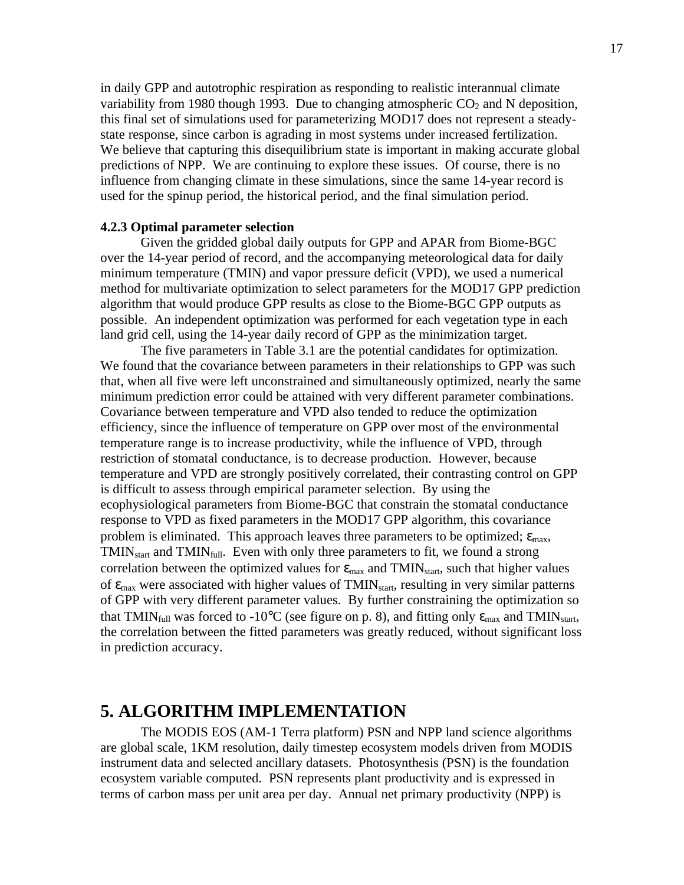in daily GPP and autotrophic respiration as responding to realistic interannual climate variability from 1980 though 1993. Due to changing atmospheric $CO_2$ and N deposition, this final set of simulations used for parameterizing MOD17 does not represent a steady-state response, since carbon is agrading in most systems under increased fertilization. We believe that capturing this disequilibrium state is important in making accurate global predictions of NPP. We are continuing to explore these issues. Of course, there is no influence from changing climate in these simulations, since the same 14-year record is used for the spinup period, the historical period, and the final simulation period.

**4.2.3 Optimal parameter selection**

Given the gridded global daily outputs for GPP and APAR from Biome-BGC over the 14-year period of record, and the accompanying meteorological data for daily minimum temperature (TMIN) and vapor pressure deficit (VPD), we used a numerical method for multivariate optimization to select parameters for the MOD17 GPP prediction algorithm that would produce GPP results as close to the Biome-BGC GPP outputs as possible. An independent optimization was performed for each vegetation type in each land grid cell, using the 14-year daily record of GPP as the minimization target.

The five parameters in Table 3.1 are the potential candidates for optimization. We found that the covariance between parameters in their relationships to GPP was such that, when all five were left unconstrained and simultaneously optimized, nearly the same minimum prediction error could be attained with very different parameter combinations. Covariance between temperature and VPD also tended to reduce the optimization efficiency, since the influence of temperature on GPP over most of the environmental temperature range is to increase productivity, while the influence of VPD, through restriction of stomatal conductance, is to decrease production. However, because temperature and VPD are strongly positively correlated, their contrasting control on GPP is difficult to assess through empirical parameter selection. By using the ecophysiological parameters from Biome-BGC that constrain the stomatal conductance response to VPD as fixed parameters in the MOD17 GPP algorithm, this covariance problem is eliminated. This approach leaves three parameters to be optimized; $\varepsilon_{max}$, $TMIN_{start}$ and $TMIN_{full}$. Even with only three parameters to fit, we found a strong correlation between the optimized values for $\varepsilon_{max}$ and $TMIN_{start}$, such that higher values of $\varepsilon_{max}$ were associated with higher values of $TMIN_{start}$, resulting in very similar patterns of GPP with very different parameter values. By further constraining the optimization so that $TMIN_{full}$ was forced to -10°C (see figure on p. 8), and fitting only $\varepsilon_{max}$ and $TMIN_{start}$, the correlation between the fitted parameters was greatly reduced, without significant loss in prediction accuracy.

# 5. ALGORITHM IMPLEMENTATION

The MODIS EOS (AM-1 Terra platform) PSN and NPP land science algorithms are global scale, 1KM resolution, daily timestep ecosystem models driven from MODIS instrument data and selected ancillary datasets. Photosynthesis (PSN) is the foundation ecosystem variable computed. PSN represents plant productivity and is expressed in terms of carbon mass per unit area per day. Annual net primary productivity (NPP) is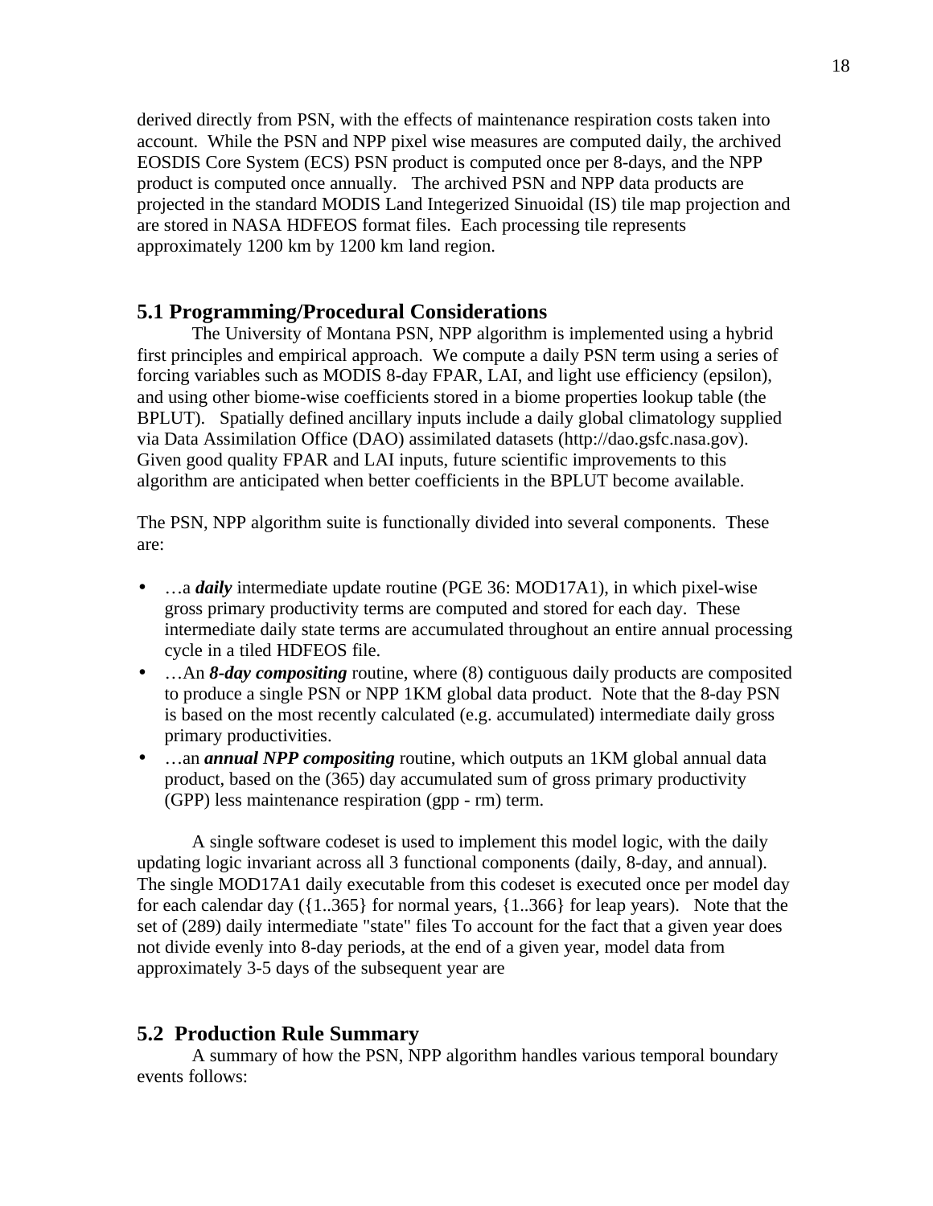derived directly from PSN, with the effects of maintenance respiration costs taken into account. While the PSN and NPP pixel wise measures are computed daily, the archived EOSDIS Core System (ECS) PSN product is computed once per 8-days, and the NPP product is computed once annually. The archived PSN and NPP data products are projected in the standard MODIS Land Integerized Sinuoidal (IS) tile map projection and are stored in NASA HDFEOS format files. Each processing tile represents approximately 1200 km by 1200 km land region.

## 5.1 Programming/Procedural Considerations

The University of Montana PSN, NPP algorithm is implemented using a hybrid first principles and empirical approach. We compute a daily PSN term using a series of forcing variables such as MODIS 8-day FPAR, LAI, and light use efficiency (epsilon), and using other biome-wise coefficients stored in a biome properties lookup table (the BPLUT). Spatially defined ancillary inputs include a daily global climatology supplied via Data Assimilation Office (DAO) assimilated datasets (http://dao.gsfc.nasa.gov). Given good quality FPAR and LAI inputs, future scientific improvements to this algorithm are anticipated when better coefficients in the BPLUT become available.

The PSN, NPP algorithm suite is functionally divided into several components. These are:

- …a ***daily*** intermediate update routine (PGE 36: MOD17A1), in which pixel-wise gross primary productivity terms are computed and stored for each day. These intermediate daily state terms are accumulated throughout an entire annual processing cycle in a tiled HDFEOS file.
- …An ***8-day compositing*** routine, where (8) contiguous daily products are composited to produce a single PSN or NPP 1KM global data product. Note that the 8-day PSN is based on the most recently calculated (e.g. accumulated) intermediate daily gross primary productivities.
- …an ***annual NPP compositing*** routine, which outputs an 1KM global annual data product, based on the (365) day accumulated sum of gross primary productivity (GPP) less maintenance respiration (gpp - rm) term.

A single software codeset is used to implement this model logic, with the daily updating logic invariant across all 3 functional components (daily, 8-day, and annual). The single MOD17A1 daily executable from this codeset is executed once per model day for each calendar day ({1..365} for normal years, {1..366} for leap years). Note that the set of (289) daily intermediate "state" files To account for the fact that a given year does not divide evenly into 8-day periods, at the end of a given year, model data from approximately 3-5 days of the subsequent year are

## 5.2 Production Rule Summary

A summary of how the PSN, NPP algorithm handles various temporal boundary events follows: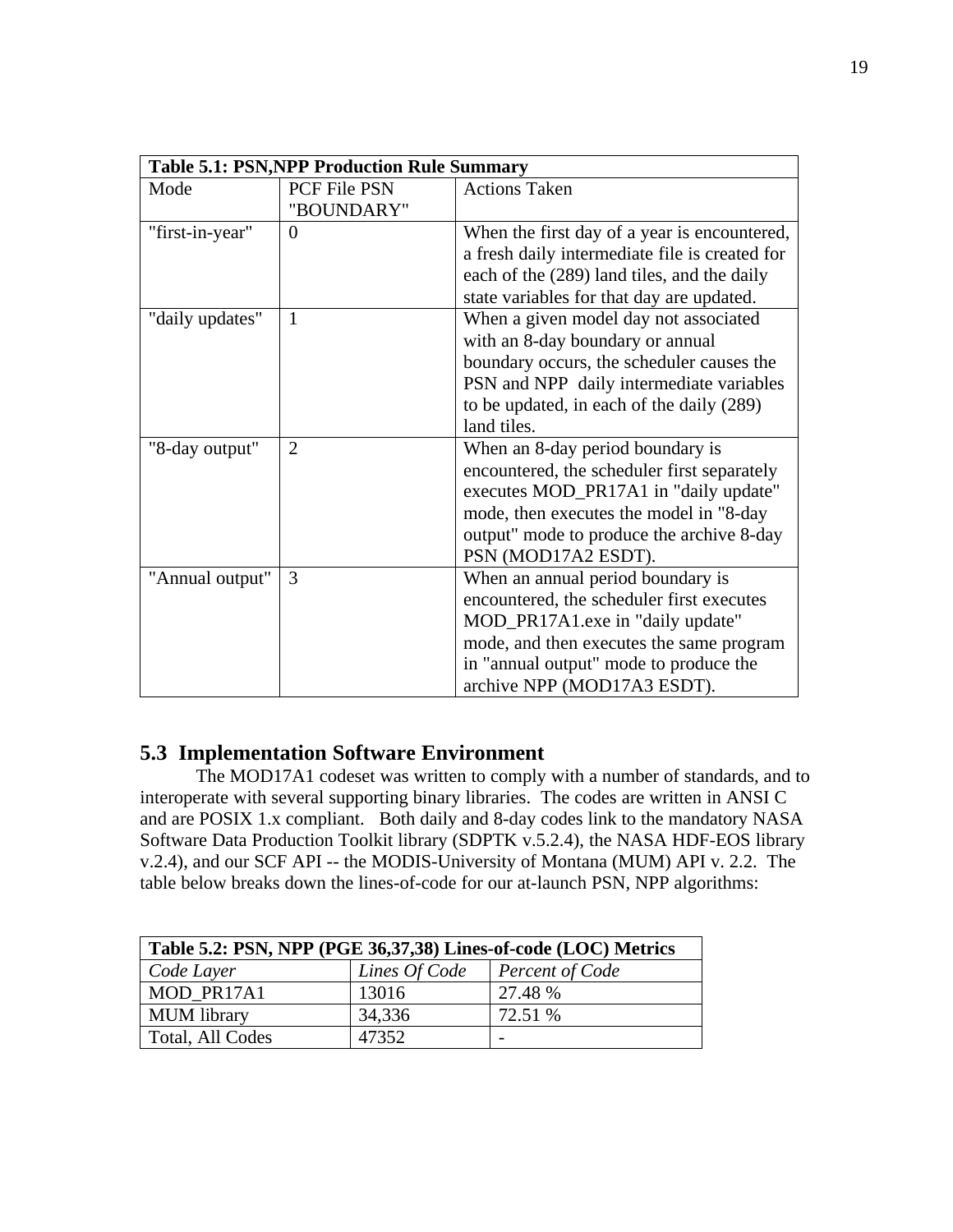| Table 5.1: PSN,NPP Production Rule Summary | | |
|---|---|---|
| Mode | PCF File PSN "BOUNDARY" | Actions Taken |
| "first-in-year" | 0 | When the first day of a year is encountered, a fresh daily intermediate file is created for each of the (289) land tiles, and the daily state variables for that day are updated. |
| "daily updates" | 1 | When a given model day not associated with an 8-day boundary or annual boundary occurs, the scheduler causes the PSN and NPP daily intermediate variables to be updated, in each of the daily (289) land tiles. |
| "8-day output" | 2 | When an 8-day period boundary is encountered, the scheduler first separately executes MOD_PR17A1 in "daily update" mode, then executes the model in "8-day output" mode to produce the archive 8-day PSN (MOD17A2 ESDT). |
| "Annual output" | 3 | When an annual period boundary is encountered, the scheduler first executes MOD_PR17A1.exe in "daily update" mode, and then executes the same program in "annual output" mode to produce the archive NPP (MOD17A3 ESDT). |

## 5.3 Implementation Software Environment

The MOD17A1 codeset was written to comply with a number of standards, and to interoperate with several supporting binary libraries. The codes are written in ANSI C and are POSIX 1.x compliant. Both daily and 8-day codes link to the mandatory NASA Software Data Production Toolkit library (SDPTK v.5.2.4), the NASA HDF-EOS library v.2.4), and our SCF API -- the MODIS-University of Montana (MUM) API v. 2.2. The table below breaks down the lines-of-code for our at-launch PSN, NPP algorithms:

| Table 5.2: PSN, NPP (PGE 36,37,38) Lines-of-code (LOC) Metrics | | |
|---|---|---|
| *Code Layer* | *Lines Of Code* | *Percent of Code* |
| MOD_PR17A1 | 13016 | 27.48 % |
| MUM library | 34,336 | 72.51 % |
| Total, All Codes | 47352 | - |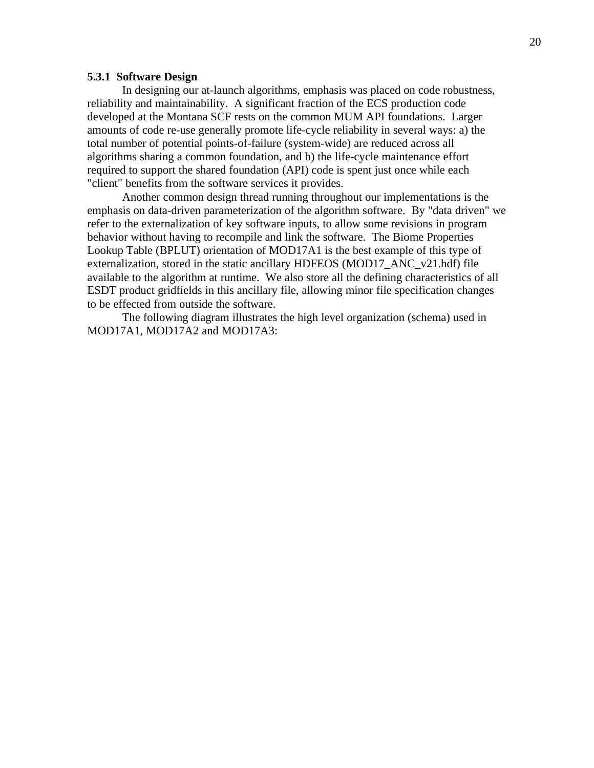### 5.3.1 Software Design

In designing our at-launch algorithms, emphasis was placed on code robustness, reliability and maintainability. A significant fraction of the ECS production code developed at the Montana SCF rests on the common MUM API foundations. Larger amounts of code re-use generally promote life-cycle reliability in several ways: a) the total number of potential points-of-failure (system-wide) are reduced across all algorithms sharing a common foundation, and b) the life-cycle maintenance effort required to support the shared foundation (API) code is spent just once while each "client" benefits from the software services it provides.

Another common design thread running throughout our implementations is the emphasis on data-driven parameterization of the algorithm software. By "data driven" we refer to the externalization of key software inputs, to allow some revisions in program behavior without having to recompile and link the software. The Biome Properties Lookup Table (BPLUT) orientation of MOD17A1 is the best example of this type of externalization, stored in the static ancillary HDFEOS (MOD17_ANC_v21.hdf) file available to the algorithm at runtime. We also store all the defining characteristics of all ESDT product gridfields in this ancillary file, allowing minor file specification changes to be effected from outside the software.

The following diagram illustrates the high level organization (schema) used in MOD17A1, MOD17A2 and MOD17A3: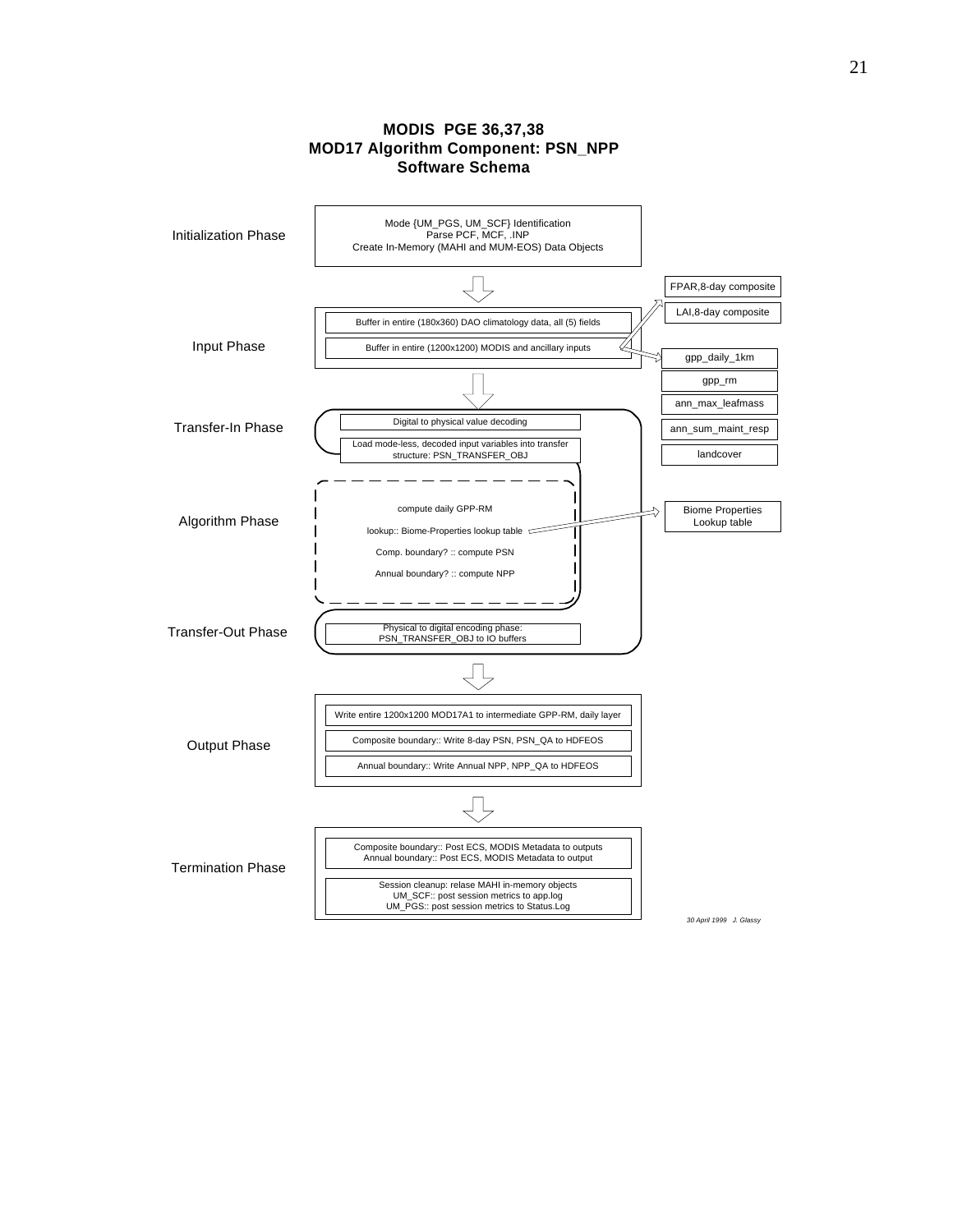## MODIS PGE 36,37,38
## MOD17 Algorithm Component: PSN_NPP
## Software Schema

**Initialization Phase**

- Mode {UM_PGS, UM_SCF} Identification
- Parse PCF, MCF, .INP
- Create In-Memory (MAHI and MUM-EOS) Data Objects

**Input Phase**

- Buffer in entire (180x360) DAO climatology data, all (5) fields
- Buffer in entire (1200x1200) MODIS and ancillary inputs
  - FPAR,8-day composite
  - LAI,8-day composite
  - gpp_daily_1km
  - gpp_rm
  - ann_max_leafmass
  - ann_sum_maint_resp
  - landcover

**Transfer-In Phase**

- Digital to physical value decoding
- Load mode-less, decoded input variables into transfer structure: PSN_TRANSFER_OBJ

**Algorithm Phase**

- compute daily GPP-RM
- lookup:: Biome-Properties lookup table → Biome Properties Lookup table
- Comp. boundary? :: compute PSN
- Annual boundary? :: compute NPP

**Transfer-Out Phase**

- Physical to digital encoding phase: PSN_TRANSFER_OBJ to IO buffers

**Output Phase**

- Write entire 1200x1200 MOD17A1 to intermediate GPP-RM, daily layer
- Composite boundary:: Write 8-day PSN, PSN_QA to HDFEOS
- Annual boundary:: Write Annual NPP, NPP_QA to HDFEOS

**Termination Phase**

- Composite boundary:: Post ECS, MODIS Metadata to outputs
  Annual boundary:: Post ECS, MODIS Metadata to output
- Session cleanup: relase MAHI in-memory objects
  UM_SCF:: post session metrics to app.log
  UM_PGS:: post session metrics to Status.Log

*30 April 1999 J. Glassy*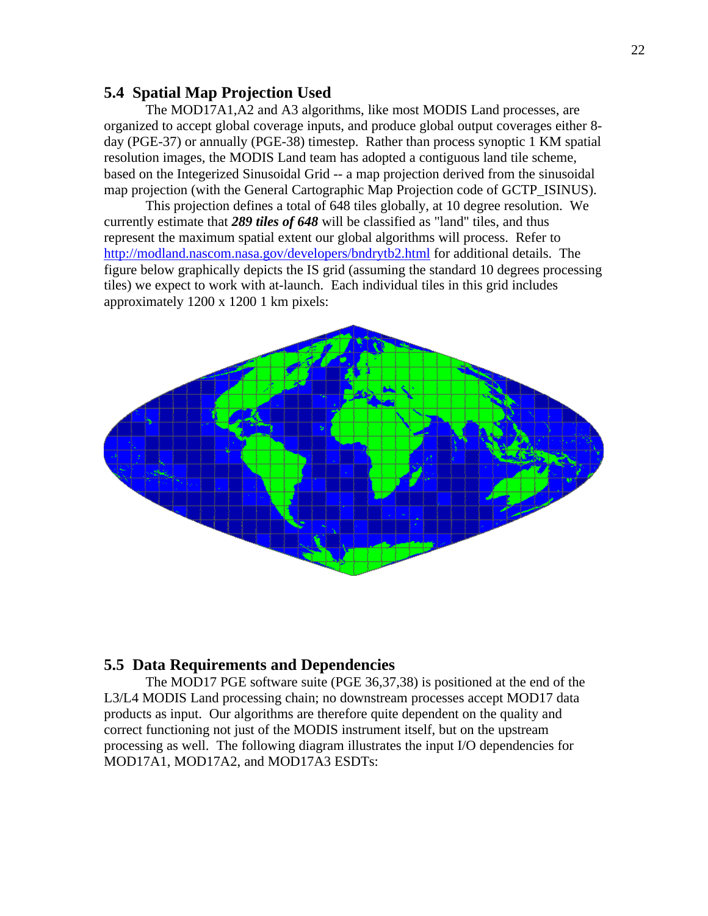## 5.4 Spatial Map Projection Used

The MOD17A1,A2 and A3 algorithms, like most MODIS Land processes, are organized to accept global coverage inputs, and produce global output coverages either 8-day (PGE-37) or annually (PGE-38) timestep. Rather than process synoptic 1 KM spatial resolution images, the MODIS Land team has adopted a contiguous land tile scheme, based on the Integerized Sinusoidal Grid -- a map projection derived from the sinusoidal map projection (with the General Cartographic Map Projection code of GCTP_ISINUS).

This projection defines a total of 648 tiles globally, at 10 degree resolution. We currently estimate that ***289 tiles of 648*** will be classified as "land" tiles, and thus represent the maximum spatial extent our global algorithms will process. Refer to http://modland.nascom.nasa.gov/developers/bndrytb2.html for additional details. The figure below graphically depicts the IS grid (assuming the standard 10 degrees processing tiles) we expect to work with at-launch. Each individual tiles in this grid includes approximately 1200 x 1200 1 km pixels:

## 5.5 Data Requirements and Dependencies

The MOD17 PGE software suite (PGE 36,37,38) is positioned at the end of the L3/L4 MODIS Land processing chain; no downstream processes accept MOD17 data products as input. Our algorithms are therefore quite dependent on the quality and correct functioning not just of the MODIS instrument itself, but on the upstream processing as well. The following diagram illustrates the input I/O dependencies for MOD17A1, MOD17A2, and MOD17A3 ESDTs: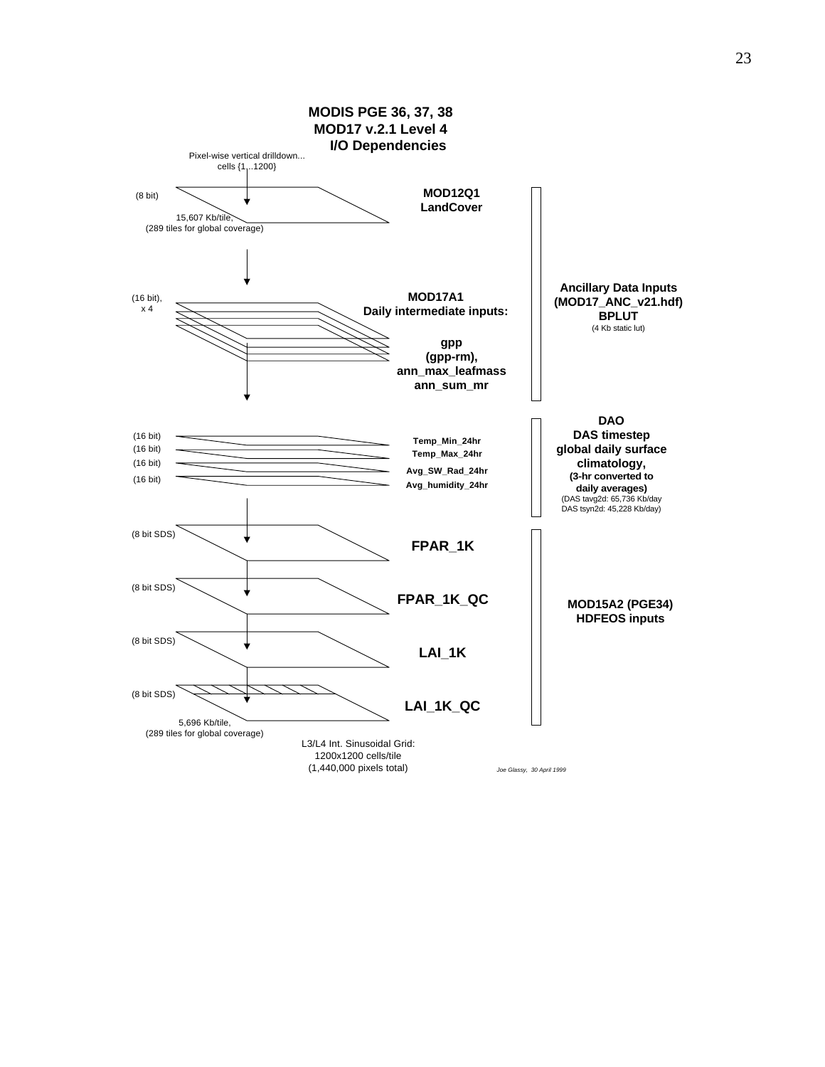## MODIS PGE 36, 37, 38
## MOD17 v.2.1 Level 4
## I/O Dependencies

Pixel-wise vertical drilldown... cells {1...1200}

(8 bit)

**MOD12Q1**
**LandCover**

15,607 Kb/tile,
(289 tiles for global coverage)

(16 bit), x 4

**MOD17A1**
**Daily intermediate inputs:**

**gpp**
**(gpp-rm),**
**ann_max_leafmass**
**ann_sum_mr**

**Ancillary Data Inputs**
**(MOD17_ANC_v21.hdf)**
**BPLUT**
(4 Kb static lut)

(16 bit) **Temp_Min_24hr**
(16 bit) **Temp_Max_24hr**
(16 bit) **Avg_SW_Rad_24hr**
(16 bit) **Avg_humidity_24hr**

**DAO**
**DAS timestep**
**global daily surface climatology,**
**(3-hr converted to daily averages)**
(DAS tavg2d: 65,736 Kb/day
DAS tsyn2d: 45,228 Kb/day)

(8 bit SDS) **FPAR_1K**

(8 bit SDS) **FPAR_1K_QC**

(8 bit SDS) **LAI_1K**

(8 bit SDS) **LAI_1K_QC**

5,696 Kb/tile,
(289 tiles for global coverage)

**MOD15A2 (PGE34)**
**HDFEOS inputs**

L3/L4 Int. Sinusoidal Grid:
1200x1200 cells/tile
(1,440,000 pixels total)

*Joe Glassy, 30 April 1999*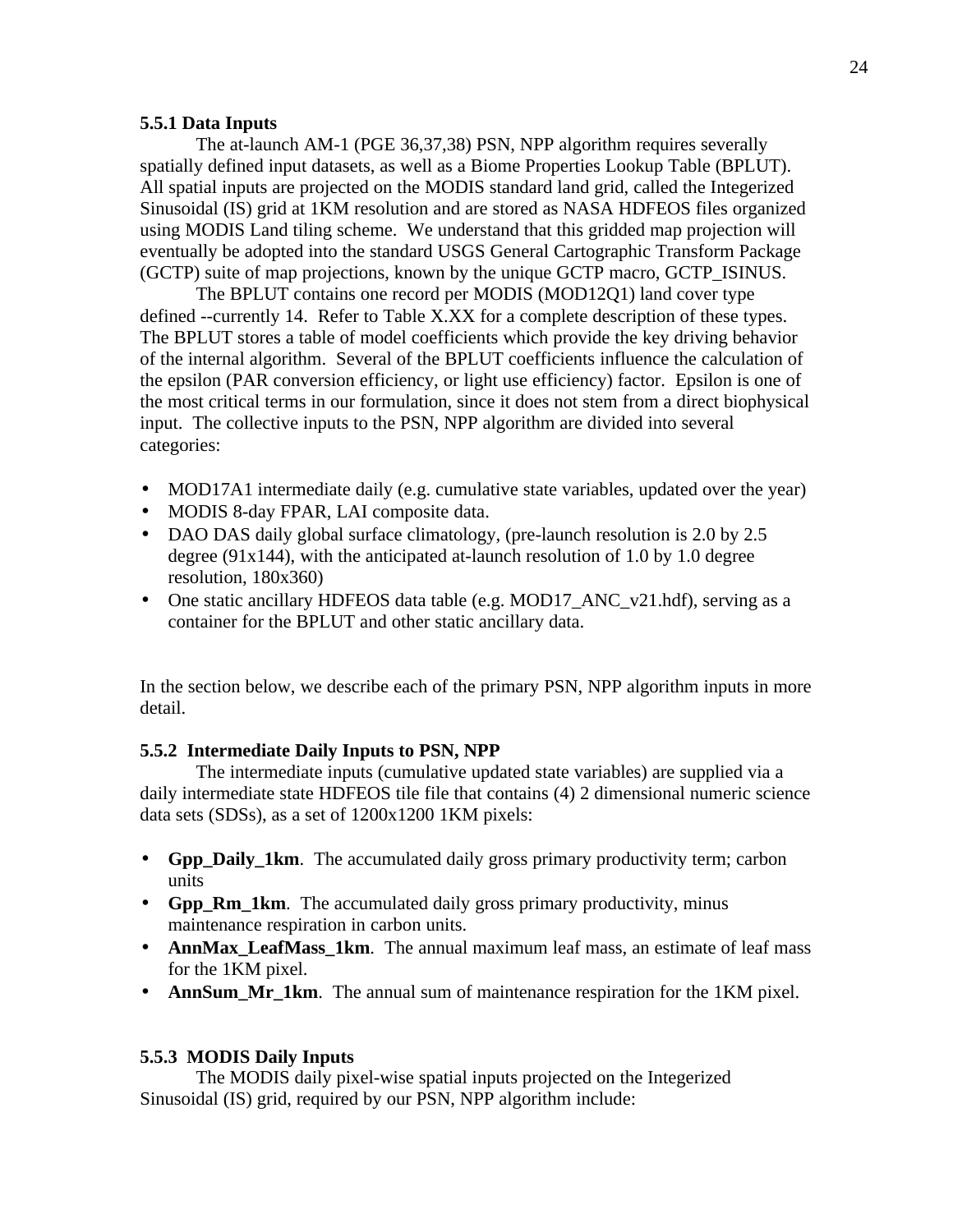### 5.5.1 Data Inputs

The at-launch AM-1 (PGE 36,37,38) PSN, NPP algorithm requires severally spatially defined input datasets, as well as a Biome Properties Lookup Table (BPLUT). All spatial inputs are projected on the MODIS standard land grid, called the Integerized Sinusoidal (IS) grid at 1KM resolution and are stored as NASA HDFEOS files organized using MODIS Land tiling scheme. We understand that this gridded map projection will eventually be adopted into the standard USGS General Cartographic Transform Package (GCTP) suite of map projections, known by the unique GCTP macro, GCTP_ISINUS.

The BPLUT contains one record per MODIS (MOD12Q1) land cover type defined --currently 14. Refer to Table X.XX for a complete description of these types. The BPLUT stores a table of model coefficients which provide the key driving behavior of the internal algorithm. Several of the BPLUT coefficients influence the calculation of the epsilon (PAR conversion efficiency, or light use efficiency) factor. Epsilon is one of the most critical terms in our formulation, since it does not stem from a direct biophysical input. The collective inputs to the PSN, NPP algorithm are divided into several categories:

- MOD17A1 intermediate daily (e.g. cumulative state variables, updated over the year)
- MODIS 8-day FPAR, LAI composite data.
- DAO DAS daily global surface climatology, (pre-launch resolution is 2.0 by 2.5 degree (91x144), with the anticipated at-launch resolution of 1.0 by 1.0 degree resolution, 180x360)
- One static ancillary HDFEOS data table (e.g. MOD17_ANC_v21.hdf), serving as a container for the BPLUT and other static ancillary data.

In the section below, we describe each of the primary PSN, NPP algorithm inputs in more detail.

### 5.5.2 Intermediate Daily Inputs to PSN, NPP

The intermediate inputs (cumulative updated state variables) are supplied via a daily intermediate state HDFEOS tile file that contains (4) 2 dimensional numeric science data sets (SDSs), as a set of 1200x1200 1KM pixels:

- **Gpp_Daily_1km**. The accumulated daily gross primary productivity term; carbon units
- **Gpp_Rm_1km**. The accumulated daily gross primary productivity, minus maintenance respiration in carbon units.
- **AnnMax_LeafMass_1km**. The annual maximum leaf mass, an estimate of leaf mass for the 1KM pixel.
- **AnnSum_Mr_1km**. The annual sum of maintenance respiration for the 1KM pixel.

### 5.5.3 MODIS Daily Inputs

The MODIS daily pixel-wise spatial inputs projected on the Integerized Sinusoidal (IS) grid, required by our PSN, NPP algorithm include: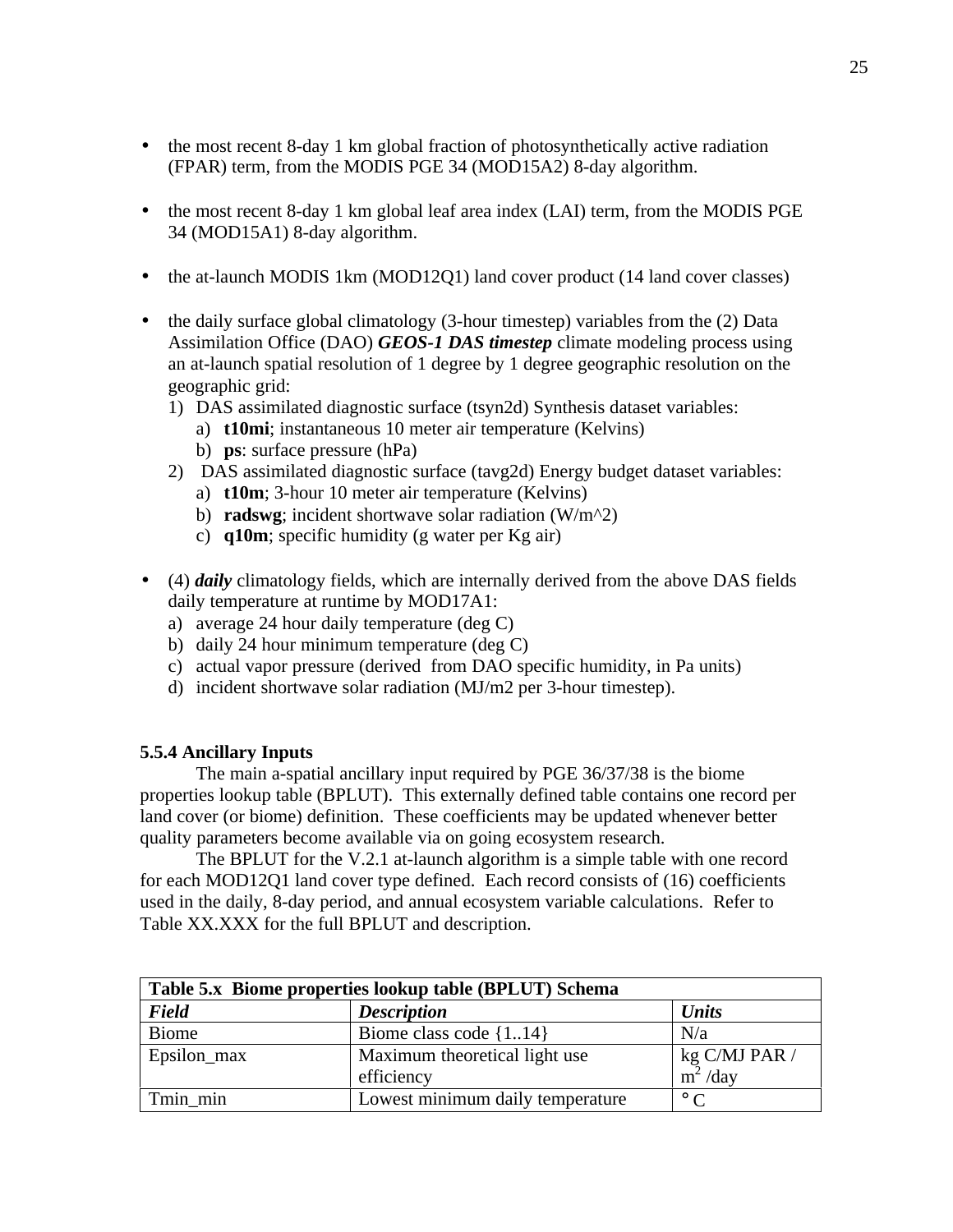- the most recent 8-day 1 km global fraction of photosynthetically active radiation (FPAR) term, from the MODIS PGE 34 (MOD15A2) 8-day algorithm.

- the most recent 8-day 1 km global leaf area index (LAI) term, from the MODIS PGE 34 (MOD15A1) 8-day algorithm.

- the at-launch MODIS 1km (MOD12Q1) land cover product (14 land cover classes)

- the daily surface global climatology (3-hour timestep) variables from the (2) Data Assimilation Office (DAO) ***GEOS-1 DAS timestep*** climate modeling process using an at-launch spatial resolution of 1 degree by 1 degree geographic resolution on the geographic grid:
  1) DAS assimilated diagnostic surface (tsyn2d) Synthesis dataset variables:
     a) **t10mi**; instantaneous 10 meter air temperature (Kelvins)
     b) **ps**: surface pressure (hPa)
  2) DAS assimilated diagnostic surface (tavg2d) Energy budget dataset variables:
     a) **t10m**; 3-hour 10 meter air temperature (Kelvins)
     b) **radswg**; incident shortwave solar radiation (W/m^2)
     c) **q10m**; specific humidity (g water per Kg air)

- (4) ***daily*** climatology fields, which are internally derived from the above DAS fields daily temperature at runtime by MOD17A1:
  a) average 24 hour daily temperature (deg C)
  b) daily 24 hour minimum temperature (deg C)
  c) actual vapor pressure (derived from DAO specific humidity, in Pa units)
  d) incident shortwave solar radiation (MJ/m2 per 3-hour timestep).

### 5.5.4 Ancillary Inputs

The main a-spatial ancillary input required by PGE 36/37/38 is the biome properties lookup table (BPLUT). This externally defined table contains one record per land cover (or biome) definition. These coefficients may be updated whenever better quality parameters become available via on going ecosystem research.

The BPLUT for the V.2.1 at-launch algorithm is a simple table with one record for each MOD12Q1 land cover type defined. Each record consists of (16) coefficients used in the daily, 8-day period, and annual ecosystem variable calculations. Refer to Table XX.XXX for the full BPLUT and description.

**Table 5.x Biome properties lookup table (BPLUT) Schema**

| ***Field*** | ***Description*** | ***Units*** |
|---|---|---|
| Biome | Biome class code {1..14} | N/a |
| Epsilon_max | Maximum theoretical light use efficiency | kg C/MJ PAR / $m^2$ /day |
| Tmin_min | Lowest minimum daily temperature | ° C |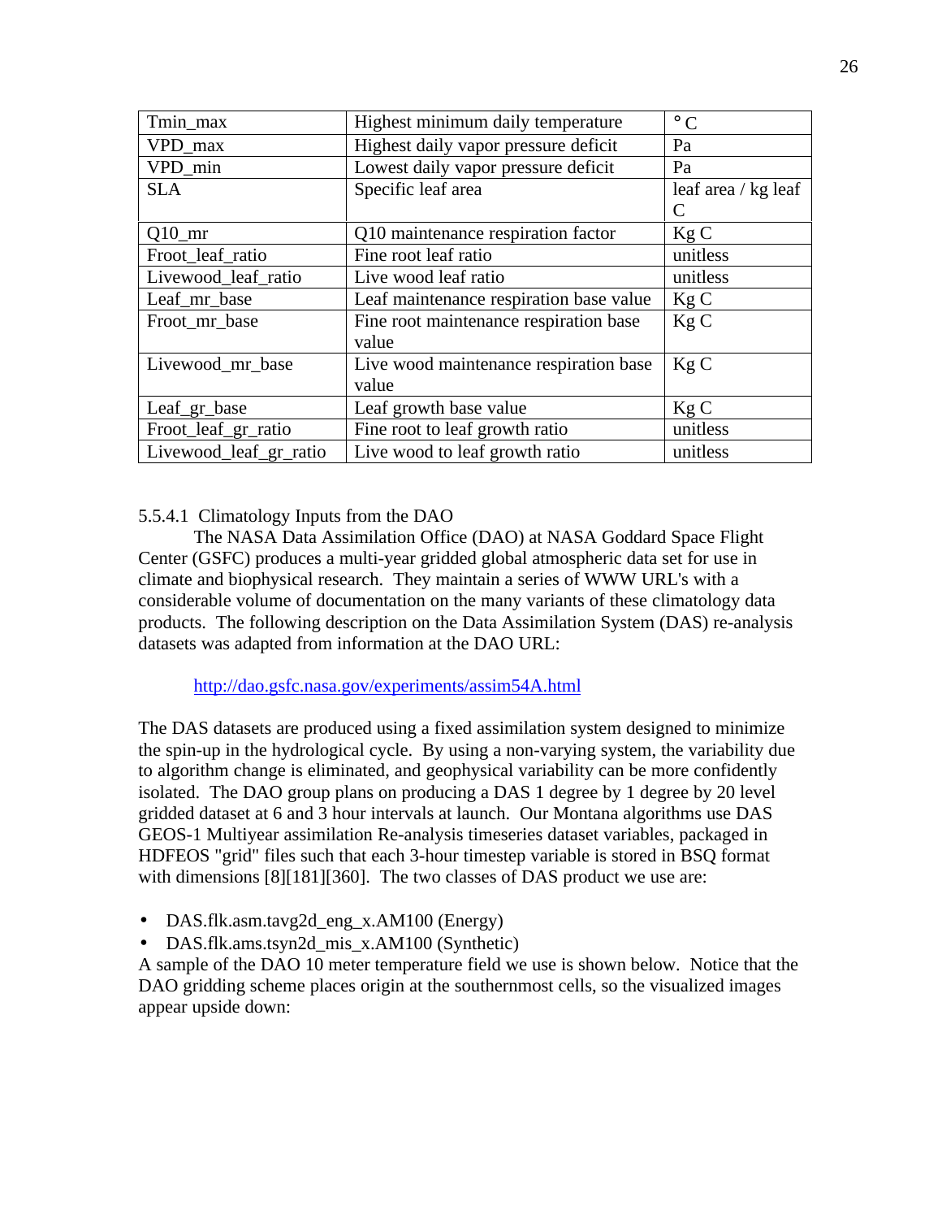| Tmin_max | Highest minimum daily temperature | ° C |
|---|---|---|
| VPD_max | Highest daily vapor pressure deficit | Pa |
| VPD_min | Lowest daily vapor pressure deficit | Pa |
| SLA | Specific leaf area | leaf area / kg leaf C |
| Q10_mr | Q10 maintenance respiration factor | Kg C |
| Froot_leaf_ratio | Fine root leaf ratio | unitless |
| Livewood_leaf_ratio | Live wood leaf ratio | unitless |
| Leaf_mr_base | Leaf maintenance respiration base value | Kg C |
| Froot_mr_base | Fine root maintenance respiration base value | Kg C |
| Livewood_mr_base | Live wood maintenance respiration base value | Kg C |
| Leaf_gr_base | Leaf growth base value | Kg C |
| Froot_leaf_gr_ratio | Fine root to leaf growth ratio | unitless |
| Livewood_leaf_gr_ratio | Live wood to leaf growth ratio | unitless |

5.5.4.1 Climatology Inputs from the DAO

The NASA Data Assimilation Office (DAO) at NASA Goddard Space Flight Center (GSFC) produces a multi-year gridded global atmospheric data set for use in climate and biophysical research. They maintain a series of WWW URL's with a considerable volume of documentation on the many variants of these climatology data products. The following description on the Data Assimilation System (DAS) re-analysis datasets was adapted from information at the DAO URL:

http://dao.gsfc.nasa.gov/experiments/assim54A.html

The DAS datasets are produced using a fixed assimilation system designed to minimize the spin-up in the hydrological cycle. By using a non-varying system, the variability due to algorithm change is eliminated, and geophysical variability can be more confidently isolated. The DAO group plans on producing a DAS 1 degree by 1 degree by 20 level gridded dataset at 6 and 3 hour intervals at launch. Our Montana algorithms use DAS GEOS-1 Multiyear assimilation Re-analysis timeseries dataset variables, packaged in HDFEOS "grid" files such that each 3-hour timestep variable is stored in BSQ format with dimensions [8][181][360]. The two classes of DAS product we use are:

- DAS.flk.asm.tavg2d_eng_x.AM100 (Energy)
- DAS.flk.ams.tsyn2d_mis_x.AM100 (Synthetic)

A sample of the DAO 10 meter temperature field we use is shown below. Notice that the DAO gridding scheme places origin at the southernmost cells, so the visualized images appear upside down: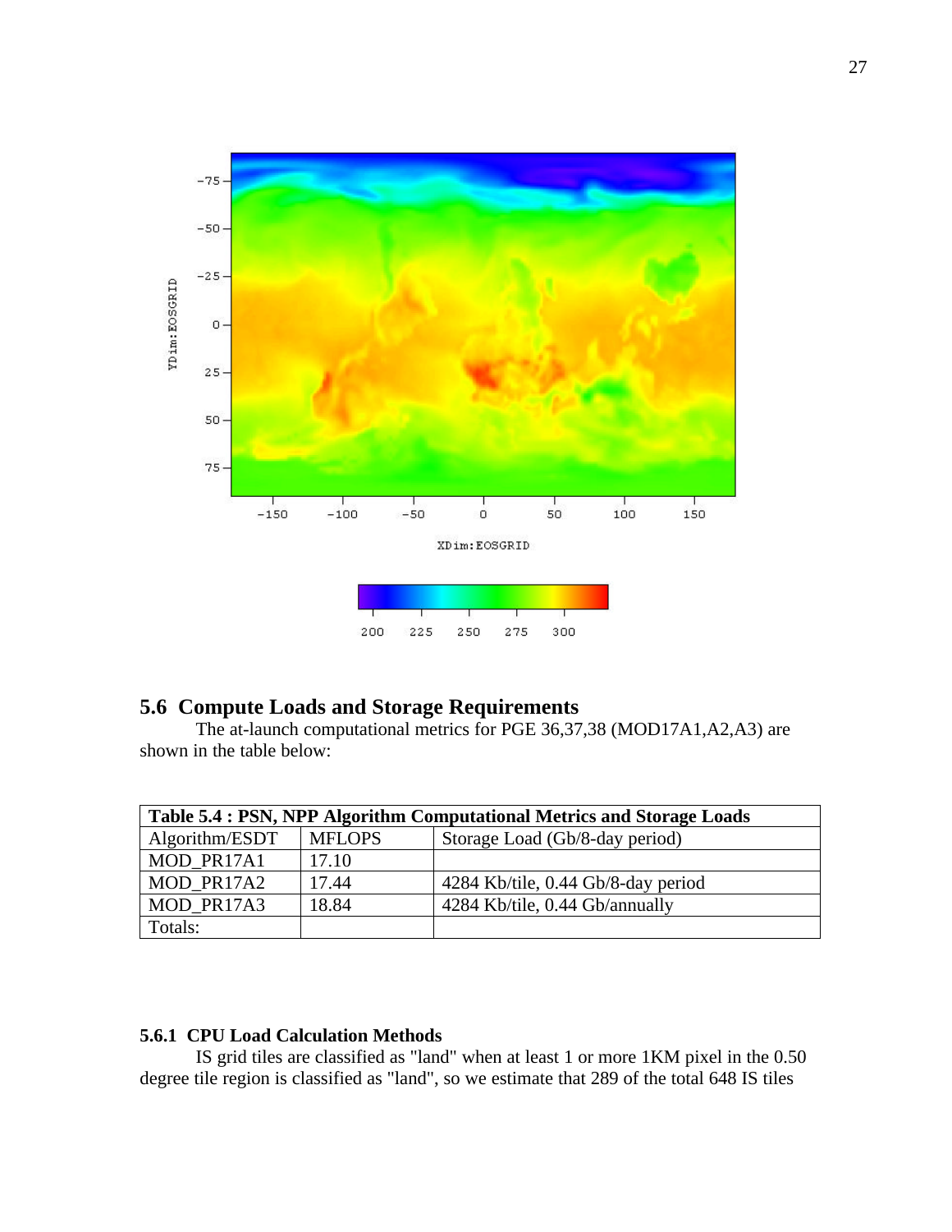## 5.6 Compute Loads and Storage Requirements

The at-launch computational metrics for PGE 36,37,38 (MOD17A1,A2,A3) are shown in the table below:

| Table 5.4 : PSN, NPP Algorithm Computational Metrics and Storage Loads | | |
|---|---|---|
| Algorithm/ESDT | MFLOPS | Storage Load (Gb/8-day period) |
| MOD_PR17A1 | 17.10 | |
| MOD_PR17A2 | 17.44 | 4284 Kb/tile, 0.44 Gb/8-day period |
| MOD_PR17A3 | 18.84 | 4284 Kb/tile, 0.44 Gb/annually |
| Totals: | | |

### 5.6.1 CPU Load Calculation Methods

IS grid tiles are classified as "land" when at least 1 or more 1KM pixel in the 0.50 degree tile region is classified as "land", so we estimate that 289 of the total 648 IS tiles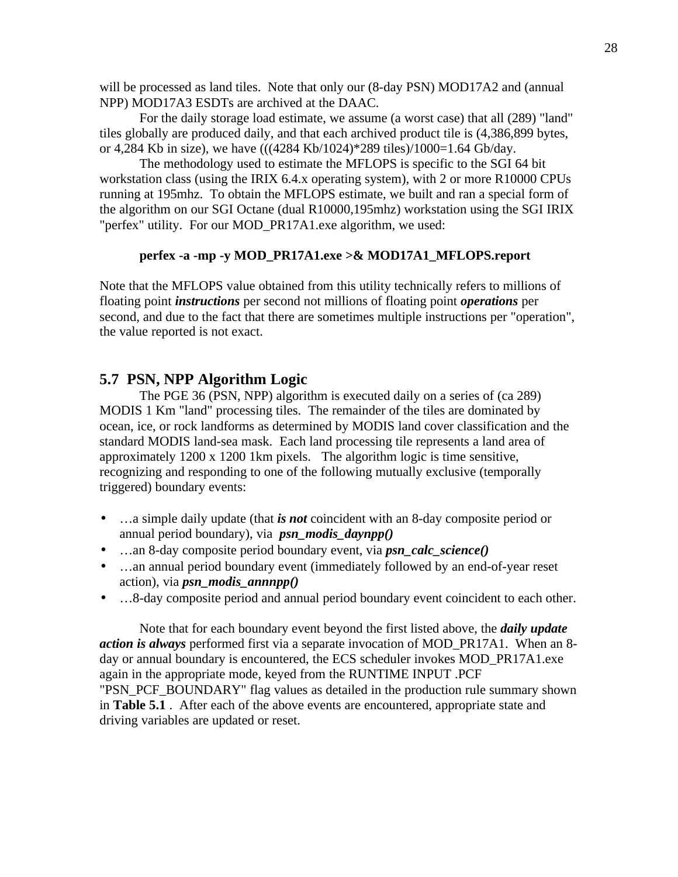will be processed as land tiles. Note that only our (8-day PSN) MOD17A2 and (annual NPP) MOD17A3 ESDTs are archived at the DAAC.

For the daily storage load estimate, we assume (a worst case) that all (289) "land" tiles globally are produced daily, and that each archived product tile is (4,386,899 bytes, or 4,284 Kb in size), we have (((4284 Kb/1024)*289 tiles)/1000=1.64 Gb/day.

The methodology used to estimate the MFLOPS is specific to the SGI 64 bit workstation class (using the IRIX 6.4.x operating system), with 2 or more R10000 CPUs running at 195mhz. To obtain the MFLOPS estimate, we built and ran a special form of the algorithm on our SGI Octane (dual R10000,195mhz) workstation using the SGI IRIX "perfex" utility. For our MOD_PR17A1.exe algorithm, we used:

**perfex -a -mp -y MOD_PR17A1.exe >& MOD17A1_MFLOPS.report**

Note that the MFLOPS value obtained from this utility technically refers to millions of floating point ***instructions*** per second not millions of floating point ***operations*** per second, and due to the fact that there are sometimes multiple instructions per "operation", the value reported is not exact.

## 5.7 PSN, NPP Algorithm Logic

The PGE 36 (PSN, NPP) algorithm is executed daily on a series of (ca 289) MODIS 1 Km "land" processing tiles. The remainder of the tiles are dominated by ocean, ice, or rock landforms as determined by MODIS land cover classification and the standard MODIS land-sea mask. Each land processing tile represents a land area of approximately 1200 x 1200 1km pixels. The algorithm logic is time sensitive, recognizing and responding to one of the following mutually exclusive (temporally triggered) boundary events:

- …a simple daily update (that ***is not*** coincident with an 8-day composite period or annual period boundary), via ***psn_modis_daynpp()***
- …an 8-day composite period boundary event, via ***psn_calc_science()***
- …an annual period boundary event (immediately followed by an end-of-year reset action), via ***psn_modis_annnpp()***
- …8-day composite period and annual period boundary event coincident to each other.

Note that for each boundary event beyond the first listed above, the ***daily update action is always*** performed first via a separate invocation of MOD_PR17A1. When an 8-day or annual boundary is encountered, the ECS scheduler invokes MOD_PR17A1.exe again in the appropriate mode, keyed from the RUNTIME INPUT .PCF "PSN_PCF_BOUNDARY" flag values as detailed in the production rule summary shown in **Table 5.1** . After each of the above events are encountered, appropriate state and driving variables are updated or reset.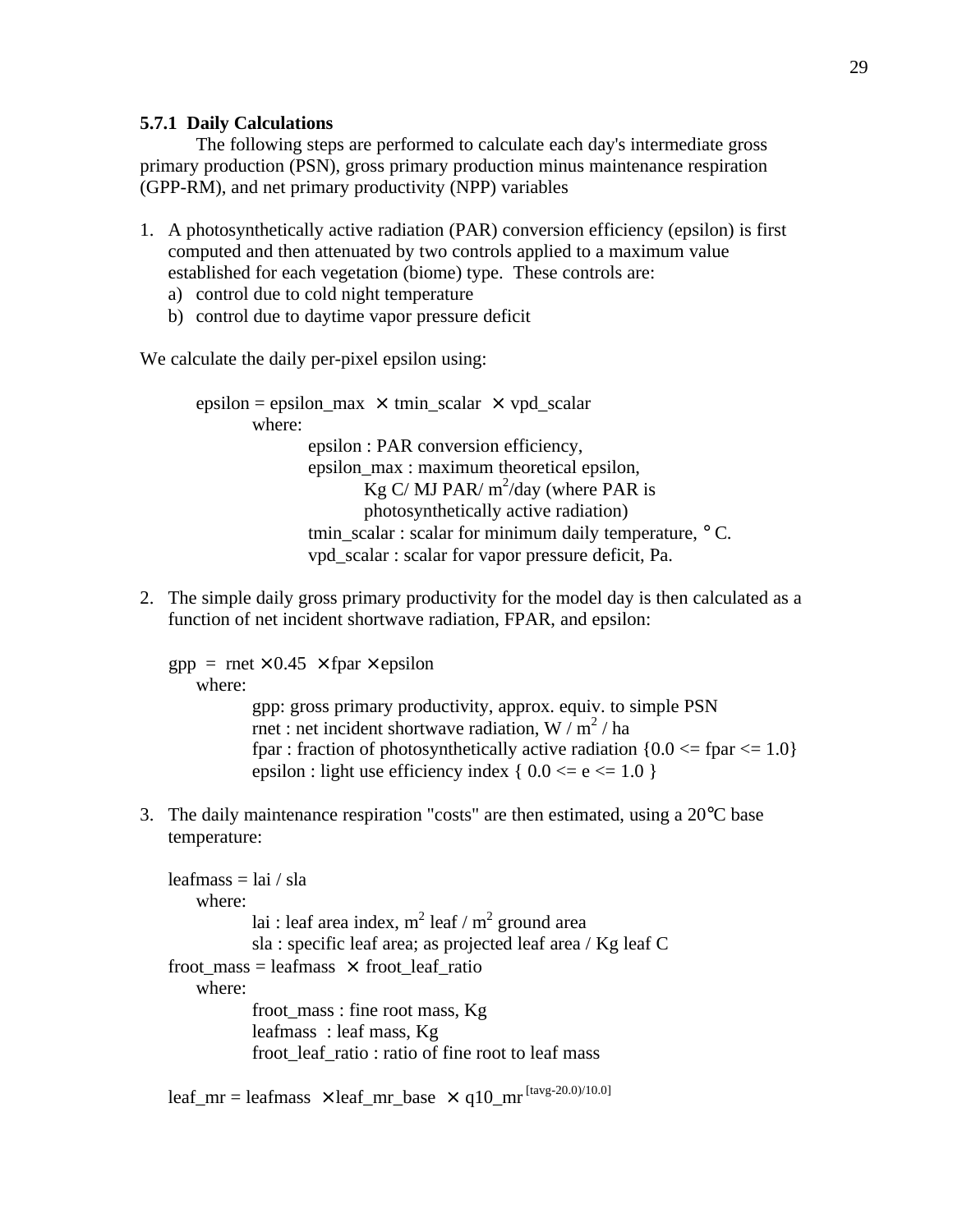### 5.7.1 Daily Calculations

The following steps are performed to calculate each day's intermediate gross primary production (PSN), gross primary production minus maintenance respiration (GPP-RM), and net primary productivity (NPP) variables

1. A photosynthetically active radiation (PAR) conversion efficiency (epsilon) is first computed and then attenuated by two controls applied to a maximum value established for each vegetation (biome) type. These controls are:
   a) control due to cold night temperature
   b) control due to daytime vapor pressure deficit

We calculate the daily per-pixel epsilon using:

$$\text{epsilon} = \text{epsilon\_max} \times \text{tmin\_scalar} \times \text{vpd\_scalar}$$

where:

- epsilon : PAR conversion efficiency,
- epsilon_max : maximum theoretical epsilon, Kg C/ MJ PAR/ $m^2$/day (where PAR is photosynthetically active radiation)
- tmin_scalar : scalar for minimum daily temperature, °C.
- vpd_scalar : scalar for vapor pressure deficit, Pa.

2. The simple daily gross primary productivity for the model day is then calculated as a function of net incident shortwave radiation, FPAR, and epsilon:

$$\text{gpp} = \text{rnet} \times 0.45 \times \text{fpar} \times \text{epsilon}$$

where:

- gpp: gross primary productivity, approx. equiv. to simple PSN
- rnet : net incident shortwave radiation, W / $m^2$ / ha
- fpar : fraction of photosynthetically active radiation {0.0 <= fpar <= 1.0}
- epsilon : light use efficiency index { 0.0 <= e <= 1.0 }

3. The daily maintenance respiration "costs" are then estimated, using a 20°C base temperature:

$$\text{leafmass} = \text{lai} / \text{sla}$$

where:

- lai : leaf area index, $m^2$ leaf / $m^2$ ground area
- sla : specific leaf area; as projected leaf area / Kg leaf C

$$\text{froot\_mass} = \text{leafmass} \times \text{froot\_leaf\_ratio}$$

where:

- froot_mass : fine root mass, Kg
- leafmass : leaf mass, Kg
- froot_leaf_ratio : ratio of fine root to leaf mass

$$\text{leaf\_mr} = \text{leafmass} \times \text{leaf\_mr\_base} \times \text{q10\_mr}^{[\text{tavg}-20.0)/10.0]}$$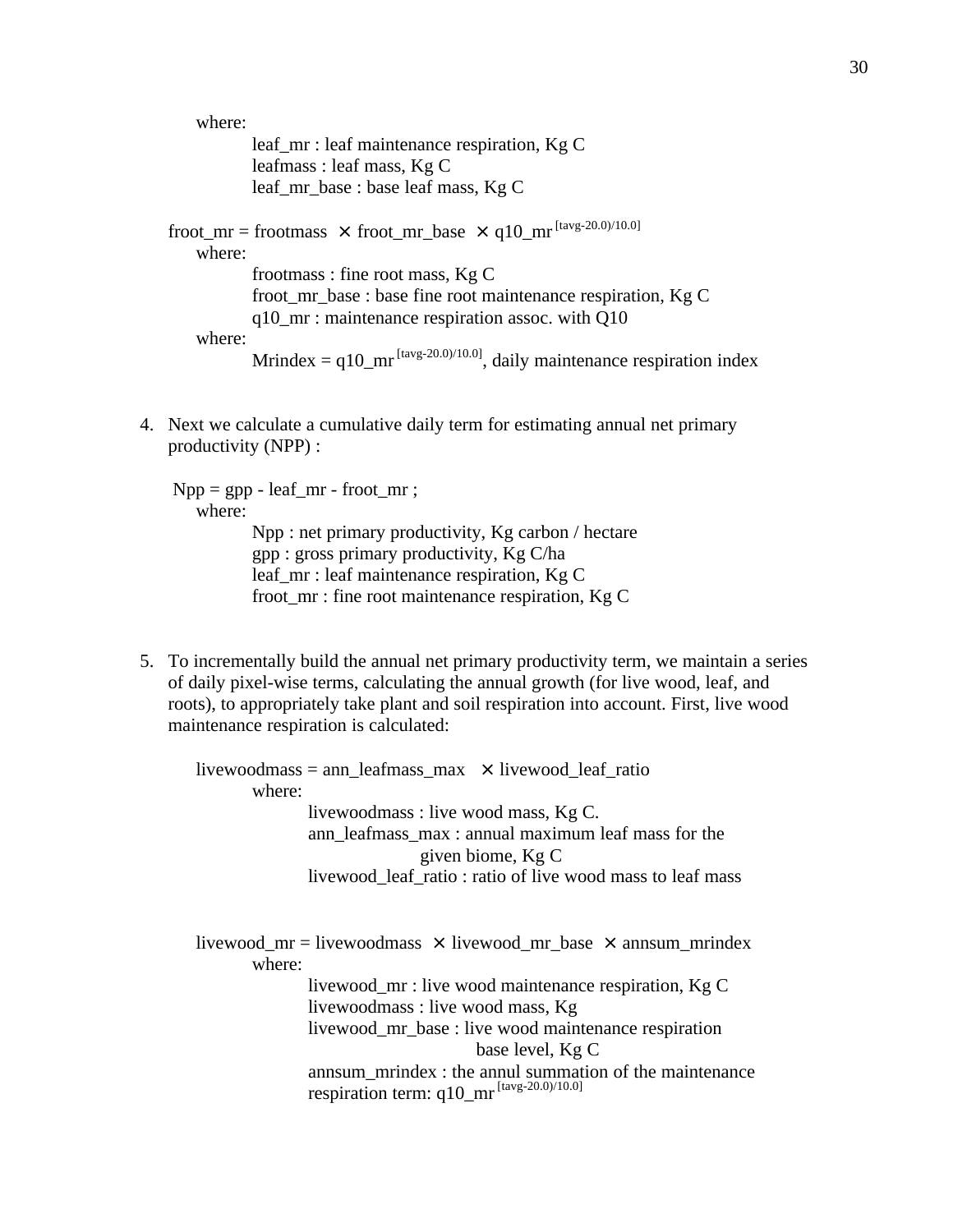where:

leaf_mr : leaf maintenance respiration, Kg C
leafmass : leaf mass, Kg C
leaf_mr_base : base leaf mass, Kg C

$$froot\_mr = frootmass \times froot\_mr\_base \times q10\_mr^{[tavg-20.0)/10.0]}$$

where:

frootmass : fine root mass, Kg C
froot_mr_base : base fine root maintenance respiration, Kg C
q10_mr : maintenance respiration assoc. with Q10

where:

$Mrindex = q10\_mr^{[tavg-20.0)/10.0]}$, daily maintenance respiration index

4. Next we calculate a cumulative daily term for estimating annual net primary productivity (NPP) :

$$Npp = gpp - leaf\_mr - froot\_mr ;$$

where:

Npp : net primary productivity, Kg carbon / hectare
gpp : gross primary productivity, Kg C/ha
leaf_mr : leaf maintenance respiration, Kg C
froot_mr : fine root maintenance respiration, Kg C

5. To incrementally build the annual net primary productivity term, we maintain a series of daily pixel-wise terms, calculating the annual growth (for live wood, leaf, and roots), to appropriately take plant and soil respiration into account. First, live wood maintenance respiration is calculated:

$$livewoodmass = ann\_leafmass\_max \times livewood\_leaf\_ratio$$

where:

livewoodmass : live wood mass, Kg C.
ann_leafmass_max : annual maximum leaf mass for the given biome, Kg C
livewood_leaf_ratio : ratio of live wood mass to leaf mass

$$livewood\_mr = livewoodmass \times livewood\_mr\_base \times annsum\_mrindex$$

where:

livewood_mr : live wood maintenance respiration, Kg C
livewoodmass : live wood mass, Kg
livewood_mr_base : live wood maintenance respiration base level, Kg C
annsum_mrindex : the annul summation of the maintenance respiration term: $q10\_mr^{[tavg-20.0)/10.0]}$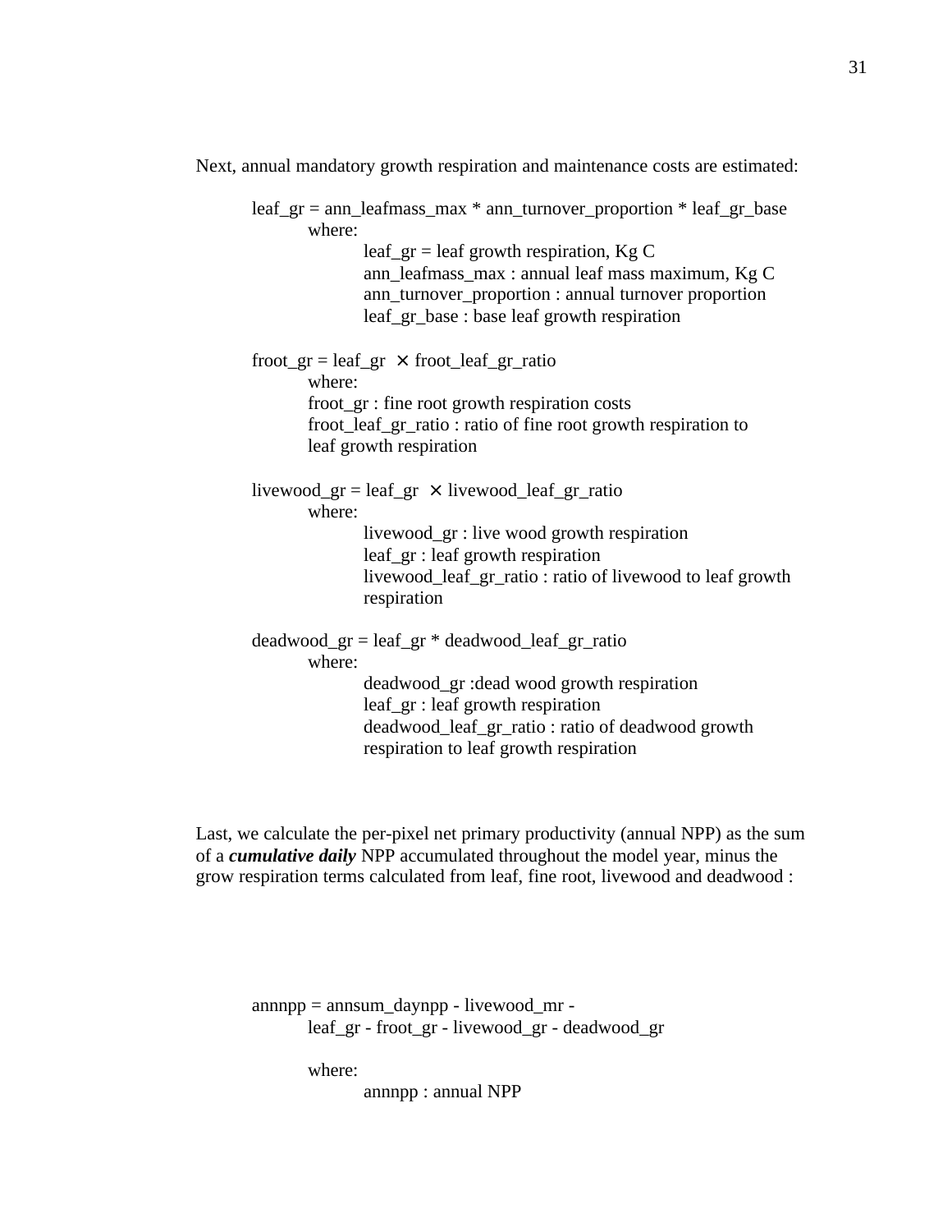Next, annual mandatory growth respiration and maintenance costs are estimated:

leaf_gr = ann_leafmass_max * ann_turnover_proportion * leaf_gr_base

where:

leaf_gr = leaf growth respiration, Kg C
ann_leafmass_max : annual leaf mass maximum, Kg C
ann_turnover_proportion : annual turnover proportion
leaf_gr_base : base leaf growth respiration

froot_gr = leaf_gr × froot_leaf_gr_ratio

where:

froot_gr : fine root growth respiration costs
froot_leaf_gr_ratio : ratio of fine root growth respiration to leaf growth respiration

livewood_gr = leaf_gr × livewood_leaf_gr_ratio

where:

livewood_gr : live wood growth respiration
leaf_gr : leaf growth respiration
livewood_leaf_gr_ratio : ratio of livewood to leaf growth respiration

deadwood_gr = leaf_gr * deadwood_leaf_gr_ratio

where:

deadwood_gr :dead wood growth respiration
leaf_gr : leaf growth respiration
deadwood_leaf_gr_ratio : ratio of deadwood growth respiration to leaf growth respiration

Last, we calculate the per-pixel net primary productivity (annual NPP) as the sum of a ***cumulative daily*** NPP accumulated throughout the model year, minus the grow respiration terms calculated from leaf, fine root, livewood and deadwood :

annnpp = annsum_daynpp - livewood_mr - leaf_gr - froot_gr - livewood_gr - deadwood_gr

where:

annnpp : annual NPP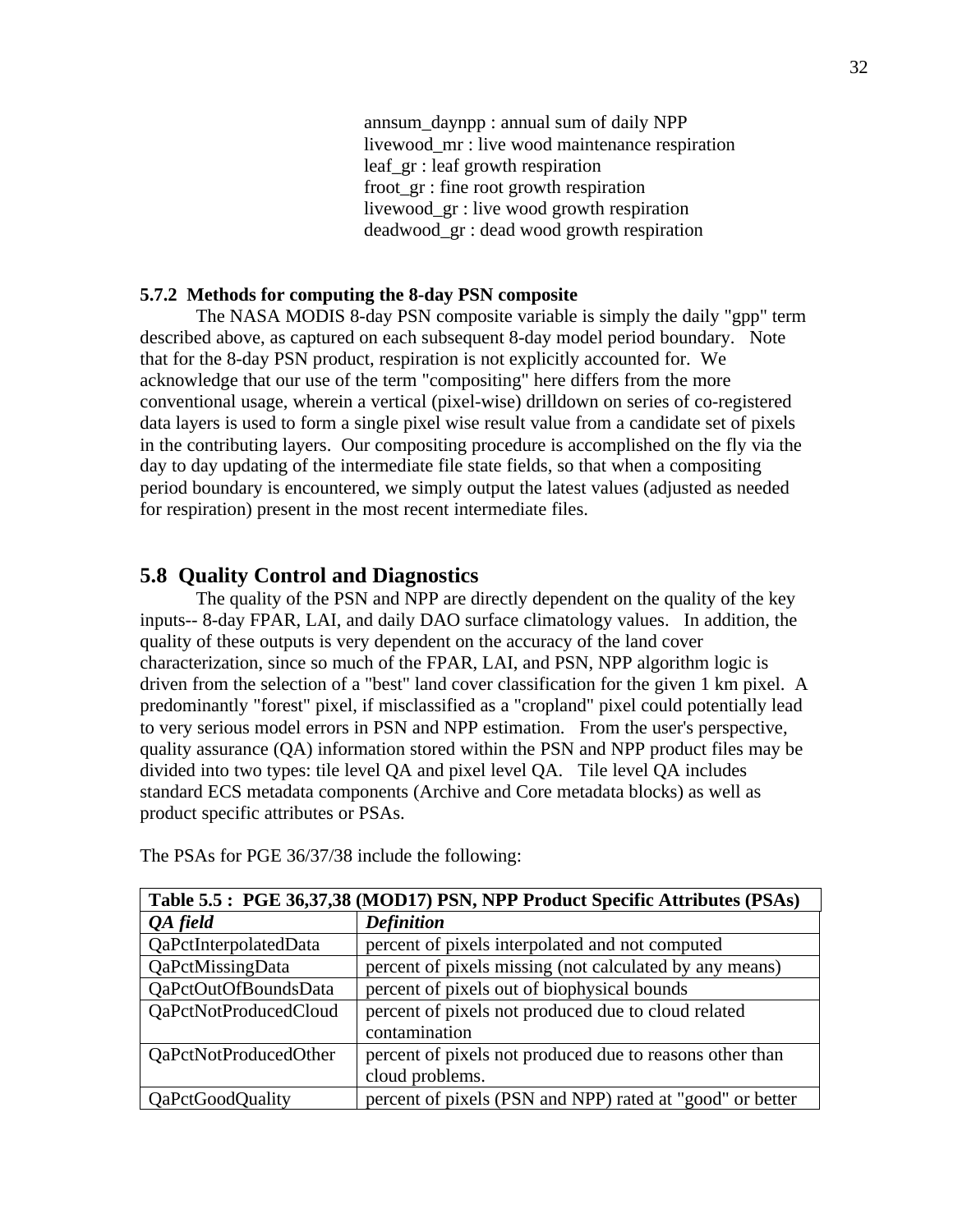annsum_daynpp : annual sum of daily NPP
livewood_mr : live wood maintenance respiration
leaf_gr : leaf growth respiration
froot_gr : fine root growth respiration
livewood_gr : live wood growth respiration
deadwood_gr : dead wood growth respiration

**5.7.2 Methods for computing the 8-day PSN composite**

The NASA MODIS 8-day PSN composite variable is simply the daily "gpp" term described above, as captured on each subsequent 8-day model period boundary. Note that for the 8-day PSN product, respiration is not explicitly accounted for. We acknowledge that our use of the term "compositing" here differs from the more conventional usage, wherein a vertical (pixel-wise) drilldown on series of co-registered data layers is used to form a single pixel wise result value from a candidate set of pixels in the contributing layers. Our compositing procedure is accomplished on the fly via the day to day updating of the intermediate file state fields, so that when a compositing period boundary is encountered, we simply output the latest values (adjusted as needed for respiration) present in the most recent intermediate files.

## 5.8 Quality Control and Diagnostics

The quality of the PSN and NPP are directly dependent on the quality of the key inputs-- 8-day FPAR, LAI, and daily DAO surface climatology values. In addition, the quality of these outputs is very dependent on the accuracy of the land cover characterization, since so much of the FPAR, LAI, and PSN, NPP algorithm logic is driven from the selection of a "best" land cover classification for the given 1 km pixel. A predominantly "forest" pixel, if misclassified as a "cropland" pixel could potentially lead to very serious model errors in PSN and NPP estimation. From the user's perspective, quality assurance (QA) information stored within the PSN and NPP product files may be divided into two types: tile level QA and pixel level QA. Tile level QA includes standard ECS metadata components (Archive and Core metadata blocks) as well as product specific attributes or PSAs.

The PSAs for PGE 36/37/38 include the following:

**Table 5.5 : PGE 36,37,38 (MOD17) PSN, NPP Product Specific Attributes (PSAs)**

| *QA field* | *Definition* |
| --- | --- |
| QaPctInterpolatedData | percent of pixels interpolated and not computed |
| QaPctMissingData | percent of pixels missing (not calculated by any means) |
| QaPctOutOfBoundsData | percent of pixels out of biophysical bounds |
| QaPctNotProducedCloud | percent of pixels not produced due to cloud related contamination |
| QaPctNotProducedOther | percent of pixels not produced due to reasons other than cloud problems. |
| QaPctGoodQuality | percent of pixels (PSN and NPP) rated at "good" or better |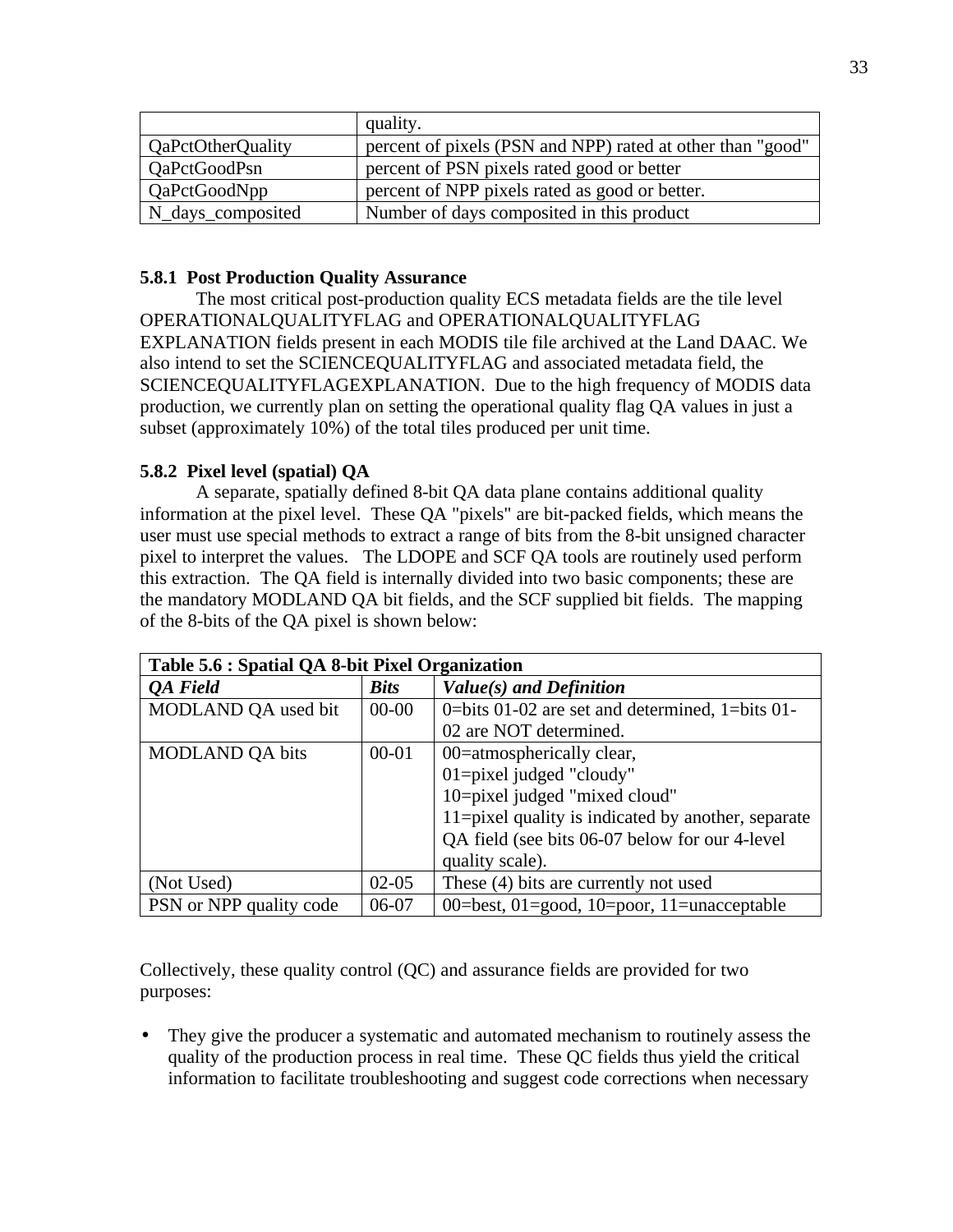| | quality. |
|---|---|
| QaPctOtherQuality | percent of pixels (PSN and NPP) rated at other than "good" |
| QaPctGoodPsn | percent of PSN pixels rated good or better |
| QaPctGoodNpp | percent of NPP pixels rated as good or better. |
| N_days_composited | Number of days composited in this product |

### 5.8.1 Post Production Quality Assurance

The most critical post-production quality ECS metadata fields are the tile level OPERATIONALQUALITYFLAG and OPERATIONALQUALITYFLAG EXPLANATION fields present in each MODIS tile file archived at the Land DAAC. We also intend to set the SCIENCEQUALITYFLAG and associated metadata field, the SCIENCEQUALITYFLAGEXPLANATION. Due to the high frequency of MODIS data production, we currently plan on setting the operational quality flag QA values in just a subset (approximately 10%) of the total tiles produced per unit time.

### 5.8.2 Pixel level (spatial) QA

A separate, spatially defined 8-bit QA data plane contains additional quality information at the pixel level. These QA "pixels" are bit-packed fields, which means the user must use special methods to extract a range of bits from the 8-bit unsigned character pixel to interpret the values. The LDOPE and SCF QA tools are routinely used perform this extraction. The QA field is internally divided into two basic components; these are the mandatory MODLAND QA bit fields, and the SCF supplied bit fields. The mapping of the 8-bits of the QA pixel is shown below:

**Table 5.6 : Spatial QA 8-bit Pixel Organization**

| ***QA Field*** | ***Bits*** | ***Value(s) and Definition*** |
|---|---|---|
| MODLAND QA used bit | 00-00 | 0=bits 01-02 are set and determined, 1=bits 01-02 are NOT determined. |
| MODLAND QA bits | 00-01 | 00=atmospherically clear, 01=pixel judged "cloudy" 10=pixel judged "mixed cloud" 11=pixel quality is indicated by another, separate QA field (see bits 06-07 below for our 4-level quality scale). |
| (Not Used) | 02-05 | These (4) bits are currently not used |
| PSN or NPP quality code | 06-07 | 00=best, 01=good, 10=poor, 11=unacceptable |

Collectively, these quality control (QC) and assurance fields are provided for two purposes:

- They give the producer a systematic and automated mechanism to routinely assess the quality of the production process in real time. These QC fields thus yield the critical information to facilitate troubleshooting and suggest code corrections when necessary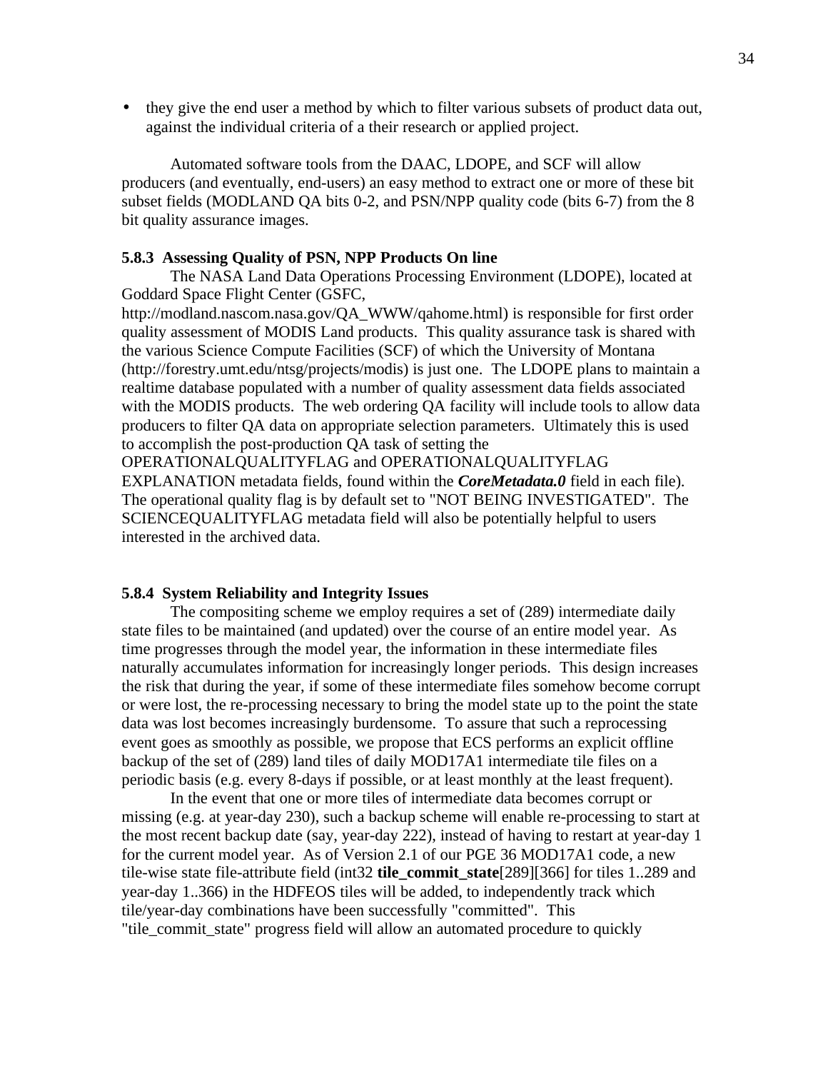- they give the end user a method by which to filter various subsets of product data out, against the individual criteria of a their research or applied project.

Automated software tools from the DAAC, LDOPE, and SCF will allow producers (and eventually, end-users) an easy method to extract one or more of these bit subset fields (MODLAND QA bits 0-2, and PSN/NPP quality code (bits 6-7) from the 8 bit quality assurance images.

### 5.8.3 Assessing Quality of PSN, NPP Products On line

The NASA Land Data Operations Processing Environment (LDOPE), located at Goddard Space Flight Center (GSFC, http://modland.nascom.nasa.gov/QA_WWW/qahome.html) is responsible for first order quality assessment of MODIS Land products. This quality assurance task is shared with the various Science Compute Facilities (SCF) of which the University of Montana (http://forestry.umt.edu/ntsg/projects/modis) is just one. The LDOPE plans to maintain a realtime database populated with a number of quality assessment data fields associated with the MODIS products. The web ordering QA facility will include tools to allow data producers to filter QA data on appropriate selection parameters. Ultimately this is used to accomplish the post-production QA task of setting the OPERATIONALQUALITYFLAG and OPERATIONALQUALITYFLAG EXPLANATION metadata fields, found within the ***CoreMetadata.0*** field in each file). The operational quality flag is by default set to "NOT BEING INVESTIGATED". The SCIENCEQUALITYFLAG metadata field will also be potentially helpful to users interested in the archived data.

### 5.8.4 System Reliability and Integrity Issues

The compositing scheme we employ requires a set of (289) intermediate daily state files to be maintained (and updated) over the course of an entire model year. As time progresses through the model year, the information in these intermediate files naturally accumulates information for increasingly longer periods. This design increases the risk that during the year, if some of these intermediate files somehow become corrupt or were lost, the re-processing necessary to bring the model state up to the point the state data was lost becomes increasingly burdensome. To assure that such a reprocessing event goes as smoothly as possible, we propose that ECS performs an explicit offline backup of the set of (289) land tiles of daily MOD17A1 intermediate tile files on a periodic basis (e.g. every 8-days if possible, or at least monthly at the least frequent).

In the event that one or more tiles of intermediate data becomes corrupt or missing (e.g. at year-day 230), such a backup scheme will enable re-processing to start at the most recent backup date (say, year-day 222), instead of having to restart at year-day 1 for the current model year. As of Version 2.1 of our PGE 36 MOD17A1 code, a new tile-wise state file-attribute field (int32 **tile_commit_state**[289][366] for tiles 1..289 and year-day 1..366) in the HDFEOS tiles will be added, to independently track which tile/year-day combinations have been successfully "committed". This "tile_commit_state" progress field will allow an automated procedure to quickly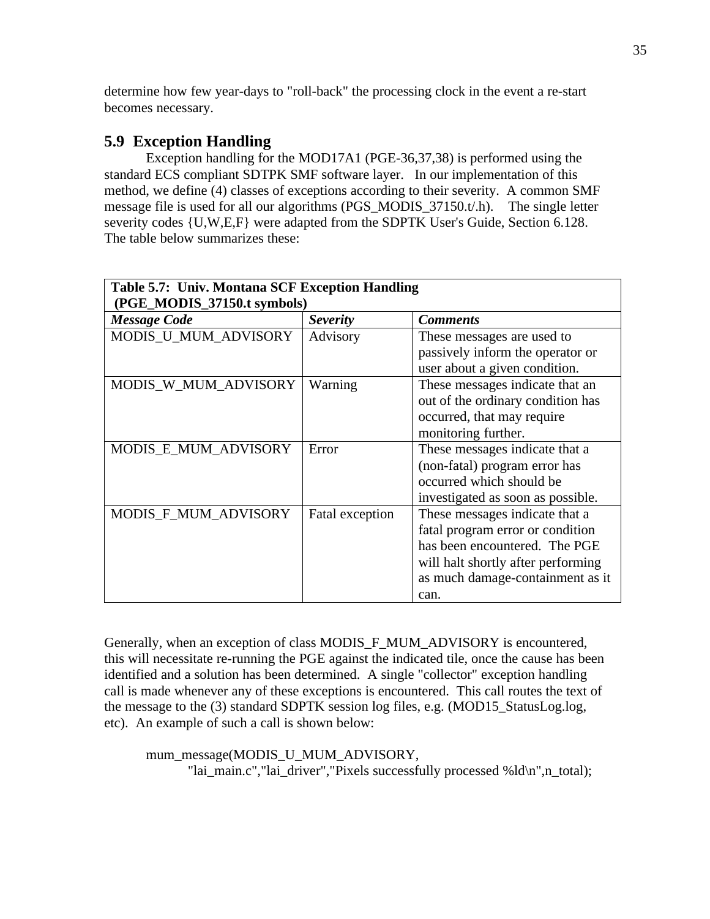determine how few year-days to "roll-back" the processing clock in the event a re-start becomes necessary.

## 5.9 Exception Handling

Exception handling for the MOD17A1 (PGE-36,37,38) is performed using the standard ECS compliant SDTPK SMF software layer. In our implementation of this method, we define (4) classes of exceptions according to their severity. A common SMF message file is used for all our algorithms (PGS_MODIS_37150.t/.h). The single letter severity codes {U,W,E,F} were adapted from the SDPTK User's Guide, Section 6.128. The table below summarizes these:

**Table 5.7: Univ. Montana SCF Exception Handling (PGE_MODIS_37150.t symbols)**

| *Message Code* | *Severity* | *Comments* |
|---|---|---|
| MODIS_U_MUM_ADVISORY | Advisory | These messages are used to passively inform the operator or user about a given condition. |
| MODIS_W_MUM_ADVISORY | Warning | These messages indicate that an out of the ordinary condition has occurred, that may require monitoring further. |
| MODIS_E_MUM_ADVISORY | Error | These messages indicate that a (non-fatal) program error has occurred which should be investigated as soon as possible. |
| MODIS_F_MUM_ADVISORY | Fatal exception | These messages indicate that a fatal program error or condition has been encountered. The PGE will halt shortly after performing as much damage-containment as it can. |

Generally, when an exception of class MODIS_F_MUM_ADVISORY is encountered, this will necessitate re-running the PGE against the indicated tile, once the cause has been identified and a solution has been determined. A single "collector" exception handling call is made whenever any of these exceptions is encountered. This call routes the text of the message to the (3) standard SDPTK session log files, e.g. (MOD15_StatusLog.log, etc). An example of such a call is shown below:

```
mum_message(MODIS_U_MUM_ADVISORY,
        "lai_main.c","lai_driver","Pixels successfully processed %ld\n",n_total);
```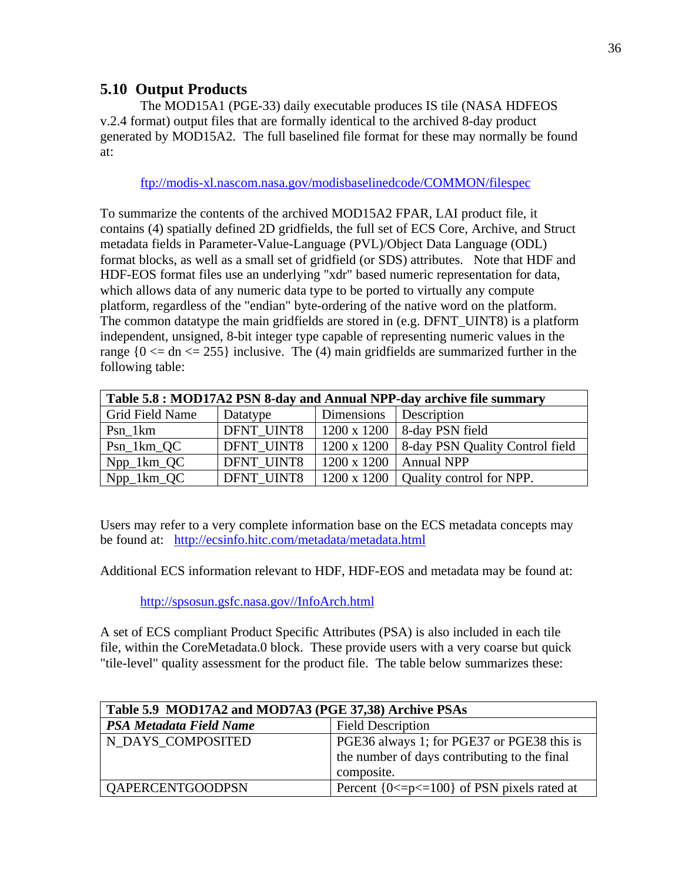## 5.10 Output Products

The MOD15A1 (PGE-33) daily executable produces IS tile (NASA HDFEOS v.2.4 format) output files that are formally identical to the archived 8-day product generated by MOD15A2. The full baselined file format for these may normally be found at:

ftp://modis-xl.nascom.nasa.gov/modisbaselinedcode/COMMON/filespec

To summarize the contents of the archived MOD15A2 FPAR, LAI product file, it contains (4) spatially defined 2D gridfields, the full set of ECS Core, Archive, and Struct metadata fields in Parameter-Value-Language (PVL)/Object Data Language (ODL) format blocks, as well as a small set of gridfield (or SDS) attributes. Note that HDF and HDF-EOS format files use an underlying "xdr" based numeric representation for data, which allows data of any numeric data type to be ported to virtually any compute platform, regardless of the "endian" byte-ordering of the native word on the platform. The common datatype the main gridfields are stored in (e.g. DFNT_UINT8) is a platform independent, unsigned, 8-bit integer type capable of representing numeric values in the range {0 <= dn <= 255} inclusive. The (4) main gridfields are summarized further in the following table:

| **Table 5.8 : MOD17A2 PSN 8-day and Annual NPP-day archive file summary** | | | |
|---|---|---|---|
| Grid Field Name | Datatype | Dimensions | Description |
| Psn_1km | DFNT_UINT8 | 1200 x 1200 | 8-day PSN field |
| Psn_1km_QC | DFNT_UINT8 | 1200 x 1200 | 8-day PSN Quality Control field |
| Npp_1km_QC | DFNT_UINT8 | 1200 x 1200 | Annual NPP |
| Npp_1km_QC | DFNT_UINT8 | 1200 x 1200 | Quality control for NPP. |

Users may refer to a very complete information base on the ECS metadata concepts may be found at: http://ecsinfo.hitc.com/metadata/metadata.html

Additional ECS information relevant to HDF, HDF-EOS and metadata may be found at:

http://spsosun.gsfc.nasa.gov//InfoArch.html

A set of ECS compliant Product Specific Attributes (PSA) is also included in each tile file, within the CoreMetadata.0 block. These provide users with a very coarse but quick "tile-level" quality assessment for the product file. The table below summarizes these:

| **Table 5.9 MOD17A2 and MOD7A3 (PGE 37,38) Archive PSAs** | |
|---|---|
| ***PSA Metadata Field Name*** | Field Description |
| N_DAYS_COMPOSITED | PGE36 always 1; for PGE37 or PGE38 this is the number of days contributing to the final composite. |
| QAPERCENTGOODPSN | Percent {0<=p<=100} of PSN pixels rated at |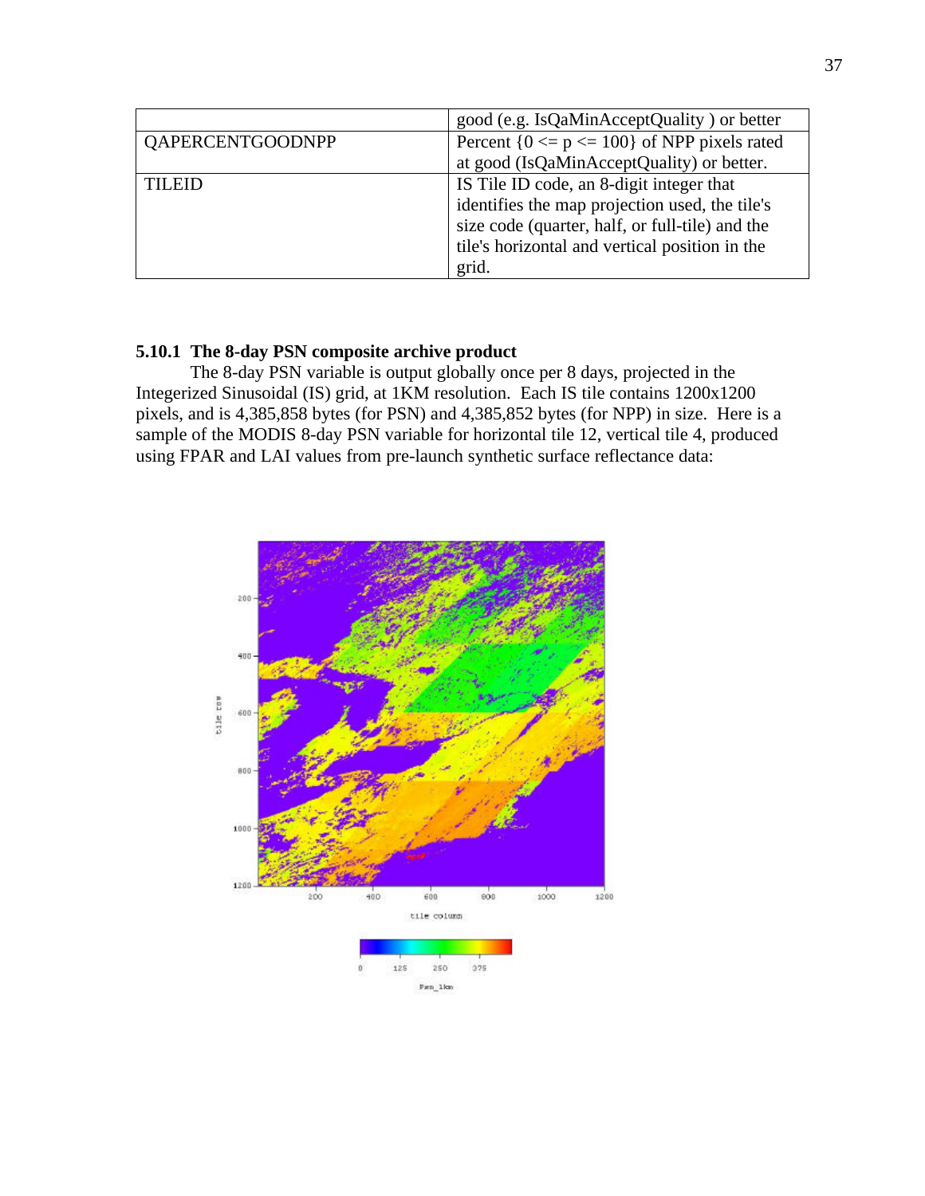|  | good (e.g. IsQaMinAcceptQuality ) or better |
| --- | --- |
| QAPERCENTGOODNPP | Percent {0 <= p <= 100} of NPP pixels rated at good (IsQaMinAcceptQuality) or better. |
| TILEID | IS Tile ID code, an 8-digit integer that identifies the map projection used, the tile's size code (quarter, half, or full-tile) and the tile's horizontal and vertical position in the grid. |

### 5.10.1 The 8-day PSN composite archive product

The 8-day PSN variable is output globally once per 8 days, projected in the Integerized Sinusoidal (IS) grid, at 1KM resolution. Each IS tile contains 1200x1200 pixels, and is 4,385,858 bytes (for PSN) and 4,385,852 bytes (for NPP) in size. Here is a sample of the MODIS 8-day PSN variable for horizontal tile 12, vertical tile 4, produced using FPAR and LAI values from pre-launch synthetic surface reflectance data: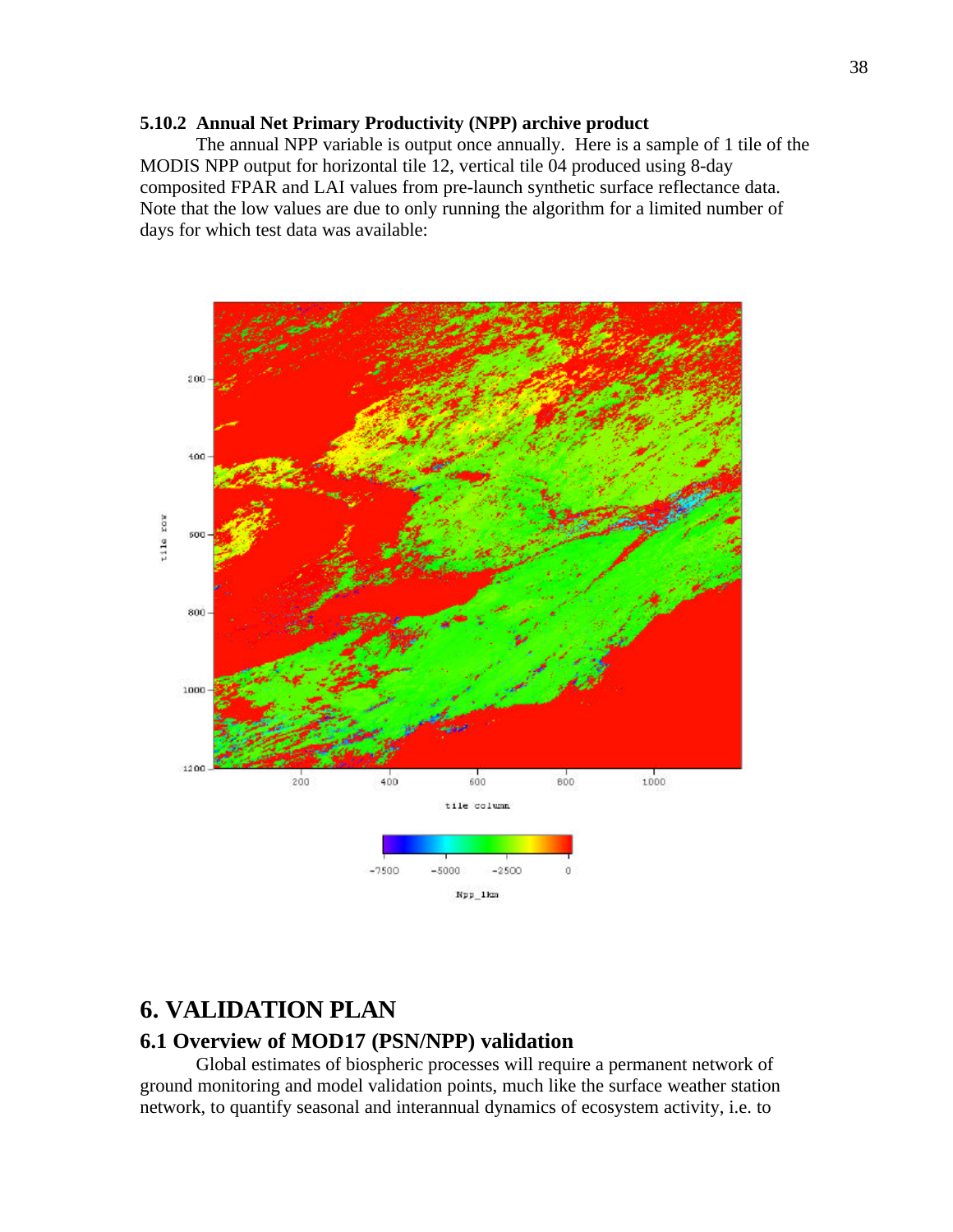### 5.10.2 Annual Net Primary Productivity (NPP) archive product

The annual NPP variable is output once annually. Here is a sample of 1 tile of the MODIS NPP output for horizontal tile 12, vertical tile 04 produced using 8-day composited FPAR and LAI values from pre-launch synthetic surface reflectance data. Note that the low values are due to only running the algorithm for a limited number of days for which test data was available:

# 6. VALIDATION PLAN

## 6.1 Overview of MOD17 (PSN/NPP) validation

Global estimates of biospheric processes will require a permanent network of ground monitoring and model validation points, much like the surface weather station network, to quantify seasonal and interannual dynamics of ecosystem activity, i.e. to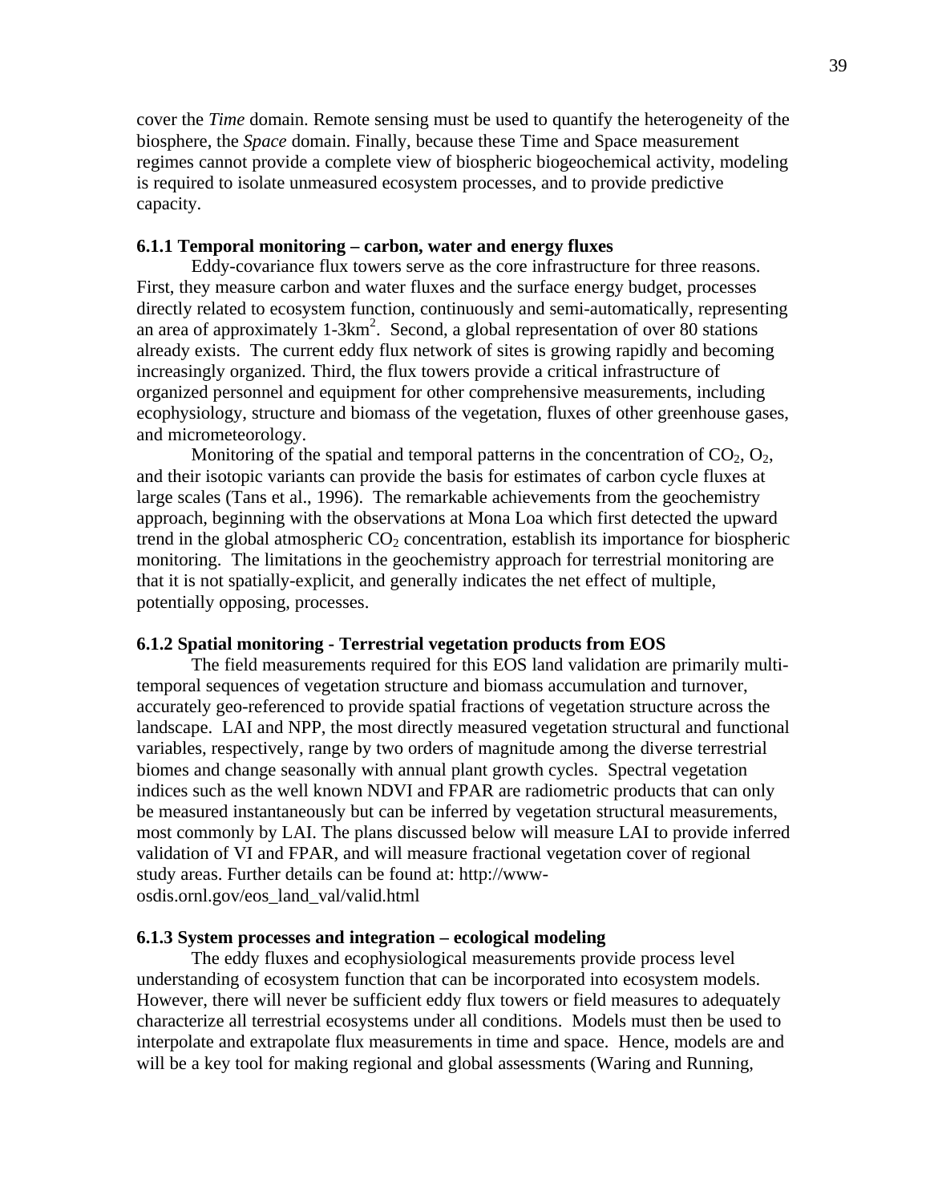cover the *Time* domain. Remote sensing must be used to quantify the heterogeneity of the biosphere, the *Space* domain. Finally, because these Time and Space measurement regimes cannot provide a complete view of biospheric biogeochemical activity, modeling is required to isolate unmeasured ecosystem processes, and to provide predictive capacity.

### 6.1.1 Temporal monitoring – carbon, water and energy fluxes

Eddy-covariance flux towers serve as the core infrastructure for three reasons. First, they measure carbon and water fluxes and the surface energy budget, processes directly related to ecosystem function, continuously and semi-automatically, representing an area of approximately 1-3km$^2$. Second, a global representation of over 80 stations already exists. The current eddy flux network of sites is growing rapidly and becoming increasingly organized. Third, the flux towers provide a critical infrastructure of organized personnel and equipment for other comprehensive measurements, including ecophysiology, structure and biomass of the vegetation, fluxes of other greenhouse gases, and micrometeorology.

Monitoring of the spatial and temporal patterns in the concentration of $CO_2$, $O_2$, and their isotopic variants can provide the basis for estimates of carbon cycle fluxes at large scales (Tans et al., 1996). The remarkable achievements from the geochemistry approach, beginning with the observations at Mona Loa which first detected the upward trend in the global atmospheric $CO_2$ concentration, establish its importance for biospheric monitoring. The limitations in the geochemistry approach for terrestrial monitoring are that it is not spatially-explicit, and generally indicates the net effect of multiple, potentially opposing, processes.

### 6.1.2 Spatial monitoring - Terrestrial vegetation products from EOS

The field measurements required for this EOS land validation are primarily multi-temporal sequences of vegetation structure and biomass accumulation and turnover, accurately geo-referenced to provide spatial fractions of vegetation structure across the landscape. LAI and NPP, the most directly measured vegetation structural and functional variables, respectively, range by two orders of magnitude among the diverse terrestrial biomes and change seasonally with annual plant growth cycles. Spectral vegetation indices such as the well known NDVI and FPAR are radiometric products that can only be measured instantaneously but can be inferred by vegetation structural measurements, most commonly by LAI. The plans discussed below will measure LAI to provide inferred validation of VI and FPAR, and will measure fractional vegetation cover of regional study areas. Further details can be found at: http://www-osdis.ornl.gov/eos_land_val/valid.html

### 6.1.3 System processes and integration – ecological modeling

The eddy fluxes and ecophysiological measurements provide process level understanding of ecosystem function that can be incorporated into ecosystem models. However, there will never be sufficient eddy flux towers or field measures to adequately characterize all terrestrial ecosystems under all conditions. Models must then be used to interpolate and extrapolate flux measurements in time and space. Hence, models are and will be a key tool for making regional and global assessments (Waring and Running,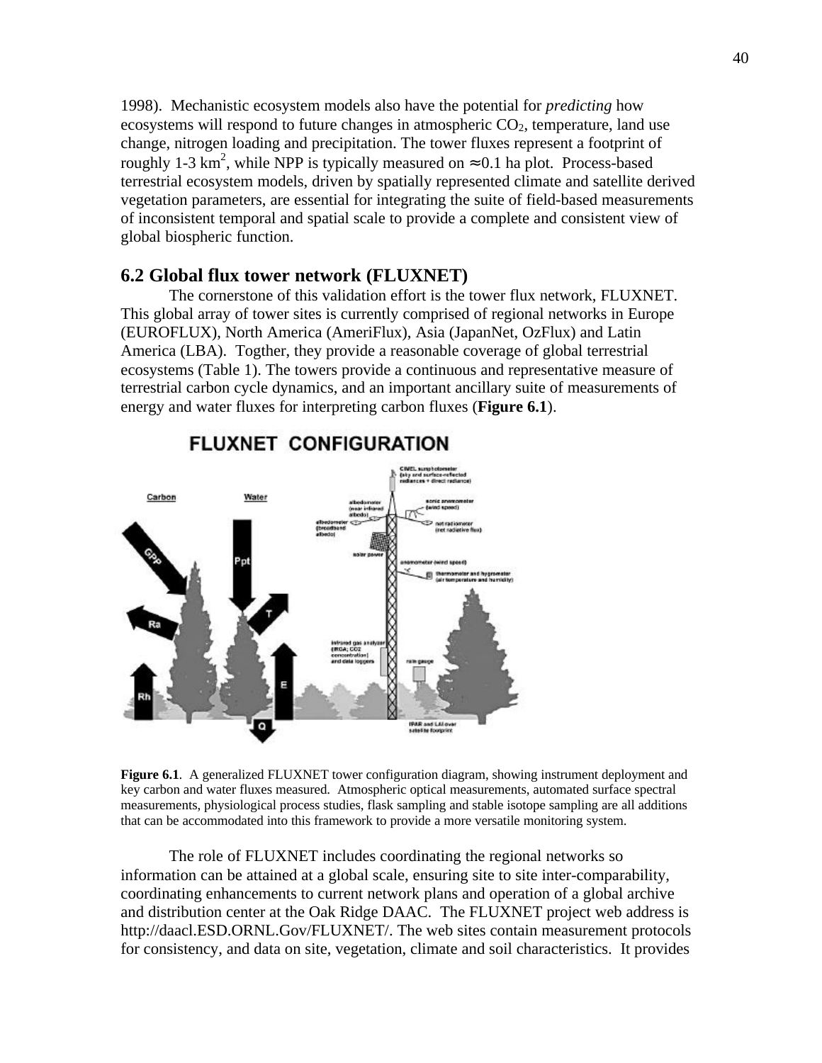1998). Mechanistic ecosystem models also have the potential for *predicting* how ecosystems will respond to future changes in atmospheric $CO_2$, temperature, land use change, nitrogen loading and precipitation. The tower fluxes represent a footprint of roughly 1-3 $km^2$, while NPP is typically measured on $\approx 0.1$ ha plot. Process-based terrestrial ecosystem models, driven by spatially represented climate and satellite derived vegetation parameters, are essential for integrating the suite of field-based measurements of inconsistent temporal and spatial scale to provide a complete and consistent view of global biospheric function.

## 6.2 Global flux tower network (FLUXNET)

The cornerstone of this validation effort is the tower flux network, FLUXNET. This global array of tower sites is currently comprised of regional networks in Europe (EUROFLUX), North America (AmeriFlux), Asia (JapanNet, OzFlux) and Latin America (LBA). Togther, they provide a reasonable coverage of global terrestrial ecosystems (Table 1). The towers provide a continuous and representative measure of terrestrial carbon cycle dynamics, and an important ancillary suite of measurements of energy and water fluxes for interpreting carbon fluxes (**Figure 6.1**).

**Figure 6.1**. A generalized FLUXNET tower configuration diagram, showing instrument deployment and key carbon and water fluxes measured. Atmospheric optical measurements, automated surface spectral measurements, physiological process studies, flask sampling and stable isotope sampling are all additions that can be accommodated into this framework to provide a more versatile monitoring system.

The role of FLUXNET includes coordinating the regional networks so information can be attained at a global scale, ensuring site to site inter-comparability, coordinating enhancements to current network plans and operation of a global archive and distribution center at the Oak Ridge DAAC. The FLUXNET project web address is http://daacl.ESD.ORNL.Gov/FLUXNET/. The web sites contain measurement protocols for consistency, and data on site, vegetation, climate and soil characteristics. It provides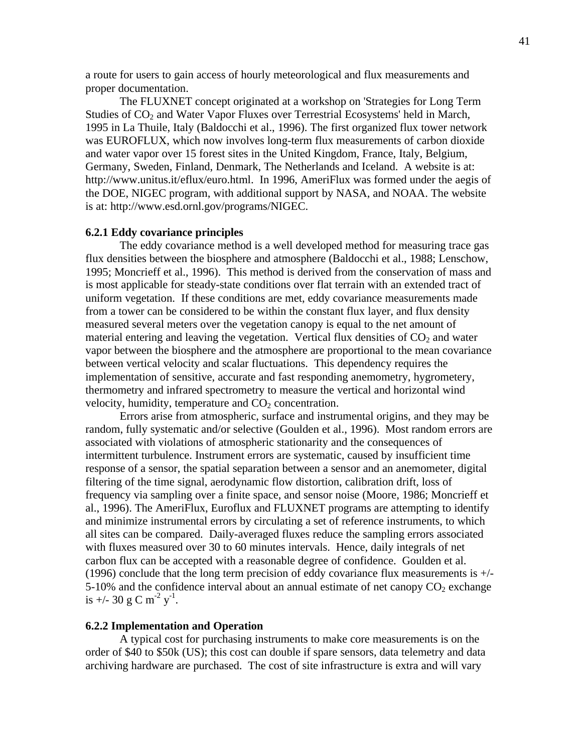a route for users to gain access of hourly meteorological and flux measurements and proper documentation.

The FLUXNET concept originated at a workshop on 'Strategies for Long Term Studies of $CO_2$ and Water Vapor Fluxes over Terrestrial Ecosystems' held in March, 1995 in La Thuile, Italy (Baldocchi et al., 1996). The first organized flux tower network was EUROFLUX, which now involves long-term flux measurements of carbon dioxide and water vapor over 15 forest sites in the United Kingdom, France, Italy, Belgium, Germany, Sweden, Finland, Denmark, The Netherlands and Iceland. A website is at: http://www.unitus.it/eflux/euro.html. In 1996, AmeriFlux was formed under the aegis of the DOE, NIGEC program, with additional support by NASA, and NOAA. The website is at: http://www.esd.ornl.gov/programs/NIGEC.

### 6.2.1 Eddy covariance principles

The eddy covariance method is a well developed method for measuring trace gas flux densities between the biosphere and atmosphere (Baldocchi et al., 1988; Lenschow, 1995; Moncrieff et al., 1996). This method is derived from the conservation of mass and is most applicable for steady-state conditions over flat terrain with an extended tract of uniform vegetation. If these conditions are met, eddy covariance measurements made from a tower can be considered to be within the constant flux layer, and flux density measured several meters over the vegetation canopy is equal to the net amount of material entering and leaving the vegetation. Vertical flux densities of $CO_2$ and water vapor between the biosphere and the atmosphere are proportional to the mean covariance between vertical velocity and scalar fluctuations. This dependency requires the implementation of sensitive, accurate and fast responding anemometry, hygrometery, thermometry and infrared spectrometry to measure the vertical and horizontal wind velocity, humidity, temperature and $CO_2$ concentration.

Errors arise from atmospheric, surface and instrumental origins, and they may be random, fully systematic and/or selective (Goulden et al., 1996). Most random errors are associated with violations of atmospheric stationarity and the consequences of intermittent turbulence. Instrument errors are systematic, caused by insufficient time response of a sensor, the spatial separation between a sensor and an anemometer, digital filtering of the time signal, aerodynamic flow distortion, calibration drift, loss of frequency via sampling over a finite space, and sensor noise (Moore, 1986; Moncrieff et al., 1996). The AmeriFlux, Euroflux and FLUXNET programs are attempting to identify and minimize instrumental errors by circulating a set of reference instruments, to which all sites can be compared. Daily-averaged fluxes reduce the sampling errors associated with fluxes measured over 30 to 60 minutes intervals. Hence, daily integrals of net carbon flux can be accepted with a reasonable degree of confidence. Goulden et al. (1996) conclude that the long term precision of eddy covariance flux measurements is +/- 5-10% and the confidence interval about an annual estimate of net canopy $CO_2$ exchange is +/- 30 g C $m^{-2}$ $y^{-1}$.

### 6.2.2 Implementation and Operation

A typical cost for purchasing instruments to make core measurements is on the order of $40 to $50k (US); this cost can double if spare sensors, data telemetry and data archiving hardware are purchased. The cost of site infrastructure is extra and will vary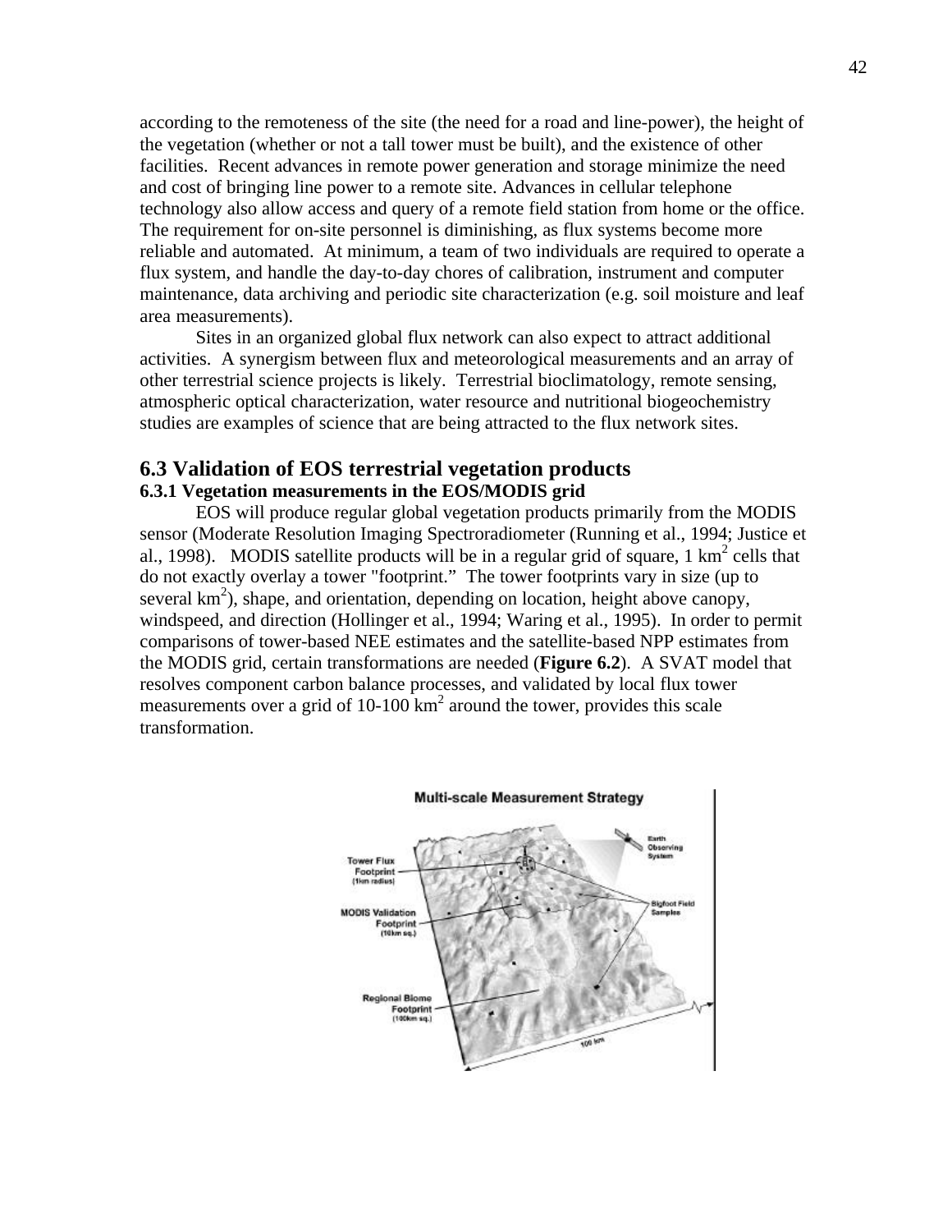according to the remoteness of the site (the need for a road and line-power), the height of the vegetation (whether or not a tall tower must be built), and the existence of other facilities. Recent advances in remote power generation and storage minimize the need and cost of bringing line power to a remote site. Advances in cellular telephone technology also allow access and query of a remote field station from home or the office. The requirement for on-site personnel is diminishing, as flux systems become more reliable and automated. At minimum, a team of two individuals are required to operate a flux system, and handle the day-to-day chores of calibration, instrument and computer maintenance, data archiving and periodic site characterization (e.g. soil moisture and leaf area measurements).

Sites in an organized global flux network can also expect to attract additional activities. A synergism between flux and meteorological measurements and an array of other terrestrial science projects is likely. Terrestrial bioclimatology, remote sensing, atmospheric optical characterization, water resource and nutritional biogeochemistry studies are examples of science that are being attracted to the flux network sites.

## 6.3 Validation of EOS terrestrial vegetation products

### 6.3.1 Vegetation measurements in the EOS/MODIS grid

EOS will produce regular global vegetation products primarily from the MODIS sensor (Moderate Resolution Imaging Spectroradiometer (Running et al., 1994; Justice et al., 1998). MODIS satellite products will be in a regular grid of square, 1 $km^2$ cells that do not exactly overlay a tower "footprint." The tower footprints vary in size (up to several $km^2$), shape, and orientation, depending on location, height above canopy, windspeed, and direction (Hollinger et al., 1994; Waring et al., 1995). In order to permit comparisons of tower-based NEE estimates and the satellite-based NPP estimates from the MODIS grid, certain transformations are needed (**Figure 6.2**). A SVAT model that resolves component carbon balance processes, and validated by local flux tower measurements over a grid of 10-100 $km^2$ around the tower, provides this scale transformation.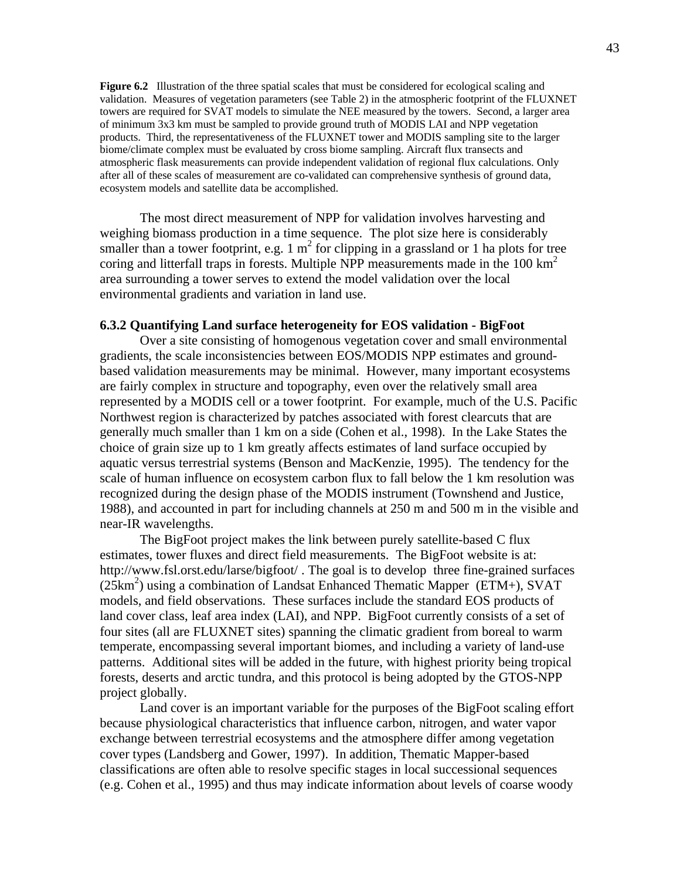**Figure 6.2** Illustration of the three spatial scales that must be considered for ecological scaling and validation. Measures of vegetation parameters (see Table 2) in the atmospheric footprint of the FLUXNET towers are required for SVAT models to simulate the NEE measured by the towers. Second, a larger area of minimum 3x3 km must be sampled to provide ground truth of MODIS LAI and NPP vegetation products. Third, the representativeness of the FLUXNET tower and MODIS sampling site to the larger biome/climate complex must be evaluated by cross biome sampling. Aircraft flux transects and atmospheric flask measurements can provide independent validation of regional flux calculations. Only after all of these scales of measurement are co-validated can comprehensive synthesis of ground data, ecosystem models and satellite data be accomplished.

The most direct measurement of NPP for validation involves harvesting and weighing biomass production in a time sequence. The plot size here is considerably smaller than a tower footprint, e.g. 1 $m^2$ for clipping in a grassland or 1 ha plots for tree coring and litterfall traps in forests. Multiple NPP measurements made in the 100 $km^2$ area surrounding a tower serves to extend the model validation over the local environmental gradients and variation in land use.

### 6.3.2 Quantifying Land surface heterogeneity for EOS validation - BigFoot

Over a site consisting of homogenous vegetation cover and small environmental gradients, the scale inconsistencies between EOS/MODIS NPP estimates and ground-based validation measurements may be minimal. However, many important ecosystems are fairly complex in structure and topography, even over the relatively small area represented by a MODIS cell or a tower footprint. For example, much of the U.S. Pacific Northwest region is characterized by patches associated with forest clearcuts that are generally much smaller than 1 km on a side (Cohen et al., 1998). In the Lake States the choice of grain size up to 1 km greatly affects estimates of land surface occupied by aquatic versus terrestrial systems (Benson and MacKenzie, 1995). The tendency for the scale of human influence on ecosystem carbon flux to fall below the 1 km resolution was recognized during the design phase of the MODIS instrument (Townshend and Justice, 1988), and accounted in part for including channels at 250 m and 500 m in the visible and near-IR wavelengths.

The BigFoot project makes the link between purely satellite-based C flux estimates, tower fluxes and direct field measurements. The BigFoot website is at: http://www.fsl.orst.edu/larse/bigfoot/ . The goal is to develop three fine-grained surfaces (25$km^2$) using a combination of Landsat Enhanced Thematic Mapper (ETM+), SVAT models, and field observations. These surfaces include the standard EOS products of land cover class, leaf area index (LAI), and NPP. BigFoot currently consists of a set of four sites (all are FLUXNET sites) spanning the climatic gradient from boreal to warm temperate, encompassing several important biomes, and including a variety of land-use patterns. Additional sites will be added in the future, with highest priority being tropical forests, deserts and arctic tundra, and this protocol is being adopted by the GTOS-NPP project globally.

Land cover is an important variable for the purposes of the BigFoot scaling effort because physiological characteristics that influence carbon, nitrogen, and water vapor exchange between terrestrial ecosystems and the atmosphere differ among vegetation cover types (Landsberg and Gower, 1997). In addition, Thematic Mapper-based classifications are often able to resolve specific stages in local successional sequences (e.g. Cohen et al., 1995) and thus may indicate information about levels of coarse woody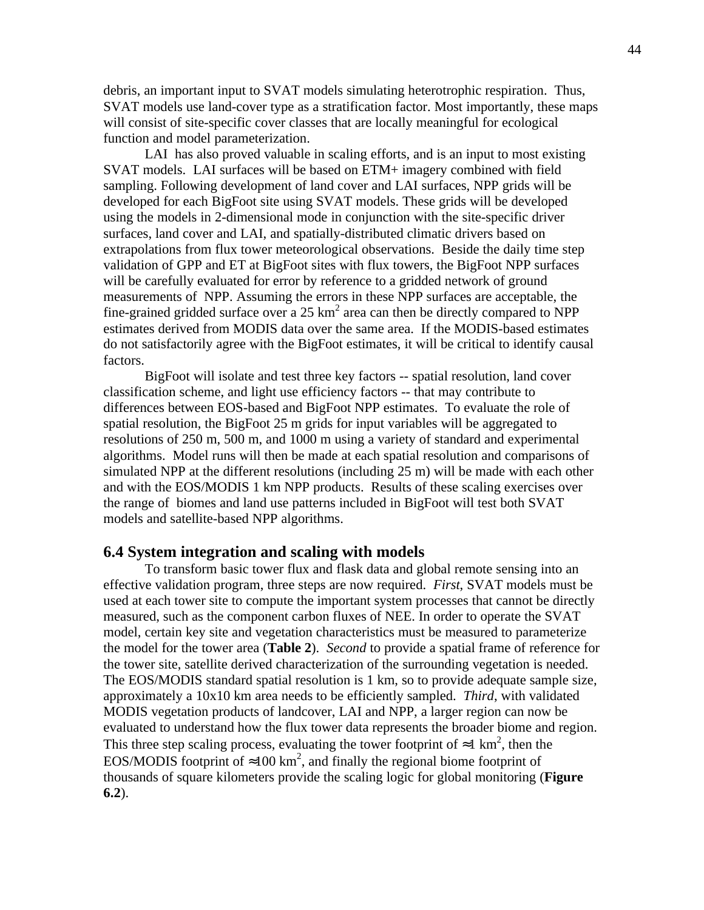debris, an important input to SVAT models simulating heterotrophic respiration. Thus, SVAT models use land-cover type as a stratification factor. Most importantly, these maps will consist of site-specific cover classes that are locally meaningful for ecological function and model parameterization.

LAI has also proved valuable in scaling efforts, and is an input to most existing SVAT models. LAI surfaces will be based on ETM+ imagery combined with field sampling. Following development of land cover and LAI surfaces, NPP grids will be developed for each BigFoot site using SVAT models. These grids will be developed using the models in 2-dimensional mode in conjunction with the site-specific driver surfaces, land cover and LAI, and spatially-distributed climatic drivers based on extrapolations from flux tower meteorological observations. Beside the daily time step validation of GPP and ET at BigFoot sites with flux towers, the BigFoot NPP surfaces will be carefully evaluated for error by reference to a gridded network of ground measurements of NPP. Assuming the errors in these NPP surfaces are acceptable, the fine-grained gridded surface over a 25 $km^2$ area can then be directly compared to NPP estimates derived from MODIS data over the same area. If the MODIS-based estimates do not satisfactorily agree with the BigFoot estimates, it will be critical to identify causal factors.

BigFoot will isolate and test three key factors -- spatial resolution, land cover classification scheme, and light use efficiency factors -- that may contribute to differences between EOS-based and BigFoot NPP estimates. To evaluate the role of spatial resolution, the BigFoot 25 m grids for input variables will be aggregated to resolutions of 250 m, 500 m, and 1000 m using a variety of standard and experimental algorithms. Model runs will then be made at each spatial resolution and comparisons of simulated NPP at the different resolutions (including 25 m) will be made with each other and with the EOS/MODIS 1 km NPP products. Results of these scaling exercises over the range of biomes and land use patterns included in BigFoot will test both SVAT models and satellite-based NPP algorithms.

## 6.4 System integration and scaling with models

To transform basic tower flux and flask data and global remote sensing into an effective validation program, three steps are now required. *First*, SVAT models must be used at each tower site to compute the important system processes that cannot be directly measured, such as the component carbon fluxes of NEE. In order to operate the SVAT model, certain key site and vegetation characteristics must be measured to parameterize the model for the tower area (**Table 2**). *Second* to provide a spatial frame of reference for the tower site, satellite derived characterization of the surrounding vegetation is needed. The EOS/MODIS standard spatial resolution is 1 km, so to provide adequate sample size, approximately a 10x10 km area needs to be efficiently sampled. *Third*, with validated MODIS vegetation products of landcover, LAI and NPP, a larger region can now be evaluated to understand how the flux tower data represents the broader biome and region. This three step scaling process, evaluating the tower footprint of $\approx 1$ $km^2$, then the EOS/MODIS footprint of $\approx 100$ $km^2$, and finally the regional biome footprint of thousands of square kilometers provide the scaling logic for global monitoring (**Figure 6.2**).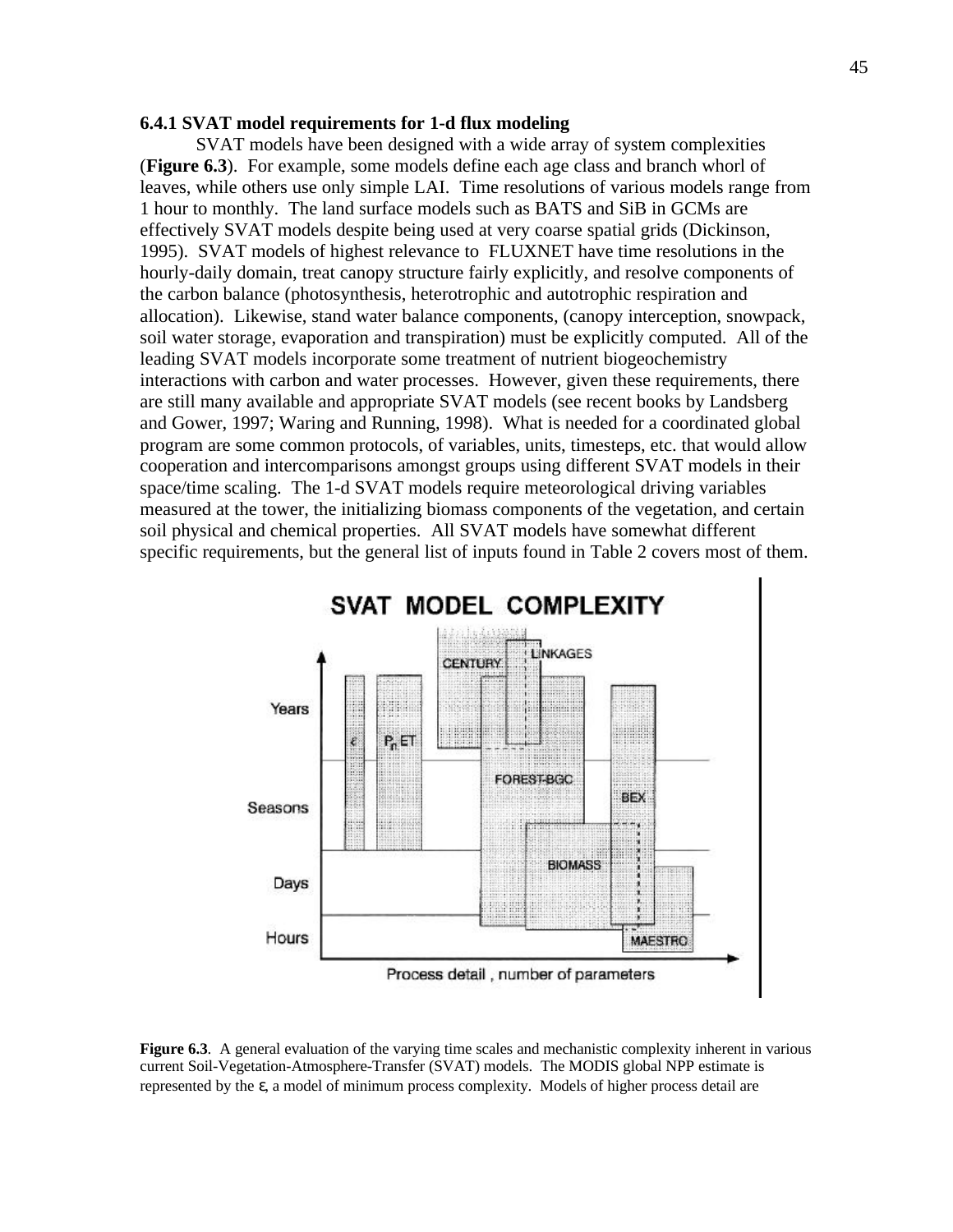### 6.4.1 SVAT model requirements for 1-d flux modeling

SVAT models have been designed with a wide array of system complexities (**Figure 6.3**). For example, some models define each age class and branch whorl of leaves, while others use only simple LAI. Time resolutions of various models range from 1 hour to monthly. The land surface models such as BATS and SiB in GCMs are effectively SVAT models despite being used at very coarse spatial grids (Dickinson, 1995). SVAT models of highest relevance to FLUXNET have time resolutions in the hourly-daily domain, treat canopy structure fairly explicitly, and resolve components of the carbon balance (photosynthesis, heterotrophic and autotrophic respiration and allocation). Likewise, stand water balance components, (canopy interception, snowpack, soil water storage, evaporation and transpiration) must be explicitly computed. All of the leading SVAT models incorporate some treatment of nutrient biogeochemistry interactions with carbon and water processes. However, given these requirements, there are still many available and appropriate SVAT models (see recent books by Landsberg and Gower, 1997; Waring and Running, 1998). What is needed for a coordinated global program are some common protocols, of variables, units, timesteps, etc. that would allow cooperation and intercomparisons amongst groups using different SVAT models in their space/time scaling. The 1-d SVAT models require meteorological driving variables measured at the tower, the initializing biomass components of the vegetation, and certain soil physical and chemical properties. All SVAT models have somewhat different specific requirements, but the general list of inputs found in Table 2 covers most of them.

**Figure 6.3**. A general evaluation of the varying time scales and mechanistic complexity inherent in various current Soil-Vegetation-Atmosphere-Transfer (SVAT) models. The MODIS global NPP estimate is represented by the $\varepsilon$, a model of minimum process complexity. Models of higher process detail are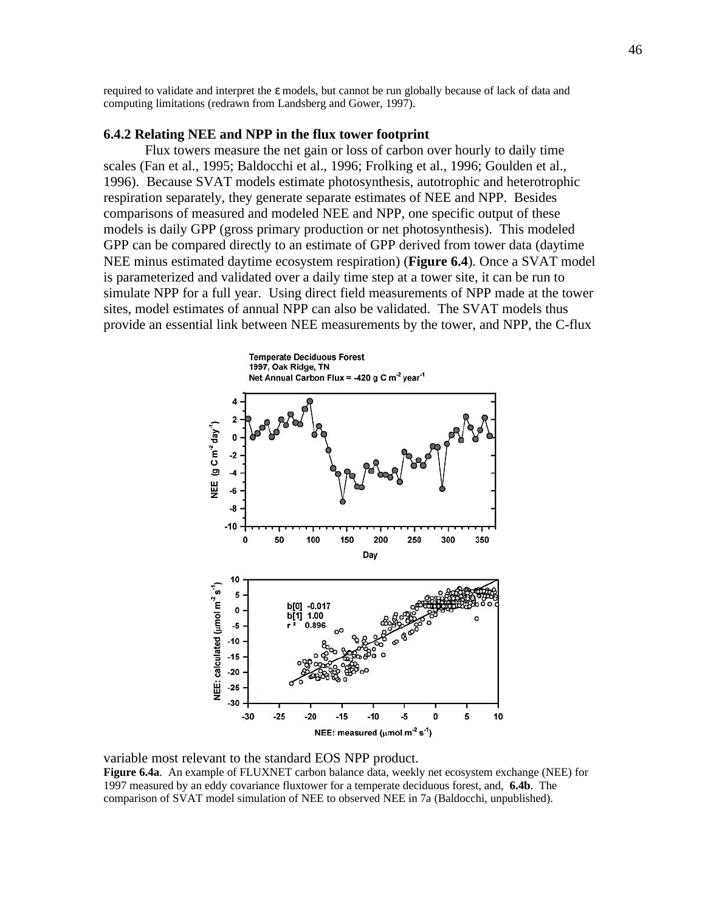required to validate and interpret the ε models, but cannot be run globally because of lack of data and computing limitations (redrawn from Landsberg and Gower, 1997).

### 6.4.2 Relating NEE and NPP in the flux tower footprint

Flux towers measure the net gain or loss of carbon over hourly to daily time scales (Fan et al., 1995; Baldocchi et al., 1996; Frolking et al., 1996; Goulden et al., 1996). Because SVAT models estimate photosynthesis, autotrophic and heterotrophic respiration separately, they generate separate estimates of NEE and NPP. Besides comparisons of measured and modeled NEE and NPP, one specific output of these models is daily GPP (gross primary production or net photosynthesis). This modeled GPP can be compared directly to an estimate of GPP derived from tower data (daytime NEE minus estimated daytime ecosystem respiration) (**Figure 6.4**). Once a SVAT model is parameterized and validated over a daily time step at a tower site, it can be run to simulate NPP for a full year. Using direct field measurements of NPP made at the tower sites, model estimates of annual NPP can also be validated. The SVAT models thus provide an essential link between NEE measurements by the tower, and NPP, the C-flux variable most relevant to the standard EOS NPP product.

**Figure 6.4a**. An example of FLUXNET carbon balance data, weekly net ecosystem exchange (NEE) for 1997 measured by an eddy covariance fluxtower for a temperate deciduous forest, and, **6.4b**. The comparison of SVAT model simulation of NEE to observed NEE in 7a (Baldocchi, unpublished).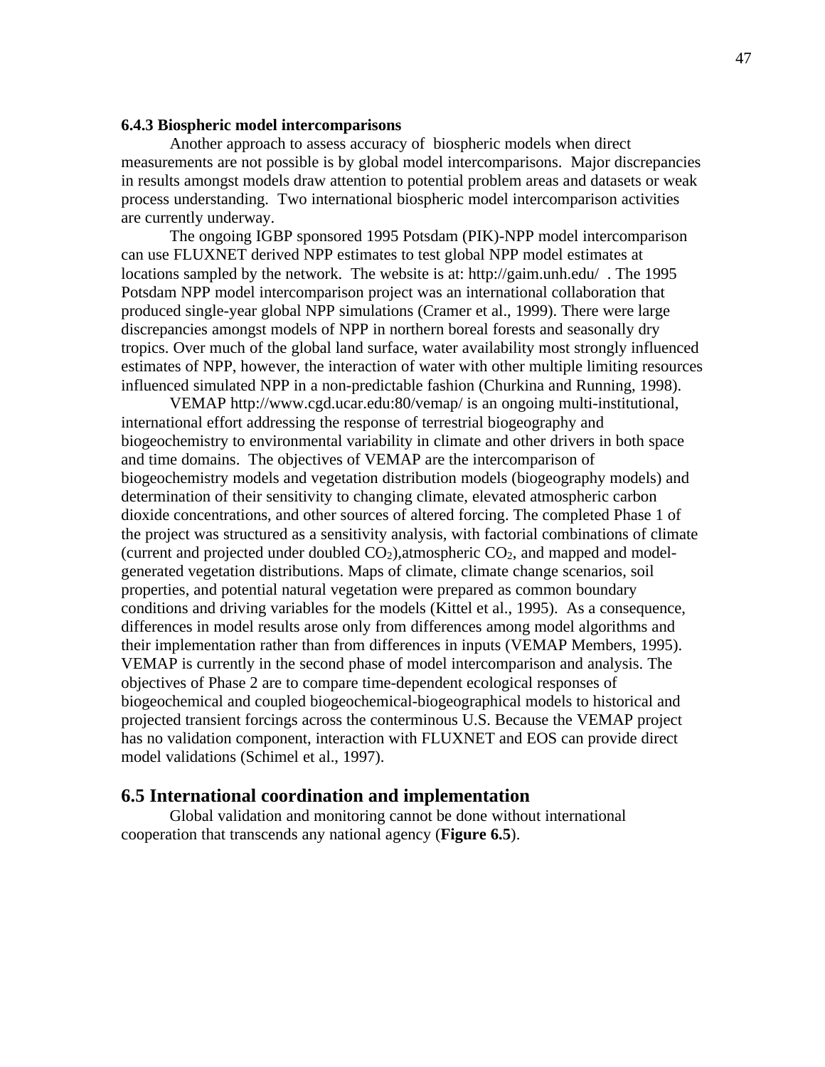### 6.4.3 Biospheric model intercomparisons

Another approach to assess accuracy of biospheric models when direct measurements are not possible is by global model intercomparisons. Major discrepancies in results amongst models draw attention to potential problem areas and datasets or weak process understanding. Two international biospheric model intercomparison activities are currently underway.

The ongoing IGBP sponsored 1995 Potsdam (PIK)-NPP model intercomparison can use FLUXNET derived NPP estimates to test global NPP model estimates at locations sampled by the network. The website is at: http://gaim.unh.edu/ . The 1995 Potsdam NPP model intercomparison project was an international collaboration that produced single-year global NPP simulations (Cramer et al., 1999). There were large discrepancies amongst models of NPP in northern boreal forests and seasonally dry tropics. Over much of the global land surface, water availability most strongly influenced estimates of NPP, however, the interaction of water with other multiple limiting resources influenced simulated NPP in a non-predictable fashion (Churkina and Running, 1998).

VEMAP http://www.cgd.ucar.edu:80/vemap/ is an ongoing multi-institutional, international effort addressing the response of terrestrial biogeography and biogeochemistry to environmental variability in climate and other drivers in both space and time domains. The objectives of VEMAP are the intercomparison of biogeochemistry models and vegetation distribution models (biogeography models) and determination of their sensitivity to changing climate, elevated atmospheric carbon dioxide concentrations, and other sources of altered forcing. The completed Phase 1 of the project was structured as a sensitivity analysis, with factorial combinations of climate (current and projected under doubled $CO_2$),atmospheric $CO_2$, and mapped and model-generated vegetation distributions. Maps of climate, climate change scenarios, soil properties, and potential natural vegetation were prepared as common boundary conditions and driving variables for the models (Kittel et al., 1995). As a consequence, differences in model results arose only from differences among model algorithms and their implementation rather than from differences in inputs (VEMAP Members, 1995). VEMAP is currently in the second phase of model intercomparison and analysis. The objectives of Phase 2 are to compare time-dependent ecological responses of biogeochemical and coupled biogeochemical-biogeographical models to historical and projected transient forcings across the conterminous U.S. Because the VEMAP project has no validation component, interaction with FLUXNET and EOS can provide direct model validations (Schimel et al., 1997).

## 6.5 International coordination and implementation

Global validation and monitoring cannot be done without international cooperation that transcends any national agency (**Figure 6.5**).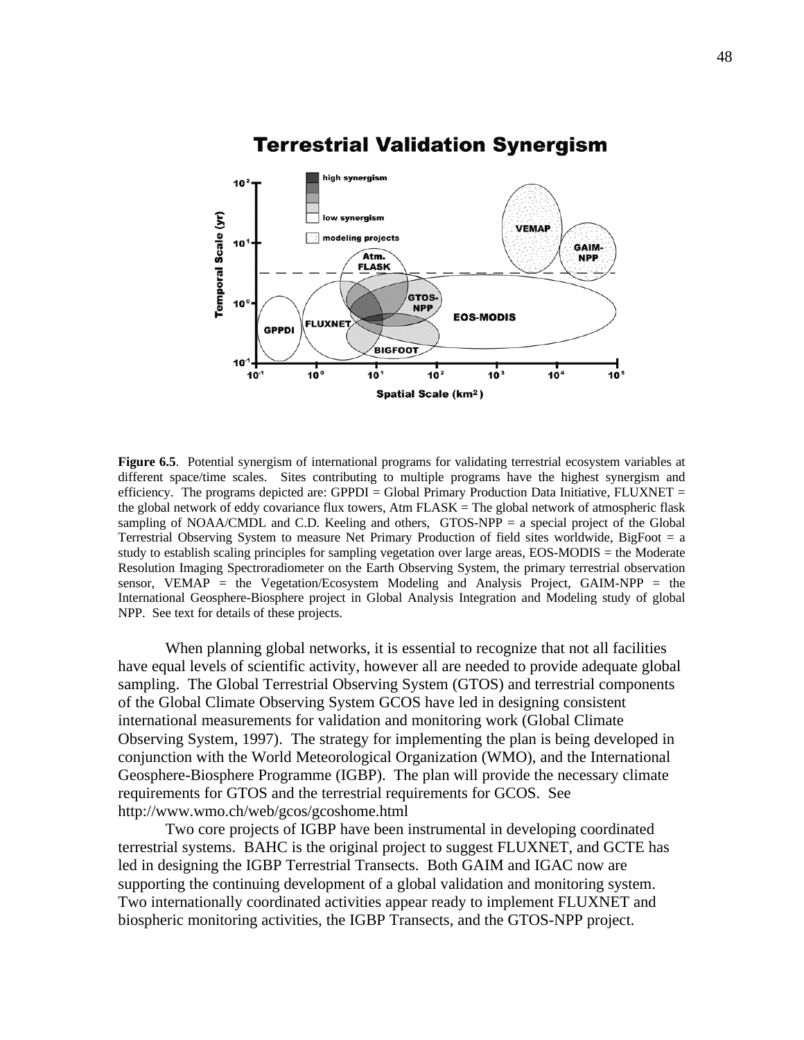**Figure 6.5**. Potential synergism of international programs for validating terrestrial ecosystem variables at different space/time scales. Sites contributing to multiple programs have the highest synergism and efficiency. The programs depicted are: GPPDI = Global Primary Production Data Initiative, FLUXNET = the global network of eddy covariance flux towers, Atm FLASK = The global network of atmospheric flask sampling of NOAA/CMDL and C.D. Keeling and others, GTOS-NPP = a special project of the Global Terrestrial Observing System to measure Net Primary Production of field sites worldwide, BigFoot = a study to establish scaling principles for sampling vegetation over large areas, EOS-MODIS = the Moderate Resolution Imaging Spectroradiometer on the Earth Observing System, the primary terrestrial observation sensor, VEMAP = the Vegetation/Ecosystem Modeling and Analysis Project, GAIM-NPP = the International Geosphere-Biosphere project in Global Analysis Integration and Modeling study of global NPP. See text for details of these projects.

When planning global networks, it is essential to recognize that not all facilities have equal levels of scientific activity, however all are needed to provide adequate global sampling. The Global Terrestrial Observing System (GTOS) and terrestrial components of the Global Climate Observing System GCOS have led in designing consistent international measurements for validation and monitoring work (Global Climate Observing System, 1997). The strategy for implementing the plan is being developed in conjunction with the World Meteorological Organization (WMO), and the International Geosphere-Biosphere Programme (IGBP). The plan will provide the necessary climate requirements for GTOS and the terrestrial requirements for GCOS. See http://www.wmo.ch/web/gcos/gcoshome.html

Two core projects of IGBP have been instrumental in developing coordinated terrestrial systems. BAHC is the original project to suggest FLUXNET, and GCTE has led in designing the IGBP Terrestrial Transects. Both GAIM and IGAC now are supporting the continuing development of a global validation and monitoring system. Two internationally coordinated activities appear ready to implement FLUXNET and biospheric monitoring activities, the IGBP Transects, and the GTOS-NPP project.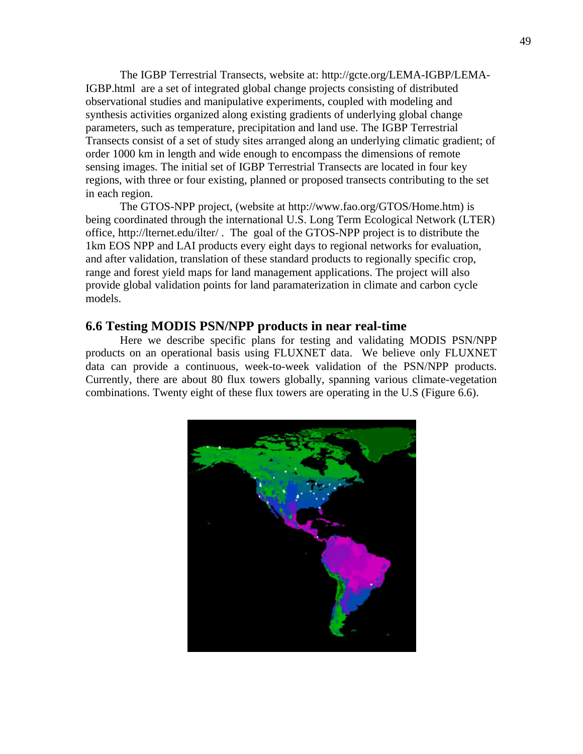The IGBP Terrestrial Transects, website at: http://gcte.org/LEMA-IGBP/LEMA-IGBP.html are a set of integrated global change projects consisting of distributed observational studies and manipulative experiments, coupled with modeling and synthesis activities organized along existing gradients of underlying global change parameters, such as temperature, precipitation and land use. The IGBP Terrestrial Transects consist of a set of study sites arranged along an underlying climatic gradient; of order 1000 km in length and wide enough to encompass the dimensions of remote sensing images. The initial set of IGBP Terrestrial Transects are located in four key regions, with three or four existing, planned or proposed transects contributing to the set in each region.

The GTOS-NPP project, (website at http://www.fao.org/GTOS/Home.htm) is being coordinated through the international U.S. Long Term Ecological Network (LTER) office, http://lternet.edu/ilter/ . The goal of the GTOS-NPP project is to distribute the 1km EOS NPP and LAI products every eight days to regional networks for evaluation, and after validation, translation of these standard products to regionally specific crop, range and forest yield maps for land management applications. The project will also provide global validation points for land paramaterization in climate and carbon cycle models.

## 6.6 Testing MODIS PSN/NPP products in near real-time

Here we describe specific plans for testing and validating MODIS PSN/NPP products on an operational basis using FLUXNET data. We believe only FLUXNET data can provide a continuous, week-to-week validation of the PSN/NPP products. Currently, there are about 80 flux towers globally, spanning various climate-vegetation combinations. Twenty eight of these flux towers are operating in the U.S (Figure 6.6).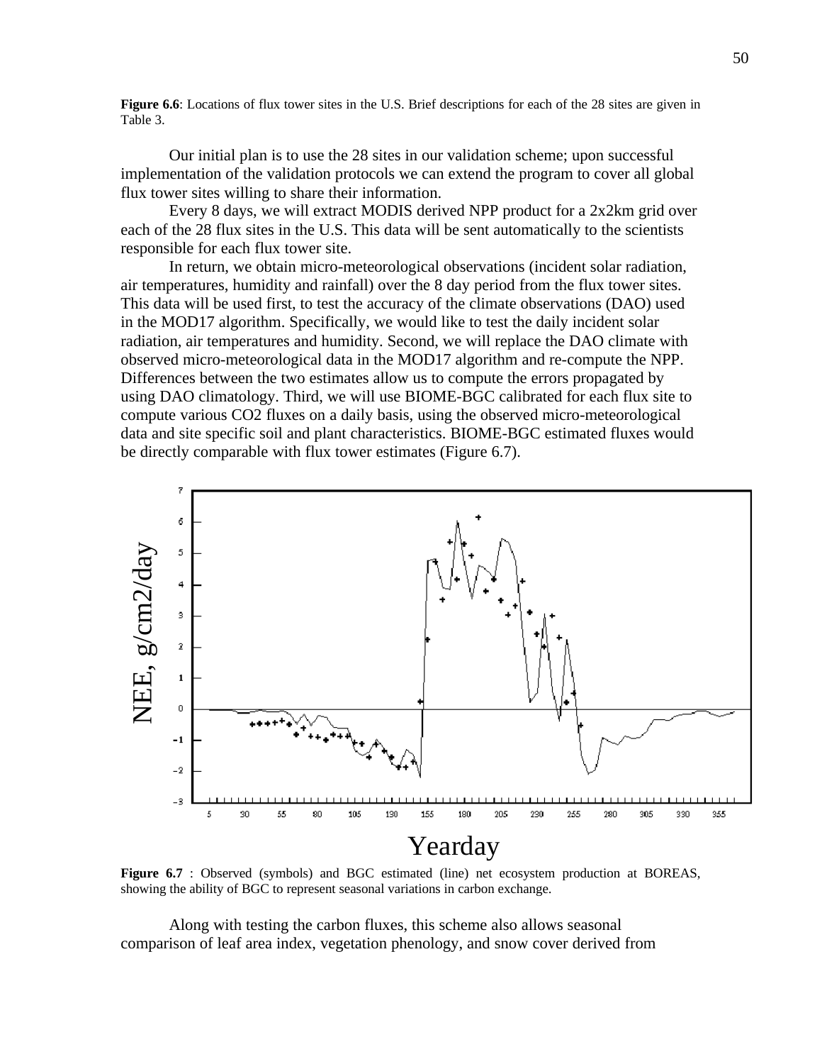**Figure 6.6**: Locations of flux tower sites in the U.S. Brief descriptions for each of the 28 sites are given in Table 3.

Our initial plan is to use the 28 sites in our validation scheme; upon successful implementation of the validation protocols we can extend the program to cover all global flux tower sites willing to share their information.

Every 8 days, we will extract MODIS derived NPP product for a 2x2km grid over each of the 28 flux sites in the U.S. This data will be sent automatically to the scientists responsible for each flux tower site.

In return, we obtain micro-meteorological observations (incident solar radiation, air temperatures, humidity and rainfall) over the 8 day period from the flux tower sites. This data will be used first, to test the accuracy of the climate observations (DAO) used in the MOD17 algorithm. Specifically, we would like to test the daily incident solar radiation, air temperatures and humidity. Second, we will replace the DAO climate with observed micro-meteorological data in the MOD17 algorithm and re-compute the NPP. Differences between the two estimates allow us to compute the errors propagated by using DAO climatology. Third, we will use BIOME-BGC calibrated for each flux site to compute various CO2 fluxes on a daily basis, using the observed micro-meteorological data and site specific soil and plant characteristics. BIOME-BGC estimated fluxes would be directly comparable with flux tower estimates (Figure 6.7).

**Figure 6.7** : Observed (symbols) and BGC estimated (line) net ecosystem production at BOREAS, showing the ability of BGC to represent seasonal variations in carbon exchange.

Along with testing the carbon fluxes, this scheme also allows seasonal comparison of leaf area index, vegetation phenology, and snow cover derived from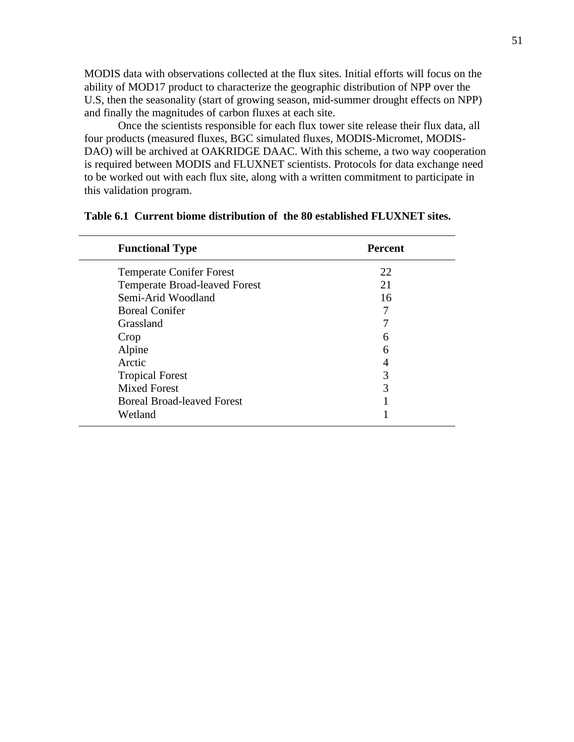MODIS data with observations collected at the flux sites. Initial efforts will focus on the ability of MOD17 product to characterize the geographic distribution of NPP over the U.S, then the seasonality (start of growing season, mid-summer drought effects on NPP) and finally the magnitudes of carbon fluxes at each site.

Once the scientists responsible for each flux tower site release their flux data, all four products (measured fluxes, BGC simulated fluxes, MODIS-Micromet, MODIS-DAO) will be archived at OAKRIDGE DAAC. With this scheme, a two way cooperation is required between MODIS and FLUXNET scientists. Protocols for data exchange need to be worked out with each flux site, along with a written commitment to participate in this validation program.

**Table 6.1 Current biome distribution of the 80 established FLUXNET sites.**

| Functional Type | Percent |
|---|---|
| Temperate Conifer Forest | 22 |
| Temperate Broad-leaved Forest | 21 |
| Semi-Arid Woodland | 16 |
| Boreal Conifer | 7 |
| Grassland | 7 |
| Crop | 6 |
| Alpine | 6 |
| Arctic | 4 |
| Tropical Forest | 3 |
| Mixed Forest | 3 |
| Boreal Broad-leaved Forest | 1 |
| Wetland | 1 |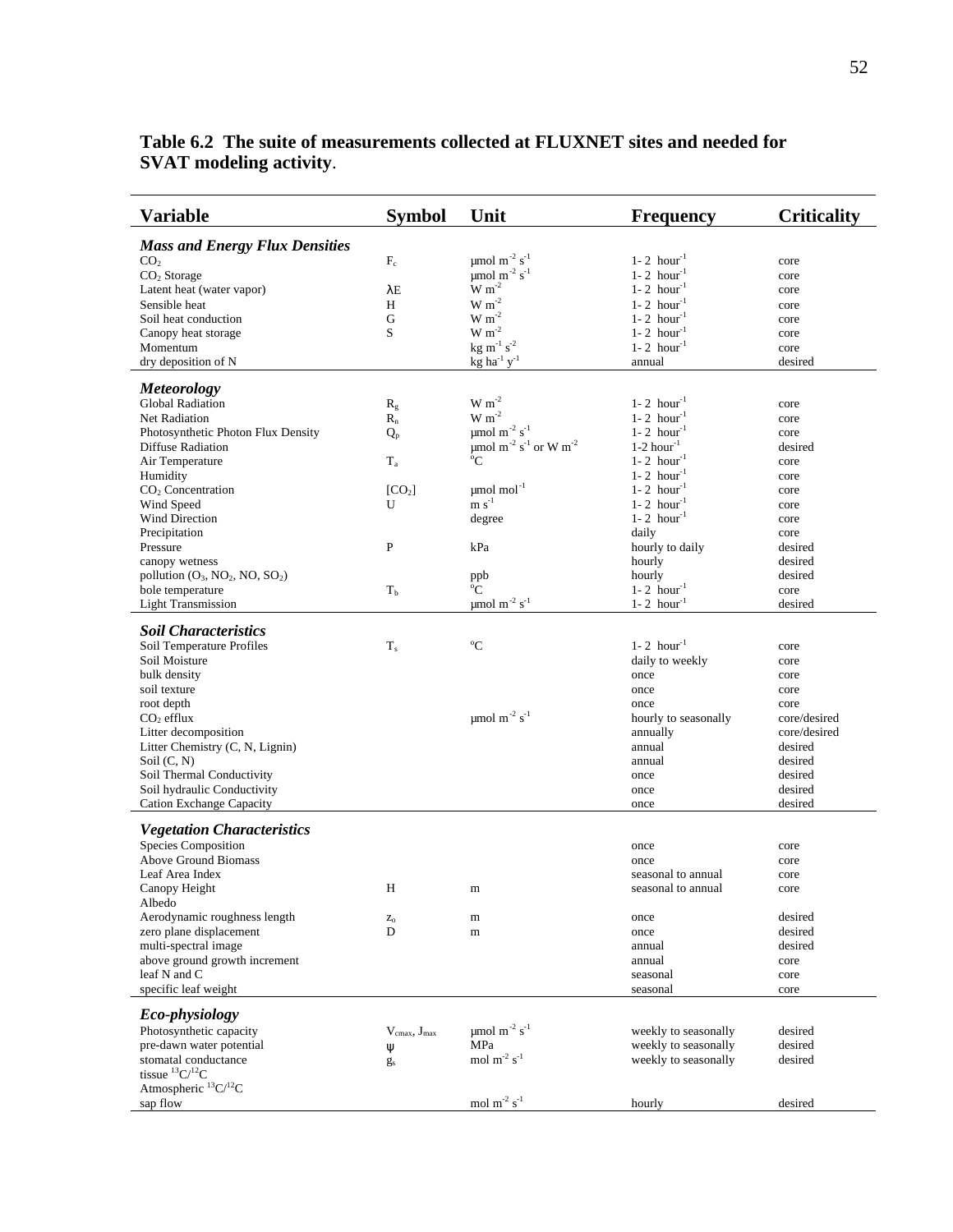**Table 6.2 The suite of measurements collected at FLUXNET sites and needed for SVAT modeling activity**.

| Variable | Symbol | Unit | Frequency | Criticality |
|---|---|---|---|---|
| ***Mass and Energy Flux Densities*** | | | | |
| $CO_2$ | $F_c$ | $\mu mol\ m^{-2}\ s^{-1}$ | 1- 2 $hour^{-1}$ | core |
| $CO_2$ Storage | | $\mu mol\ m^{-2}\ s^{-1}$ | 1- 2 $hour^{-1}$ | core |
| Latent heat (water vapor) | $\lambda E$ | $W\ m^{-2}$ | 1- 2 $hour^{-1}$ | core |
| Sensible heat | H | $W\ m^{-2}$ | 1- 2 $hour^{-1}$ | core |
| Soil heat conduction | G | $W\ m^{-2}$ | 1- 2 $hour^{-1}$ | core |
| Canopy heat storage | S | $W\ m^{-2}$ | 1- 2 $hour^{-1}$ | core |
| Momentum | | $kg\ m^{-1}\ s^{-2}$ | 1- 2 $hour^{-1}$ | core |
| dry deposition of N | | $kg\ ha^{-1}\ y^{-1}$ | annual | desired |
| ***Meteorology*** | | | | |
| Global Radiation | $R_g$ | $W\ m^{-2}$ | 1- 2 $hour^{-1}$ | core |
| Net Radiation | $R_n$ | $W\ m^{-2}$ | 1- 2 $hour^{-1}$ | core |
| Photosynthetic Photon Flux Density | $Q_p$ | $\mu mol\ m^{-2}\ s^{-1}$ | 1- 2 $hour^{-1}$ | core |
| Diffuse Radiation | | $\mu mol\ m^{-2}\ s^{-1}$ or $W\ m^{-2}$ | 1-2 $hour^{-1}$ | desired |
| Air Temperature | $T_a$ | $^oC$ | 1- 2 $hour^{-1}$ | core |
| Humidity | | | 1- 2 $hour^{-1}$ | core |
| $CO_2$ Concentration | $[CO_2]$ | $\mu mol\ mol^{-1}$ | 1- 2 $hour^{-1}$ | core |
| Wind Speed | U | $m\ s^{-1}$ | 1- 2 $hour^{-1}$ | core |
| Wind Direction | | degree | 1- 2 $hour^{-1}$ | core |
| Precipitation | | | daily | core |
| Pressure | P | kPa | hourly to daily | desired |
| canopy wetness | | | hourly | desired |
| pollution ($O_3$, $NO_2$, NO, $SO_2$) | | ppb | hourly | desired |
| bole temperature | $T_b$ | $^oC$ | 1- 2 $hour^{-1}$ | core |
| Light Transmission | | $\mu mol\ m^{-2}\ s^{-1}$ | 1- 2 $hour^{-1}$ | desired |
| ***Soil Characteristics*** | | | | |
| Soil Temperature Profiles | $T_s$ | $^oC$ | 1- 2 $hour^{-1}$ | core |
| Soil Moisture | | | daily to weekly | core |
| bulk density | | | once | core |
| soil texture | | | once | core |
| root depth | | | once | core |
| $CO_2$ efflux | | $\mu mol\ m^{-2}\ s^{-1}$ | hourly to seasonally | core/desired |
| Litter decomposition | | | annually | core/desired |
| Litter Chemistry (C, N, Lignin) | | | annual | desired |
| Soil (C, N) | | | annual | desired |
| Soil Thermal Conductivity | | | once | desired |
| Soil hydraulic Conductivity | | | once | desired |
| Cation Exchange Capacity | | | once | desired |
| ***Vegetation Characteristics*** | | | | |
| Species Composition | | | once | core |
| Above Ground Biomass | | | once | core |
| Leaf Area Index | | | seasonal to annual | core |
| Canopy Height | H | m | seasonal to annual | core |
| Albedo | | | | |
| Aerodynamic roughness length | $z_o$ | m | once | desired |
| zero plane displacement | D | m | once | desired |
| multi-spectral image | | | annual | desired |
| above ground growth increment | | | annual | core |
| leaf N and C | | | seasonal | core |
| specific leaf weight | | | seasonal | core |
| ***Eco-physiology*** | | | | |
| Photosynthetic capacity | $V_{cmax}$, $J_{max}$ | $\mu mol\ m^{-2}\ s^{-1}$ | weekly to seasonally | desired |
| pre-dawn water potential | $\psi$ | MPa | weekly to seasonally | desired |
| stomatal conductance | $g_s$ | $mol\ m^{-2}\ s^{-1}$ | weekly to seasonally | desired |
| tissue $^{13}C/^{12}C$ | | | | |
| Atmospheric $^{13}C/^{12}C$ | | | | |
| sap flow | | $mol\ m^{-2}\ s^{-1}$ | hourly | desired |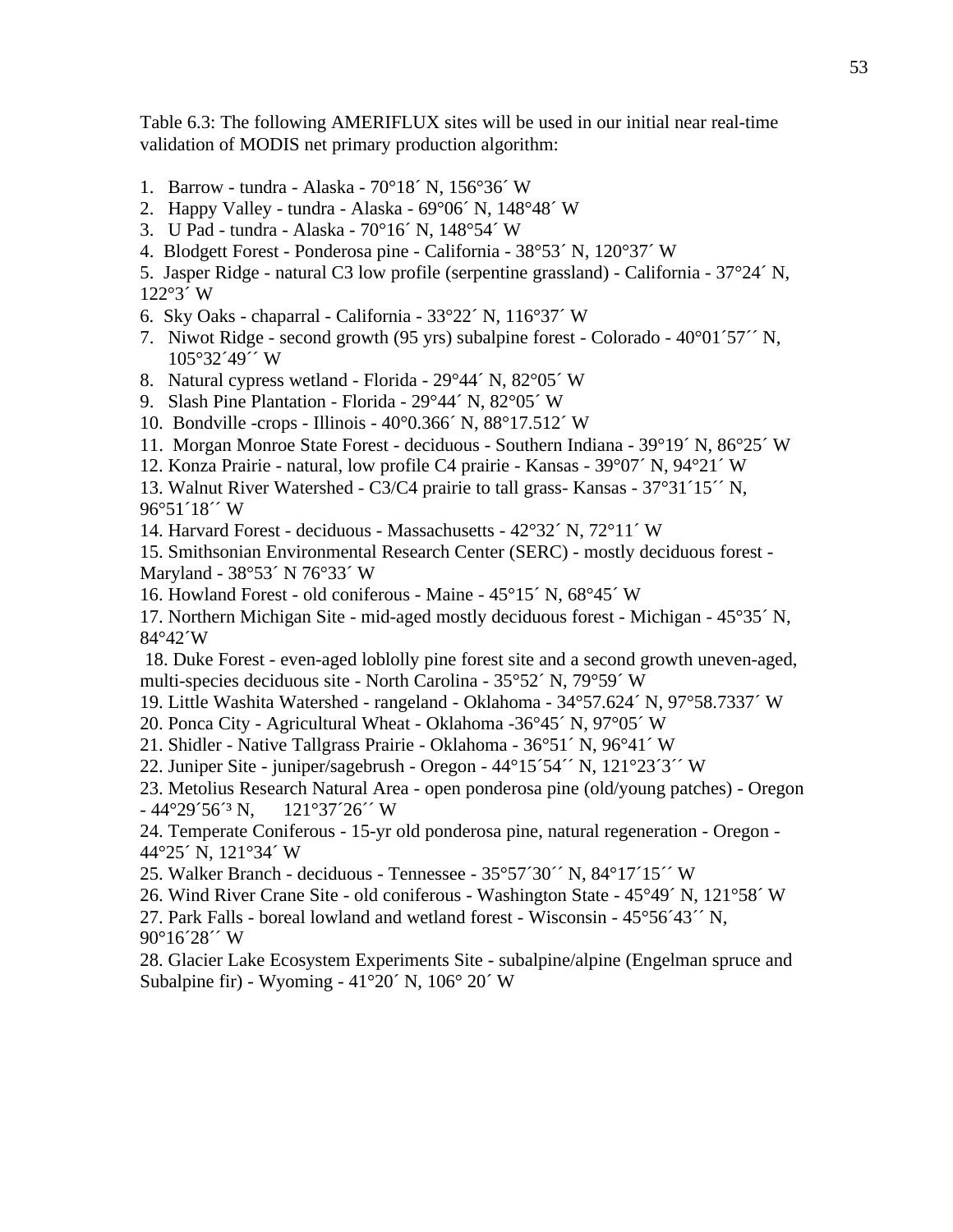Table 6.3: The following AMERIFLUX sites will be used in our initial near real-time validation of MODIS net primary production algorithm:

1. Barrow - tundra - Alaska - 70°18´ N, 156°36´ W
2. Happy Valley - tundra - Alaska - 69°06´ N, 148°48´ W
3. U Pad - tundra - Alaska - 70°16´ N, 148°54´ W
4. Blodgett Forest - Ponderosa pine - California - 38°53´ N, 120°37´ W
5. Jasper Ridge - natural C3 low profile (serpentine grassland) - California - 37°24´ N, 122°3´ W
6. Sky Oaks - chaparral - California - 33°22´ N, 116°37´ W
7. Niwot Ridge - second growth (95 yrs) subalpine forest - Colorado - 40°01´57´´ N, 105°32´49´´ W
8. Natural cypress wetland - Florida - 29°44´ N, 82°05´ W
9. Slash Pine Plantation - Florida - 29°44´ N, 82°05´ W
10. Bondville -crops - Illinois - 40°0.366´ N, 88°17.512´ W
11. Morgan Monroe State Forest - deciduous - Southern Indiana - 39°19´ N, 86°25´ W
12. Konza Prairie - natural, low profile C4 prairie - Kansas - 39°07´ N, 94°21´ W
13. Walnut River Watershed - C3/C4 prairie to tall grass- Kansas - 37°31´15´´ N, 96°51´18´´ W
14. Harvard Forest - deciduous - Massachusetts - 42°32´ N, 72°11´ W
15. Smithsonian Environmental Research Center (SERC) - mostly deciduous forest - Maryland - 38°53´ N 76°33´ W
16. Howland Forest - old coniferous - Maine - 45°15´ N, 68°45´ W
17. Northern Michigan Site - mid-aged mostly deciduous forest - Michigan - 45°35´ N, 84°42´W
18. Duke Forest - even-aged loblolly pine forest site and a second growth uneven-aged, multi-species deciduous site - North Carolina - 35°52´ N, 79°59´ W
19. Little Washita Watershed - rangeland - Oklahoma - 34°57.624´ N, 97°58.7337´ W
20. Ponca City - Agricultural Wheat - Oklahoma -36°45´ N, 97°05´ W
21. Shidler - Native Tallgrass Prairie - Oklahoma - 36°51´ N, 96°41´ W
22. Juniper Site - juniper/sagebrush - Oregon - 44°15´54´´ N, 121°23´3´´ W
23. Metolius Research Natural Area - open ponderosa pine (old/young patches) - Oregon - 44°29´56´³ N, 121°37´26´´ W
24. Temperate Coniferous - 15-yr old ponderosa pine, natural regeneration - Oregon - 44°25´ N, 121°34´ W
25. Walker Branch - deciduous - Tennessee - 35°57´30´´ N, 84°17´15´´ W
26. Wind River Crane Site - old coniferous - Washington State - 45°49´ N, 121°58´ W
27. Park Falls - boreal lowland and wetland forest - Wisconsin - 45°56´43´´ N, 90°16´28´´ W
28. Glacier Lake Ecosystem Experiments Site - subalpine/alpine (Engelman spruce and Subalpine fir) - Wyoming - 41°20´ N, 106° 20´ W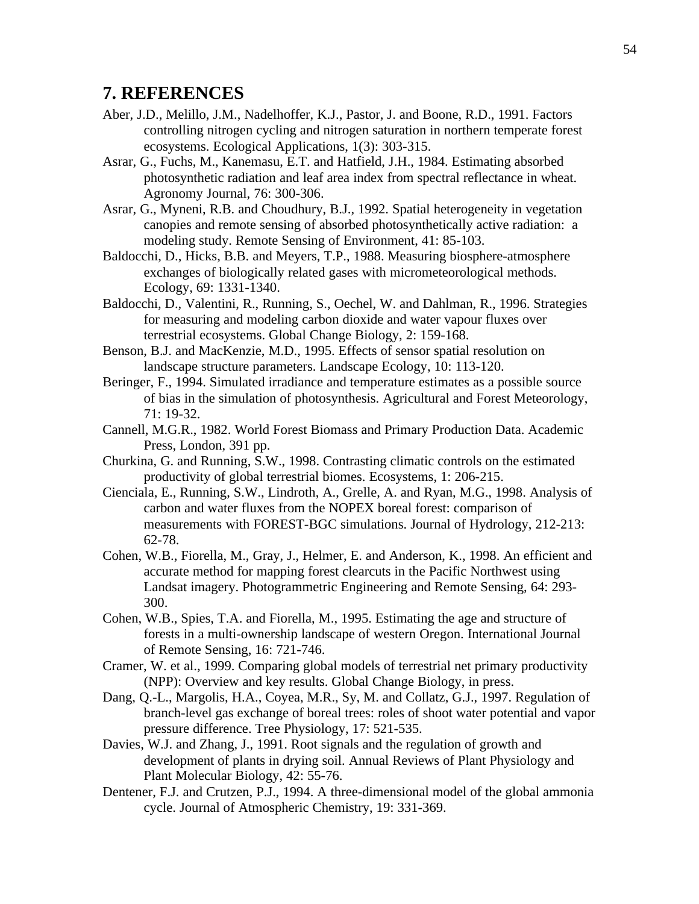# 7. REFERENCES

Aber, J.D., Melillo, J.M., Nadelhoffer, K.J., Pastor, J. and Boone, R.D., 1991. Factors controlling nitrogen cycling and nitrogen saturation in northern temperate forest ecosystems. Ecological Applications, 1(3): 303-315.

Asrar, G., Fuchs, M., Kanemasu, E.T. and Hatfield, J.H., 1984. Estimating absorbed photosynthetic radiation and leaf area index from spectral reflectance in wheat. Agronomy Journal, 76: 300-306.

Asrar, G., Myneni, R.B. and Choudhury, B.J., 1992. Spatial heterogeneity in vegetation canopies and remote sensing of absorbed photosynthetically active radiation: a modeling study. Remote Sensing of Environment, 41: 85-103.

Baldocchi, D., Hicks, B.B. and Meyers, T.P., 1988. Measuring biosphere-atmosphere exchanges of biologically related gases with micrometeorological methods. Ecology, 69: 1331-1340.

Baldocchi, D., Valentini, R., Running, S., Oechel, W. and Dahlman, R., 1996. Strategies for measuring and modeling carbon dioxide and water vapour fluxes over terrestrial ecosystems. Global Change Biology, 2: 159-168.

Benson, B.J. and MacKenzie, M.D., 1995. Effects of sensor spatial resolution on landscape structure parameters. Landscape Ecology, 10: 113-120.

Beringer, F., 1994. Simulated irradiance and temperature estimates as a possible source of bias in the simulation of photosynthesis. Agricultural and Forest Meteorology, 71: 19-32.

Cannell, M.G.R., 1982. World Forest Biomass and Primary Production Data. Academic Press, London, 391 pp.

Churkina, G. and Running, S.W., 1998. Contrasting climatic controls on the estimated productivity of global terrestrial biomes. Ecosystems, 1: 206-215.

Cienciala, E., Running, S.W., Lindroth, A., Grelle, A. and Ryan, M.G., 1998. Analysis of carbon and water fluxes from the NOPEX boreal forest: comparison of measurements with FOREST-BGC simulations. Journal of Hydrology, 212-213: 62-78.

Cohen, W.B., Fiorella, M., Gray, J., Helmer, E. and Anderson, K., 1998. An efficient and accurate method for mapping forest clearcuts in the Pacific Northwest using Landsat imagery. Photogrammetric Engineering and Remote Sensing, 64: 293-300.

Cohen, W.B., Spies, T.A. and Fiorella, M., 1995. Estimating the age and structure of forests in a multi-ownership landscape of western Oregon. International Journal of Remote Sensing, 16: 721-746.

Cramer, W. et al., 1999. Comparing global models of terrestrial net primary productivity (NPP): Overview and key results. Global Change Biology, in press.

Dang, Q.-L., Margolis, H.A., Coyea, M.R., Sy, M. and Collatz, G.J., 1997. Regulation of branch-level gas exchange of boreal trees: roles of shoot water potential and vapor pressure difference. Tree Physiology, 17: 521-535.

Davies, W.J. and Zhang, J., 1991. Root signals and the regulation of growth and development of plants in drying soil. Annual Reviews of Plant Physiology and Plant Molecular Biology, 42: 55-76.

Dentener, F.J. and Crutzen, P.J., 1994. A three-dimensional model of the global ammonia cycle. Journal of Atmospheric Chemistry, 19: 331-369.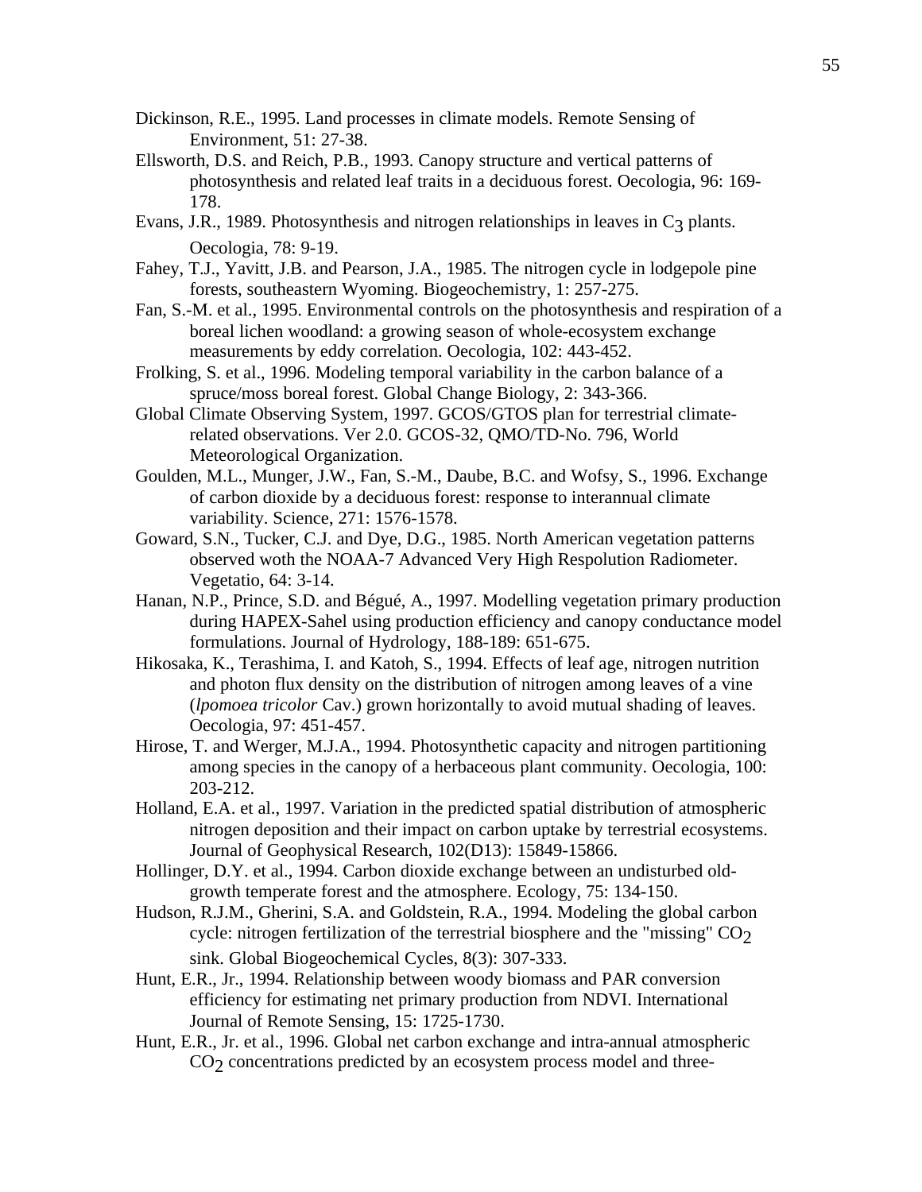Dickinson, R.E., 1995. Land processes in climate models. Remote Sensing of Environment, 51: 27-38.

Ellsworth, D.S. and Reich, P.B., 1993. Canopy structure and vertical patterns of photosynthesis and related leaf traits in a deciduous forest. Oecologia, 96: 169-178.

Evans, J.R., 1989. Photosynthesis and nitrogen relationships in leaves in $C_3$ plants. Oecologia, 78: 9-19.

Fahey, T.J., Yavitt, J.B. and Pearson, J.A., 1985. The nitrogen cycle in lodgepole pine forests, southeastern Wyoming. Biogeochemistry, 1: 257-275.

Fan, S.-M. et al., 1995. Environmental controls on the photosynthesis and respiration of a boreal lichen woodland: a growing season of whole-ecosystem exchange measurements by eddy correlation. Oecologia, 102: 443-452.

Frolking, S. et al., 1996. Modeling temporal variability in the carbon balance of a spruce/moss boreal forest. Global Change Biology, 2: 343-366.

Global Climate Observing System, 1997. GCOS/GTOS plan for terrestrial climate-related observations. Ver 2.0. GCOS-32, QMO/TD-No. 796, World Meteorological Organization.

Goulden, M.L., Munger, J.W., Fan, S.-M., Daube, B.C. and Wofsy, S., 1996. Exchange of carbon dioxide by a deciduous forest: response to interannual climate variability. Science, 271: 1576-1578.

Goward, S.N., Tucker, C.J. and Dye, D.G., 1985. North American vegetation patterns observed woth the NOAA-7 Advanced Very High Respolution Radiometer. Vegetatio, 64: 3-14.

Hanan, N.P., Prince, S.D. and Bégué, A., 1997. Modelling vegetation primary production during HAPEX-Sahel using production efficiency and canopy conductance model formulations. Journal of Hydrology, 188-189: 651-675.

Hikosaka, K., Terashima, I. and Katoh, S., 1994. Effects of leaf age, nitrogen nutrition and photon flux density on the distribution of nitrogen among leaves of a vine (*lpomoea tricolor* Cav.) grown horizontally to avoid mutual shading of leaves. Oecologia, 97: 451-457.

Hirose, T. and Werger, M.J.A., 1994. Photosynthetic capacity and nitrogen partitioning among species in the canopy of a herbaceous plant community. Oecologia, 100: 203-212.

Holland, E.A. et al., 1997. Variation in the predicted spatial distribution of atmospheric nitrogen deposition and their impact on carbon uptake by terrestrial ecosystems. Journal of Geophysical Research, 102(D13): 15849-15866.

Hollinger, D.Y. et al., 1994. Carbon dioxide exchange between an undisturbed old-growth temperate forest and the atmosphere. Ecology, 75: 134-150.

Hudson, R.J.M., Gherini, S.A. and Goldstein, R.A., 1994. Modeling the global carbon cycle: nitrogen fertilization of the terrestrial biosphere and the "missing" $CO_2$ sink. Global Biogeochemical Cycles, 8(3): 307-333.

Hunt, E.R., Jr., 1994. Relationship between woody biomass and PAR conversion efficiency for estimating net primary production from NDVI. International Journal of Remote Sensing, 15: 1725-1730.

Hunt, E.R., Jr. et al., 1996. Global net carbon exchange and intra-annual atmospheric $CO_2$ concentrations predicted by an ecosystem process model and three-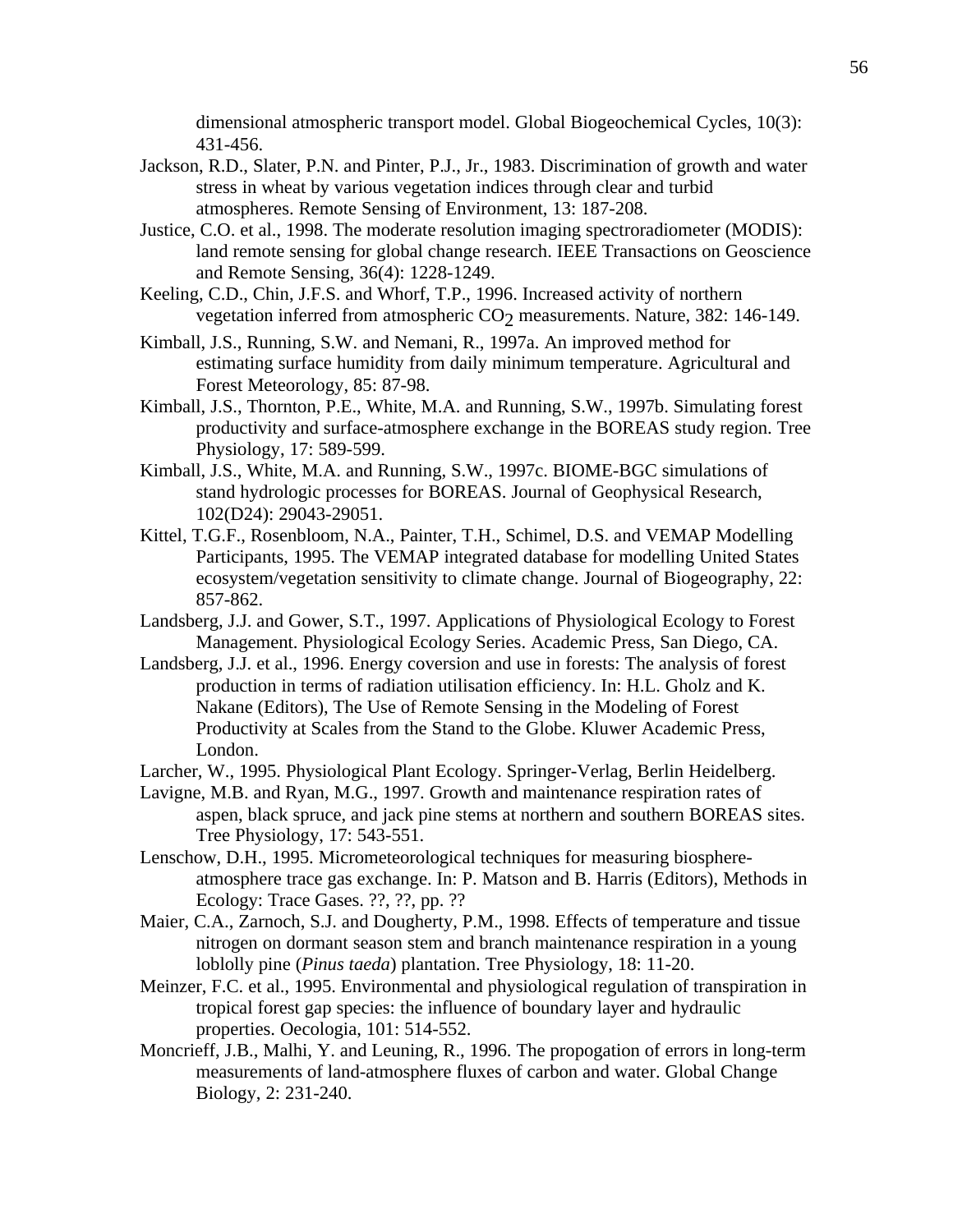dimensional atmospheric transport model. Global Biogeochemical Cycles, 10(3): 431-456.

Jackson, R.D., Slater, P.N. and Pinter, P.J., Jr., 1983. Discrimination of growth and water stress in wheat by various vegetation indices through clear and turbid atmospheres. Remote Sensing of Environment, 13: 187-208.

Justice, C.O. et al., 1998. The moderate resolution imaging spectroradiometer (MODIS): land remote sensing for global change research. IEEE Transactions on Geoscience and Remote Sensing, 36(4): 1228-1249.

Keeling, C.D., Chin, J.F.S. and Whorf, T.P., 1996. Increased activity of northern vegetation inferred from atmospheric $CO_2$ measurements. Nature, 382: 146-149.

Kimball, J.S., Running, S.W. and Nemani, R., 1997a. An improved method for estimating surface humidity from daily minimum temperature. Agricultural and Forest Meteorology, 85: 87-98.

Kimball, J.S., Thornton, P.E., White, M.A. and Running, S.W., 1997b. Simulating forest productivity and surface-atmosphere exchange in the BOREAS study region. Tree Physiology, 17: 589-599.

Kimball, J.S., White, M.A. and Running, S.W., 1997c. BIOME-BGC simulations of stand hydrologic processes for BOREAS. Journal of Geophysical Research, 102(D24): 29043-29051.

Kittel, T.G.F., Rosenbloom, N.A., Painter, T.H., Schimel, D.S. and VEMAP Modelling Participants, 1995. The VEMAP integrated database for modelling United States ecosystem/vegetation sensitivity to climate change. Journal of Biogeography, 22: 857-862.

Landsberg, J.J. and Gower, S.T., 1997. Applications of Physiological Ecology to Forest Management. Physiological Ecology Series. Academic Press, San Diego, CA.

Landsberg, J.J. et al., 1996. Energy coversion and use in forests: The analysis of forest production in terms of radiation utilisation efficiency. In: H.L. Gholz and K. Nakane (Editors), The Use of Remote Sensing in the Modeling of Forest Productivity at Scales from the Stand to the Globe. Kluwer Academic Press, London.

Larcher, W., 1995. Physiological Plant Ecology. Springer-Verlag, Berlin Heidelberg.

Lavigne, M.B. and Ryan, M.G., 1997. Growth and maintenance respiration rates of aspen, black spruce, and jack pine stems at northern and southern BOREAS sites. Tree Physiology, 17: 543-551.

Lenschow, D.H., 1995. Micrometeorological techniques for measuring biosphere-atmosphere trace gas exchange. In: P. Matson and B. Harris (Editors), Methods in Ecology: Trace Gases. ??, ??, pp. ??

Maier, C.A., Zarnoch, S.J. and Dougherty, P.M., 1998. Effects of temperature and tissue nitrogen on dormant season stem and branch maintenance respiration in a young loblolly pine (*Pinus taeda*) plantation. Tree Physiology, 18: 11-20.

Meinzer, F.C. et al., 1995. Environmental and physiological regulation of transpiration in tropical forest gap species: the influence of boundary layer and hydraulic properties. Oecologia, 101: 514-552.

Moncrieff, J.B., Malhi, Y. and Leuning, R., 1996. The propogation of errors in long-term measurements of land-atmosphere fluxes of carbon and water. Global Change Biology, 2: 231-240.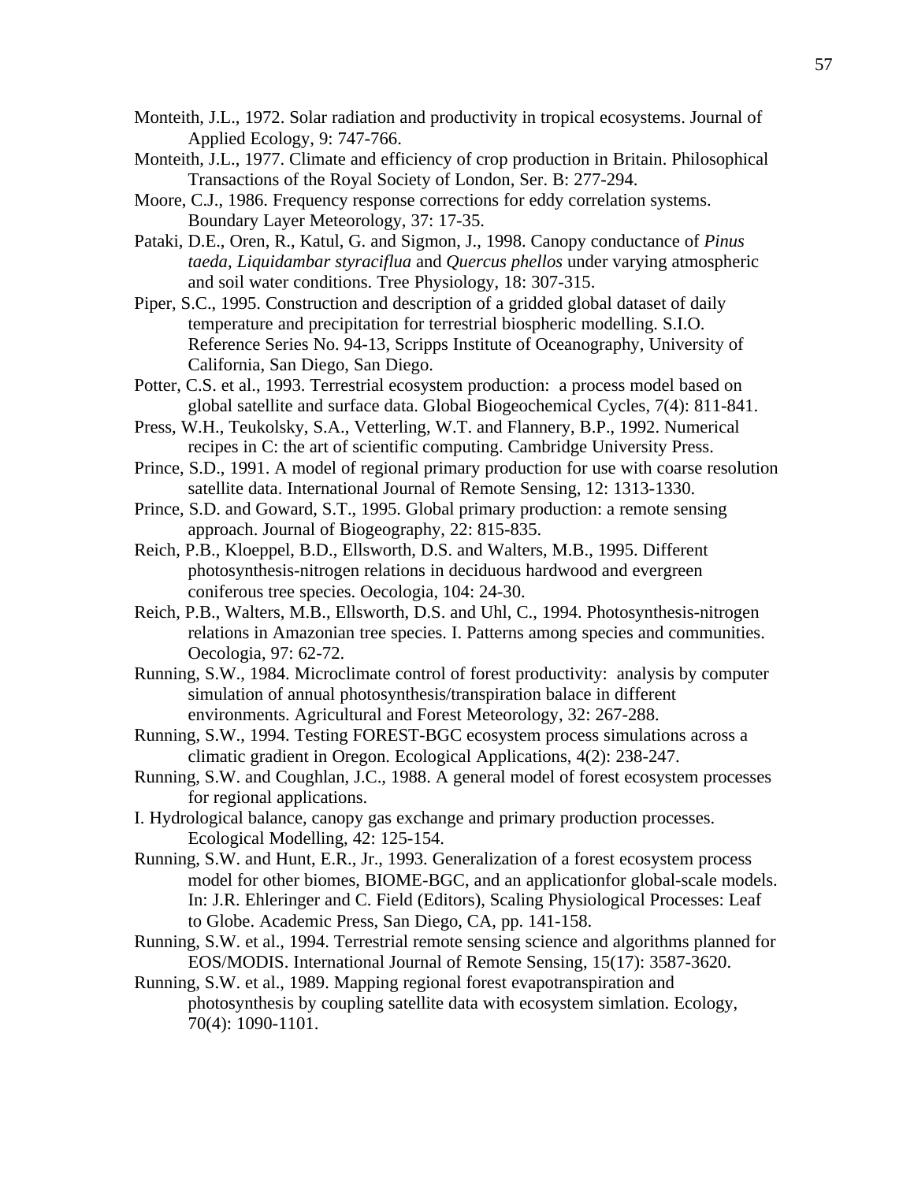Monteith, J.L., 1972. Solar radiation and productivity in tropical ecosystems. Journal of Applied Ecology, 9: 747-766.

Monteith, J.L., 1977. Climate and efficiency of crop production in Britain. Philosophical Transactions of the Royal Society of London, Ser. B: 277-294.

Moore, C.J., 1986. Frequency response corrections for eddy correlation systems. Boundary Layer Meteorology, 37: 17-35.

Pataki, D.E., Oren, R., Katul, G. and Sigmon, J., 1998. Canopy conductance of *Pinus taeda*, *Liquidambar styraciflua* and *Quercus phellos* under varying atmospheric and soil water conditions. Tree Physiology, 18: 307-315.

Piper, S.C., 1995. Construction and description of a gridded global dataset of daily temperature and precipitation for terrestrial biospheric modelling. S.I.O. Reference Series No. 94-13, Scripps Institute of Oceanography, University of California, San Diego, San Diego.

Potter, C.S. et al., 1993. Terrestrial ecosystem production: a process model based on global satellite and surface data. Global Biogeochemical Cycles, 7(4): 811-841.

Press, W.H., Teukolsky, S.A., Vetterling, W.T. and Flannery, B.P., 1992. Numerical recipes in C: the art of scientific computing. Cambridge University Press.

Prince, S.D., 1991. A model of regional primary production for use with coarse resolution satellite data. International Journal of Remote Sensing, 12: 1313-1330.

Prince, S.D. and Goward, S.T., 1995. Global primary production: a remote sensing approach. Journal of Biogeography, 22: 815-835.

Reich, P.B., Kloeppel, B.D., Ellsworth, D.S. and Walters, M.B., 1995. Different photosynthesis-nitrogen relations in deciduous hardwood and evergreen coniferous tree species. Oecologia, 104: 24-30.

Reich, P.B., Walters, M.B., Ellsworth, D.S. and Uhl, C., 1994. Photosynthesis-nitrogen relations in Amazonian tree species. I. Patterns among species and communities. Oecologia, 97: 62-72.

Running, S.W., 1984. Microclimate control of forest productivity: analysis by computer simulation of annual photosynthesis/transpiration balace in different environments. Agricultural and Forest Meteorology, 32: 267-288.

Running, S.W., 1994. Testing FOREST-BGC ecosystem process simulations across a climatic gradient in Oregon. Ecological Applications, 4(2): 238-247.

Running, S.W. and Coughlan, J.C., 1988. A general model of forest ecosystem processes for regional applications.

I. Hydrological balance, canopy gas exchange and primary production processes. Ecological Modelling, 42: 125-154.

Running, S.W. and Hunt, E.R., Jr., 1993. Generalization of a forest ecosystem process model for other biomes, BIOME-BGC, and an applicationfor global-scale models. In: J.R. Ehleringer and C. Field (Editors), Scaling Physiological Processes: Leaf to Globe. Academic Press, San Diego, CA, pp. 141-158.

Running, S.W. et al., 1994. Terrestrial remote sensing science and algorithms planned for EOS/MODIS. International Journal of Remote Sensing, 15(17): 3587-3620.

Running, S.W. et al., 1989. Mapping regional forest evapotranspiration and photosynthesis by coupling satellite data with ecosystem simlation. Ecology, 70(4): 1090-1101.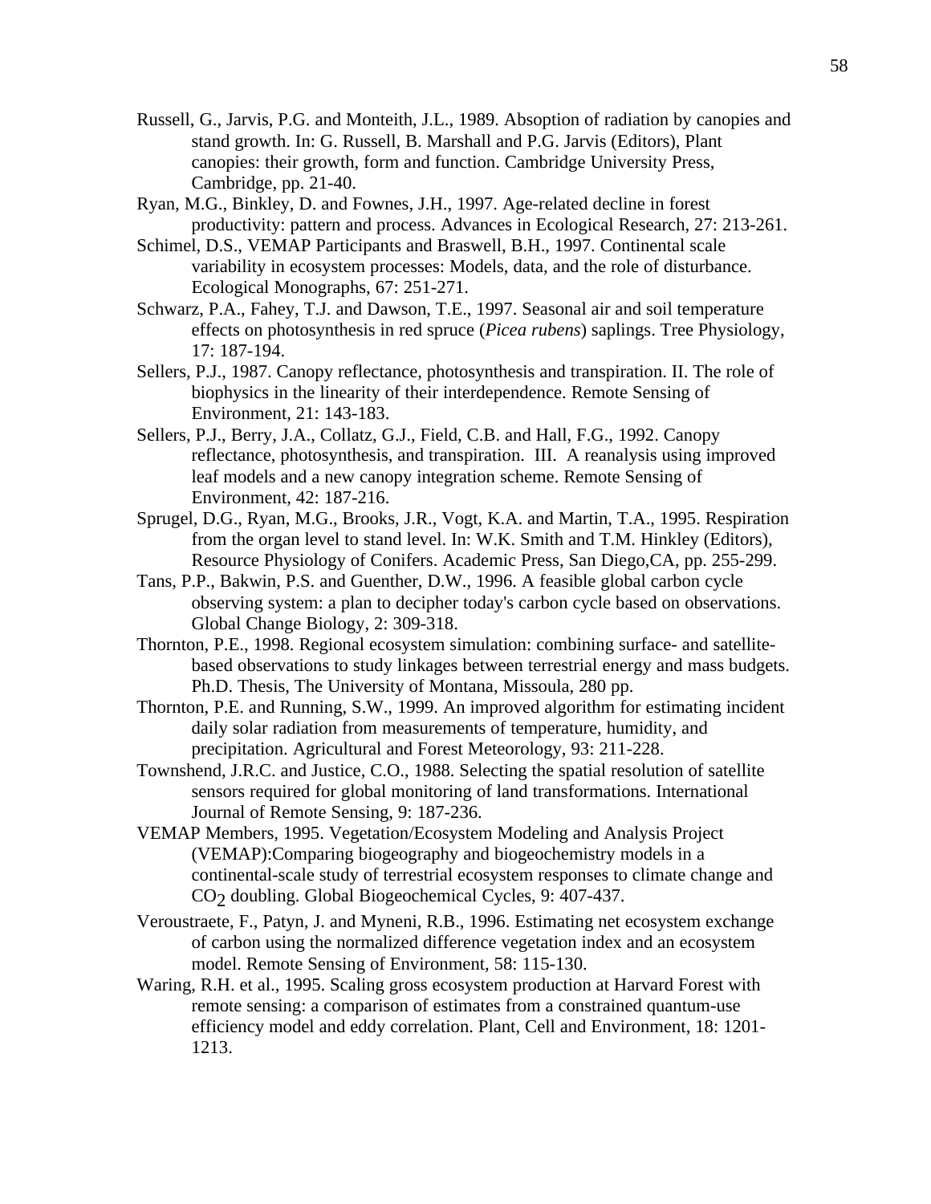Russell, G., Jarvis, P.G. and Monteith, J.L., 1989. Absoption of radiation by canopies and stand growth. In: G. Russell, B. Marshall and P.G. Jarvis (Editors), Plant canopies: their growth, form and function. Cambridge University Press, Cambridge, pp. 21-40.

Ryan, M.G., Binkley, D. and Fownes, J.H., 1997. Age-related decline in forest productivity: pattern and process. Advances in Ecological Research, 27: 213-261.

Schimel, D.S., VEMAP Participants and Braswell, B.H., 1997. Continental scale variability in ecosystem processes: Models, data, and the role of disturbance. Ecological Monographs, 67: 251-271.

Schwarz, P.A., Fahey, T.J. and Dawson, T.E., 1997. Seasonal air and soil temperature effects on photosynthesis in red spruce (*Picea rubens*) saplings. Tree Physiology, 17: 187-194.

Sellers, P.J., 1987. Canopy reflectance, photosynthesis and transpiration. II. The role of biophysics in the linearity of their interdependence. Remote Sensing of Environment, 21: 143-183.

Sellers, P.J., Berry, J.A., Collatz, G.J., Field, C.B. and Hall, F.G., 1992. Canopy reflectance, photosynthesis, and transpiration. III. A reanalysis using improved leaf models and a new canopy integration scheme. Remote Sensing of Environment, 42: 187-216.

Sprugel, D.G., Ryan, M.G., Brooks, J.R., Vogt, K.A. and Martin, T.A., 1995. Respiration from the organ level to stand level. In: W.K. Smith and T.M. Hinkley (Editors), Resource Physiology of Conifers. Academic Press, San Diego,CA, pp. 255-299.

Tans, P.P., Bakwin, P.S. and Guenther, D.W., 1996. A feasible global carbon cycle observing system: a plan to decipher today's carbon cycle based on observations. Global Change Biology, 2: 309-318.

Thornton, P.E., 1998. Regional ecosystem simulation: combining surface- and satellite-based observations to study linkages between terrestrial energy and mass budgets. Ph.D. Thesis, The University of Montana, Missoula, 280 pp.

Thornton, P.E. and Running, S.W., 1999. An improved algorithm for estimating incident daily solar radiation from measurements of temperature, humidity, and precipitation. Agricultural and Forest Meteorology, 93: 211-228.

Townshend, J.R.C. and Justice, C.O., 1988. Selecting the spatial resolution of satellite sensors required for global monitoring of land transformations. International Journal of Remote Sensing, 9: 187-236.

VEMAP Members, 1995. Vegetation/Ecosystem Modeling and Analysis Project (VEMAP):Comparing biogeography and biogeochemistry models in a continental-scale study of terrestrial ecosystem responses to climate change and $CO_2$ doubling. Global Biogeochemical Cycles, 9: 407-437.

Veroustraete, F., Patyn, J. and Myneni, R.B., 1996. Estimating net ecosystem exchange of carbon using the normalized difference vegetation index and an ecosystem model. Remote Sensing of Environment, 58: 115-130.

Waring, R.H. et al., 1995. Scaling gross ecosystem production at Harvard Forest with remote sensing: a comparison of estimates from a constrained quantum-use efficiency model and eddy correlation. Plant, Cell and Environment, 18: 1201-1213.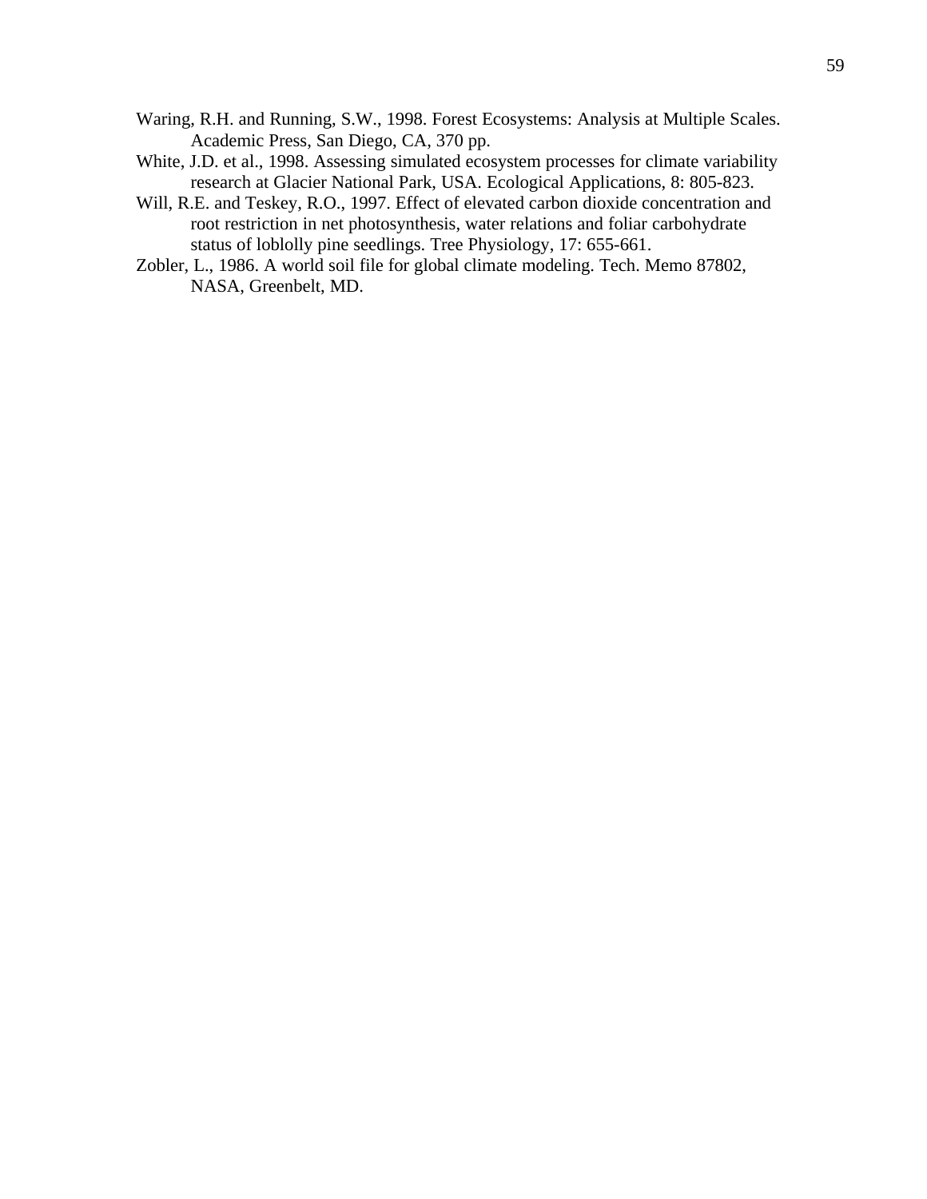Waring, R.H. and Running, S.W., 1998. Forest Ecosystems: Analysis at Multiple Scales. Academic Press, San Diego, CA, 370 pp.

White, J.D. et al., 1998. Assessing simulated ecosystem processes for climate variability research at Glacier National Park, USA. Ecological Applications, 8: 805-823.

Will, R.E. and Teskey, R.O., 1997. Effect of elevated carbon dioxide concentration and root restriction in net photosynthesis, water relations and foliar carbohydrate status of loblolly pine seedlings. Tree Physiology, 17: 655-661.

Zobler, L., 1986. A world soil file for global climate modeling. Tech. Memo 87802, NASA, Greenbelt, MD.